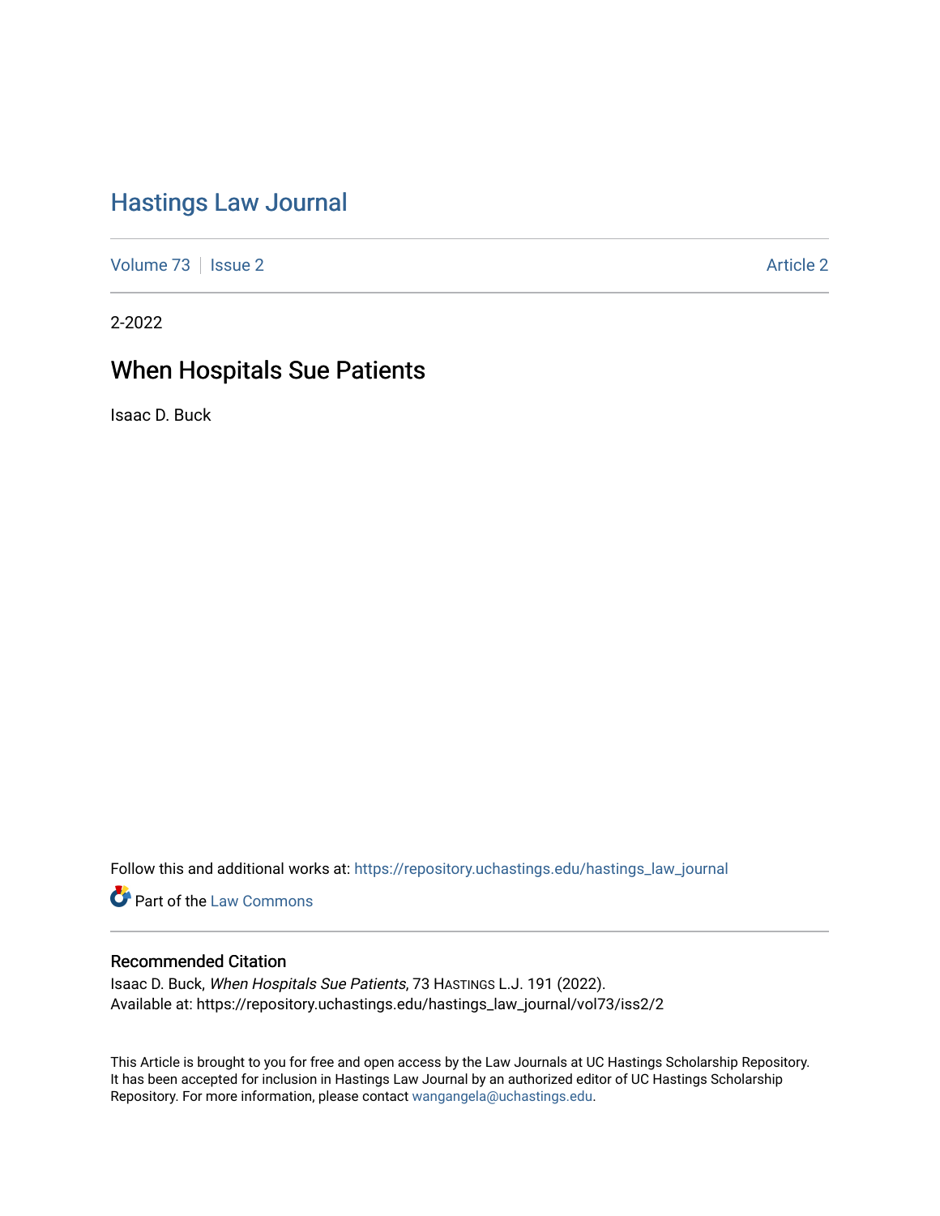# Hastings Law Journal

Volume 73 | Issue 2 | Article 2

2-2022

## When Hospitals Sue Patients

Isaac D. Buck

Follow this and additional works at: https://repository.uchastings.edu/hastings_law_journal

Part of the Law Commons

### Recommended Citation

Isaac D. Buck, *When Hospitals Sue Patients*, 73 HASTINGS L.J. 191 (2022).
Available at: https://repository.uchastings.edu/hastings_law_journal/vol73/iss2/2

This Article is brought to you for free and open access by the Law Journals at UC Hastings Scholarship Repository. It has been accepted for inclusion in Hastings Law Journal by an authorized editor of UC Hastings Scholarship Repository. For more information, please contact wangangela@uchastings.edu.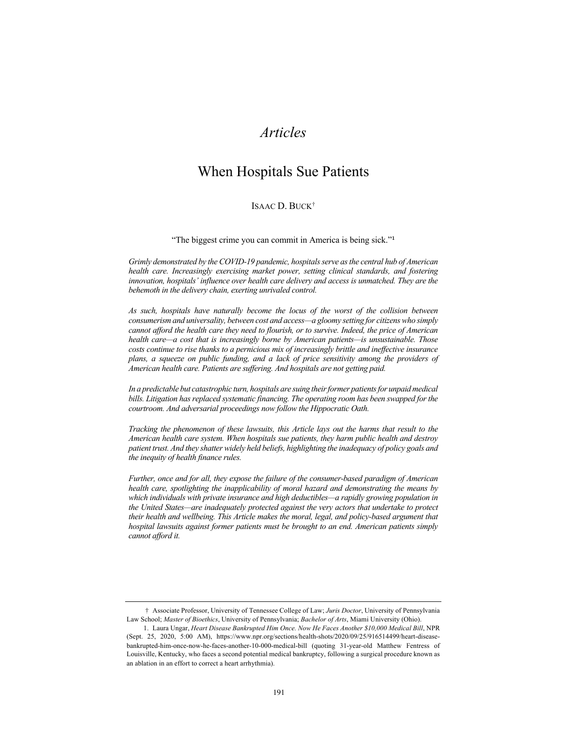# *Articles*

# When Hospitals Sue Patients

ISAAC D. BUCK[†]

"The biggest crime you can commit in America is being sick."[1]

*Grimly demonstrated by the COVID-19 pandemic, hospitals serve as the central hub of American health care. Increasingly exercising market power, setting clinical standards, and fostering innovation, hospitals' influence over health care delivery and access is unmatched. They are the behemoth in the delivery chain, exerting unrivaled control.*

*As such, hospitals have naturally become the locus of the worst of the collision between consumerism and universality, between cost and access—a gloomy setting for citizens who simply cannot afford the health care they need to flourish, or to survive. Indeed, the price of American health care—a cost that is increasingly borne by American patients—is unsustainable. Those costs continue to rise thanks to a pernicious mix of increasingly brittle and ineffective insurance plans, a squeeze on public funding, and a lack of price sensitivity among the providers of American health care. Patients are suffering. And hospitals are not getting paid.*

*In a predictable but catastrophic turn, hospitals are suing their former patients for unpaid medical bills. Litigation has replaced systematic financing. The operating room has been swapped for the courtroom. And adversarial proceedings now follow the Hippocratic Oath.*

*Tracking the phenomenon of these lawsuits, this Article lays out the harms that result to the American health care system. When hospitals sue patients, they harm public health and destroy patient trust. And they shatter widely held beliefs, highlighting the inadequacy of policy goals and the inequity of health finance rules.*

*Further, once and for all, they expose the failure of the consumer-based paradigm of American health care, spotlighting the inapplicability of moral hazard and demonstrating the means by which individuals with private insurance and high deductibles—a rapidly growing population in the United States—are inadequately protected against the very actors that undertake to protect their health and wellbeing. This Article makes the moral, legal, and policy-based argument that hospital lawsuits against former patients must be brought to an end. American patients simply cannot afford it.*

---

† Associate Professor, University of Tennessee College of Law; *Juris Doctor*, University of Pennsylvania Law School; *Master of Bioethics*, University of Pennsylvania; *Bachelor of Arts*, Miami University (Ohio).

1. Laura Ungar, *Heart Disease Bankrupted Him Once. Now He Faces Another $10,000 Medical Bill*, NPR (Sept. 25, 2020, 5:00 AM), https://www.npr.org/sections/health-shots/2020/09/25/916514499/heart-disease-bankrupted-him-once-now-he-faces-another-10-000-medical-bill (quoting 31-year-old Matthew Fentress of Louisville, Kentucky, who faces a second potential medical bankruptcy, following a surgical procedure known as an ablation in an effort to correct a heart arrhythmia).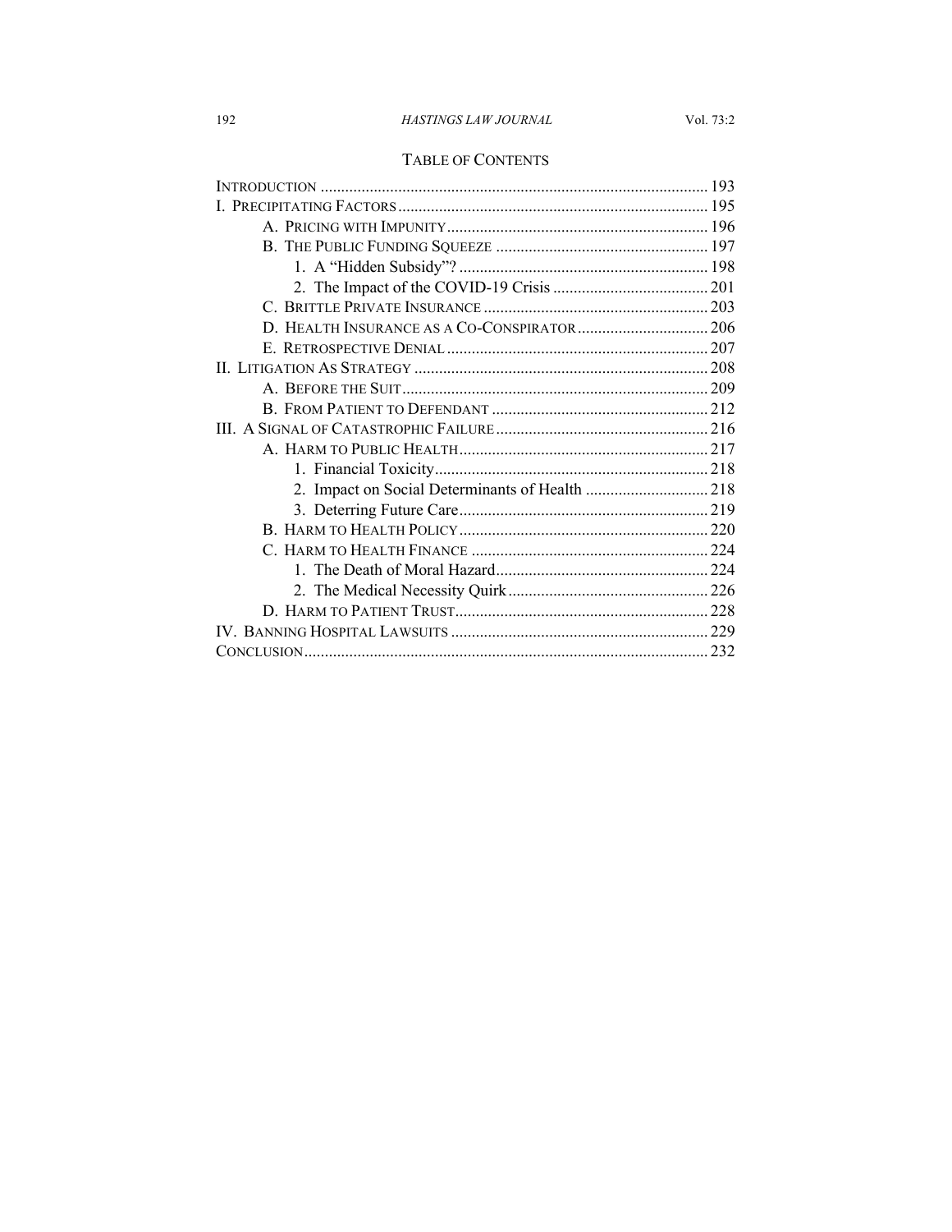## Table of Contents

Introduction .......... 193
I. Precipitating Factors .......... 195
  A. Pricing with Impunity .......... 196
  B. The Public Funding Squeeze .......... 197
    1. A "Hidden Subsidy"? .......... 198
    2. The Impact of the COVID-19 Crisis .......... 201
  C. Brittle Private Insurance .......... 203
  D. Health Insurance as a Co-Conspirator .......... 206
  E. Retrospective Denial .......... 207
II. Litigation As Strategy .......... 208
  A. Before the Suit .......... 209
  B. From Patient to Defendant .......... 212
III. A Signal of Catastrophic Failure .......... 216
  A. Harm to Public Health .......... 217
    1. Financial Toxicity .......... 218
    2. Impact on Social Determinants of Health .......... 218
    3. Deterring Future Care .......... 219
  B. Harm to Health Policy .......... 220
  C. Harm to Health Finance .......... 224
    1. The Death of Moral Hazard .......... 224
    2. The Medical Necessity Quirk .......... 226
  D. Harm to Patient Trust .......... 228
IV. Banning Hospital Lawsuits .......... 229
Conclusion .......... 232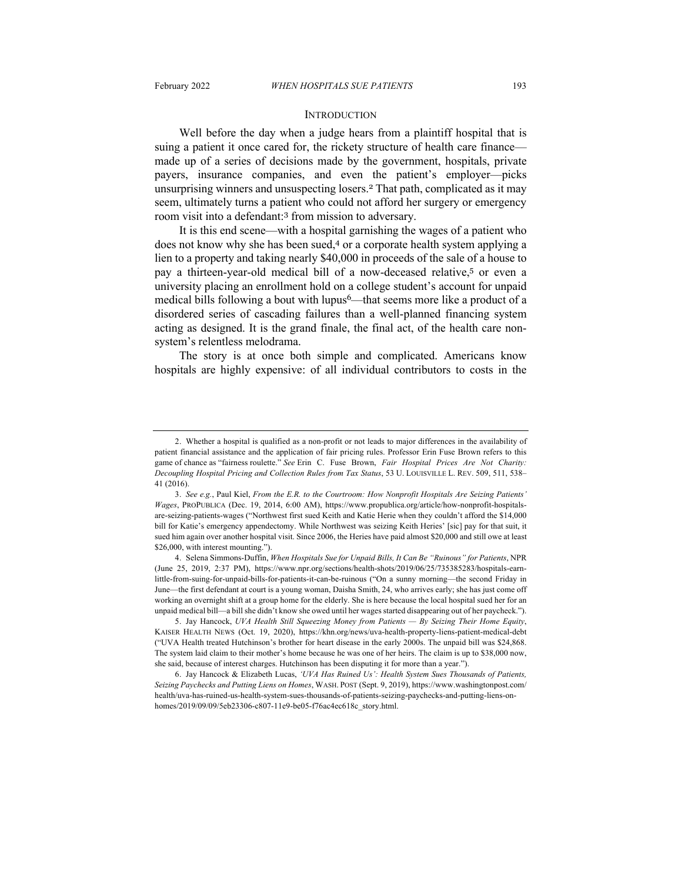## INTRODUCTION

Well before the day when a judge hears from a plaintiff hospital that is suing a patient it once cared for, the rickety structure of health care finance—made up of a series of decisions made by the government, hospitals, private payers, insurance companies, and even the patient's employer—picks unsurprising winners and unsuspecting losers.[2] That path, complicated as it may seem, ultimately turns a patient who could not afford her surgery or emergency room visit into a defendant:[3] from mission to adversary.

It is this end scene—with a hospital garnishing the wages of a patient who does not know why she has been sued,[4] or a corporate health system applying a lien to a property and taking nearly $40,000 in proceeds of the sale of a house to pay a thirteen-year-old medical bill of a now-deceased relative,[5] or even a university placing an enrollment hold on a college student's account for unpaid medical bills following a bout with lupus[6]—that seems more like a product of a disordered series of cascading failures than a well-planned financing system acting as designed. It is the grand finale, the final act, of the health care non-system's relentless melodrama.

The story is at once both simple and complicated. Americans know hospitals are highly expensive: of all individual contributors to costs in the

---

2. Whether a hospital is qualified as a non-profit or not leads to major differences in the availability of patient financial assistance and the application of fair pricing rules. Professor Erin Fuse Brown refers to this game of chance as "fairness roulette." *See* Erin C. Fuse Brown, *Fair Hospital Prices Are Not Charity: Decoupling Hospital Pricing and Collection Rules from Tax Status*, 53 U. LOUISVILLE L. REV. 509, 511, 538–41 (2016).

3. *See e.g.*, Paul Kiel, *From the E.R. to the Courtroom: How Nonprofit Hospitals Are Seizing Patients' Wages*, PROPUBLICA (Dec. 19, 2014, 6:00 AM), https://www.propublica.org/article/how-nonprofit-hospitals-are-seizing-patients-wages ("Northwest first sued Keith and Katie Herie when they couldn't afford the $14,000 bill for Katie's emergency appendectomy. While Northwest was seizing Keith Heries' [sic] pay for that suit, it sued him again over another hospital visit. Since 2006, the Heries have paid almost $20,000 and still owe at least $26,000, with interest mounting.").

4. Selena Simmons-Duffin, *When Hospitals Sue for Unpaid Bills, It Can Be "Ruinous" for Patients*, NPR (June 25, 2019, 2:37 PM), https://www.npr.org/sections/health-shots/2019/06/25/735385283/hospitals-earn-little-from-suing-for-unpaid-bills-for-patients-it-can-be-ruinous ("On a sunny morning—the second Friday in June—the first defendant at court is a young woman, Daisha Smith, 24, who arrives early; she has just come off working an overnight shift at a group home for the elderly. She is here because the local hospital sued her for an unpaid medical bill—a bill she didn't know she owed until her wages started disappearing out of her paycheck.").

5. Jay Hancock, *UVA Health Still Squeezing Money from Patients — By Seizing Their Home Equity*, KAISER HEALTH NEWS (Oct. 19, 2020), https://khn.org/news/uva-health-property-liens-patient-medical-debt ("UVA Health treated Hutchinson's brother for heart disease in the early 2000s. The unpaid bill was $24,868. The system laid claim to their mother's home because he was one of her heirs. The claim is up to $38,000 now, she said, because of interest charges. Hutchinson has been disputing it for more than a year.").

6. Jay Hancock & Elizabeth Lucas, *'UVA Has Ruined Us': Health System Sues Thousands of Patients, Seizing Paychecks and Putting Liens on Homes*, WASH. POST (Sept. 9, 2019), https://www.washingtonpost.com/health/uva-has-ruined-us-health-system-sues-thousands-of-patients-seizing-paychecks-and-putting-liens-on-homes/2019/09/09/5eb23306-c807-11e9-be05-f76ac4ec618c_story.html.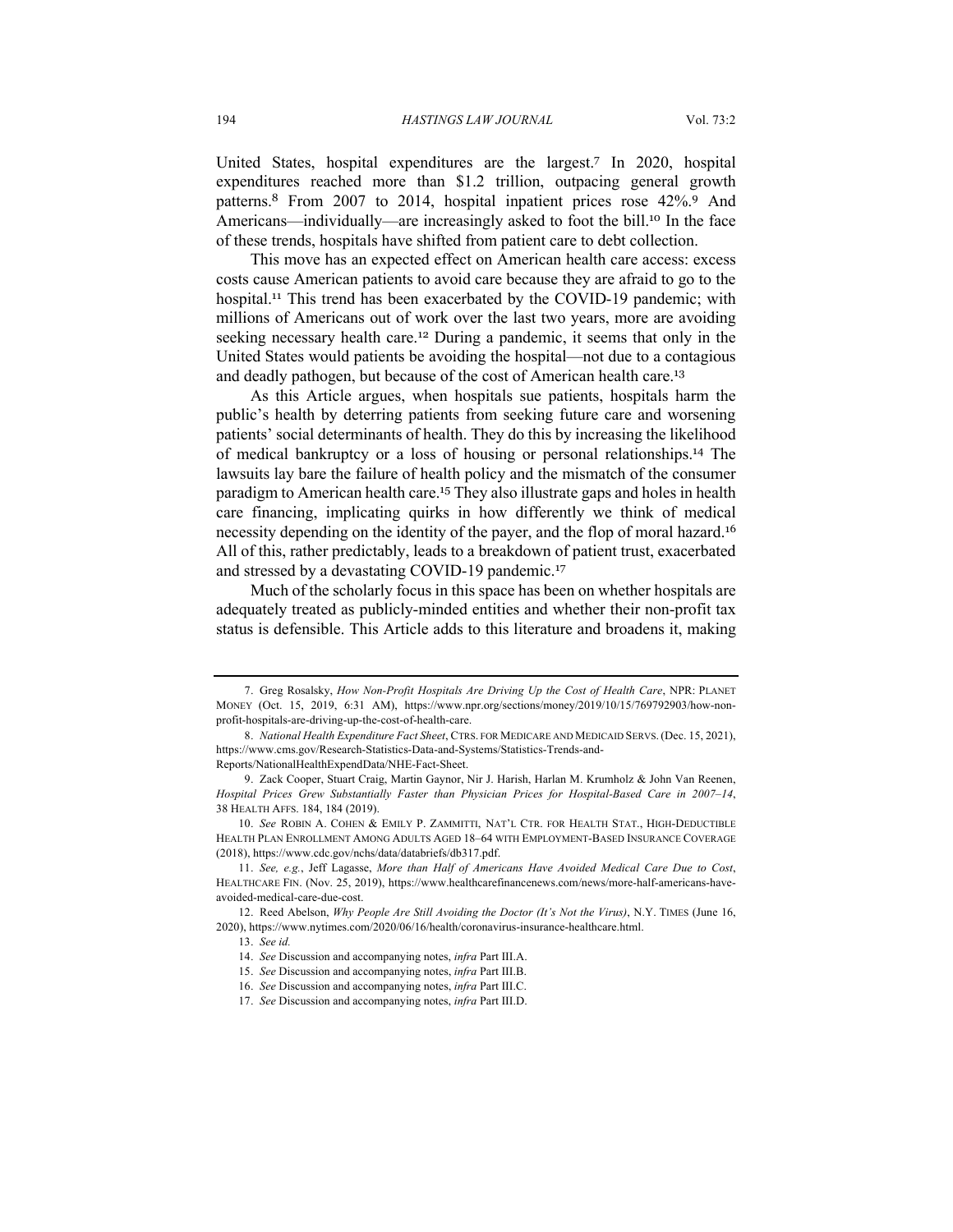United States, hospital expenditures are the largest.[7] In 2020, hospital expenditures reached more than $1.2 trillion, outpacing general growth patterns.[8] From 2007 to 2014, hospital inpatient prices rose 42%.[9] And Americans—individually—are increasingly asked to foot the bill.[10] In the face of these trends, hospitals have shifted from patient care to debt collection.

This move has an expected effect on American health care access: excess costs cause American patients to avoid care because they are afraid to go to the hospital.[11] This trend has been exacerbated by the COVID-19 pandemic; with millions of Americans out of work over the last two years, more are avoiding seeking necessary health care.[12] During a pandemic, it seems that only in the United States would patients be avoiding the hospital—not due to a contagious and deadly pathogen, but because of the cost of American health care.[13]

As this Article argues, when hospitals sue patients, hospitals harm the public's health by deterring patients from seeking future care and worsening patients' social determinants of health. They do this by increasing the likelihood of medical bankruptcy or a loss of housing or personal relationships.[14] The lawsuits lay bare the failure of health policy and the mismatch of the consumer paradigm to American health care.[15] They also illustrate gaps and holes in health care financing, implicating quirks in how differently we think of medical necessity depending on the identity of the payer, and the flop of moral hazard.[16] All of this, rather predictably, leads to a breakdown of patient trust, exacerbated and stressed by a devastating COVID-19 pandemic.[17]

Much of the scholarly focus in this space has been on whether hospitals are adequately treated as publicly-minded entities and whether their non-profit tax status is defensible. This Article adds to this literature and broadens it, making

---

7. Greg Rosalsky, *How Non-Profit Hospitals Are Driving Up the Cost of Health Care*, NPR: PLANET MONEY (Oct. 15, 2019, 6:31 AM), https://www.npr.org/sections/money/2019/10/15/769792903/how-non-profit-hospitals-are-driving-up-the-cost-of-health-care.

8. *National Health Expenditure Fact Sheet*, CTRS. FOR MEDICARE AND MEDICAID SERVS. (Dec. 15, 2021), https://www.cms.gov/Research-Statistics-Data-and-Systems/Statistics-Trends-and-Reports/NationalHealthExpendData/NHE-Fact-Sheet.

9. Zack Cooper, Stuart Craig, Martin Gaynor, Nir J. Harish, Harlan M. Krumholz & John Van Reenen, *Hospital Prices Grew Substantially Faster than Physician Prices for Hospital-Based Care in 2007–14*, 38 HEALTH AFFS. 184, 184 (2019).

10. *See* ROBIN A. COHEN & EMILY P. ZAMMITTI, NAT'L CTR. FOR HEALTH STAT., HIGH-DEDUCTIBLE HEALTH PLAN ENROLLMENT AMONG ADULTS AGED 18–64 WITH EMPLOYMENT-BASED INSURANCE COVERAGE (2018), https://www.cdc.gov/nchs/data/databriefs/db317.pdf.

11. *See, e.g.*, Jeff Lagasse, *More than Half of Americans Have Avoided Medical Care Due to Cost*, HEALTHCARE FIN. (Nov. 25, 2019), https://www.healthcarefinancenews.com/news/more-half-americans-have-avoided-medical-care-due-cost.

12. Reed Abelson, *Why People Are Still Avoiding the Doctor (It's Not the Virus)*, N.Y. TIMES (June 16, 2020), https://www.nytimes.com/2020/06/16/health/coronavirus-insurance-healthcare.html.

13. *See id.*

14. *See* Discussion and accompanying notes, *infra* Part III.A.

15. *See* Discussion and accompanying notes, *infra* Part III.B.

16. *See* Discussion and accompanying notes, *infra* Part III.C.

17. *See* Discussion and accompanying notes, *infra* Part III.D.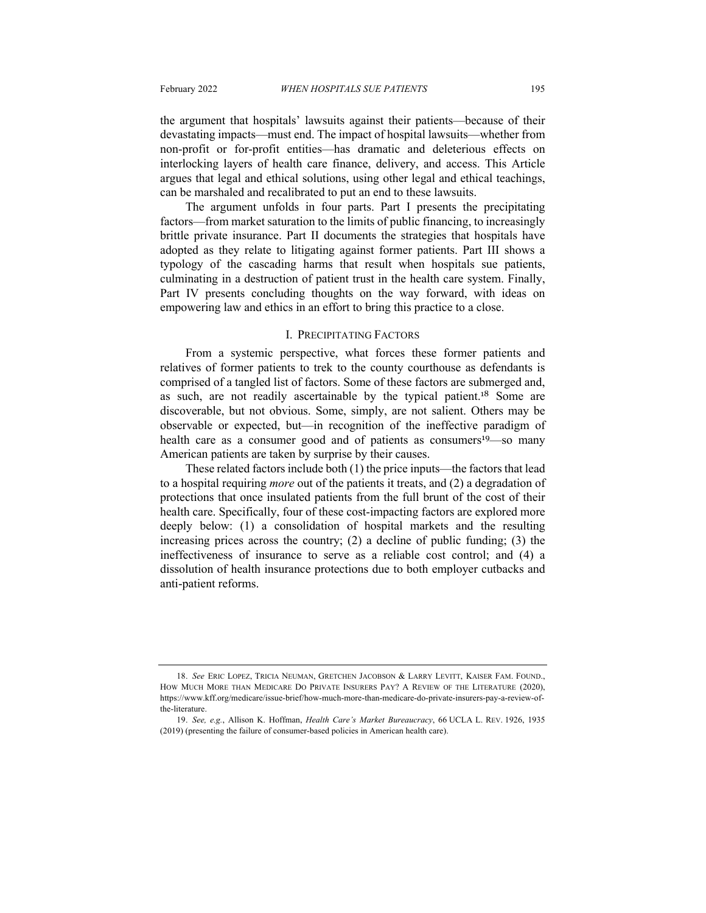the argument that hospitals' lawsuits against their patients—because of their devastating impacts—must end. The impact of hospital lawsuits—whether from non-profit or for-profit entities—has dramatic and deleterious effects on interlocking layers of health care finance, delivery, and access. This Article argues that legal and ethical solutions, using other legal and ethical teachings, can be marshaled and recalibrated to put an end to these lawsuits.

The argument unfolds in four parts. Part I presents the precipitating factors—from market saturation to the limits of public financing, to increasingly brittle private insurance. Part II documents the strategies that hospitals have adopted as they relate to litigating against former patients. Part III shows a typology of the cascading harms that result when hospitals sue patients, culminating in a destruction of patient trust in the health care system. Finally, Part IV presents concluding thoughts on the way forward, with ideas on empowering law and ethics in an effort to bring this practice to a close.

## I. PRECIPITATING FACTORS

From a systemic perspective, what forces these former patients and relatives of former patients to trek to the county courthouse as defendants is comprised of a tangled list of factors. Some of these factors are submerged and, as such, are not readily ascertainable by the typical patient.[18] Some are discoverable, but not obvious. Some, simply, are not salient. Others may be observable or expected, but—in recognition of the ineffective paradigm of health care as a consumer good and of patients as consumers[19]—so many American patients are taken by surprise by their causes.

These related factors include both (1) the price inputs—the factors that lead to a hospital requiring *more* out of the patients it treats, and (2) a degradation of protections that once insulated patients from the full brunt of the cost of their health care. Specifically, four of these cost-impacting factors are explored more deeply below: (1) a consolidation of hospital markets and the resulting increasing prices across the country; (2) a decline of public funding; (3) the ineffectiveness of insurance to serve as a reliable cost control; and (4) a dissolution of health insurance protections due to both employer cutbacks and anti-patient reforms.

---

18. *See* ERIC LOPEZ, TRICIA NEUMAN, GRETCHEN JACOBSON & LARRY LEVITT, KAISER FAM. FOUND., HOW MUCH MORE THAN MEDICARE DO PRIVATE INSURERS PAY? A REVIEW OF THE LITERATURE (2020), https://www.kff.org/medicare/issue-brief/how-much-more-than-medicare-do-private-insurers-pay-a-review-of-the-literature.

19. *See, e.g.*, Allison K. Hoffman, *Health Care's Market Bureaucracy*, 66 UCLA L. REV. 1926, 1935 (2019) (presenting the failure of consumer-based policies in American health care).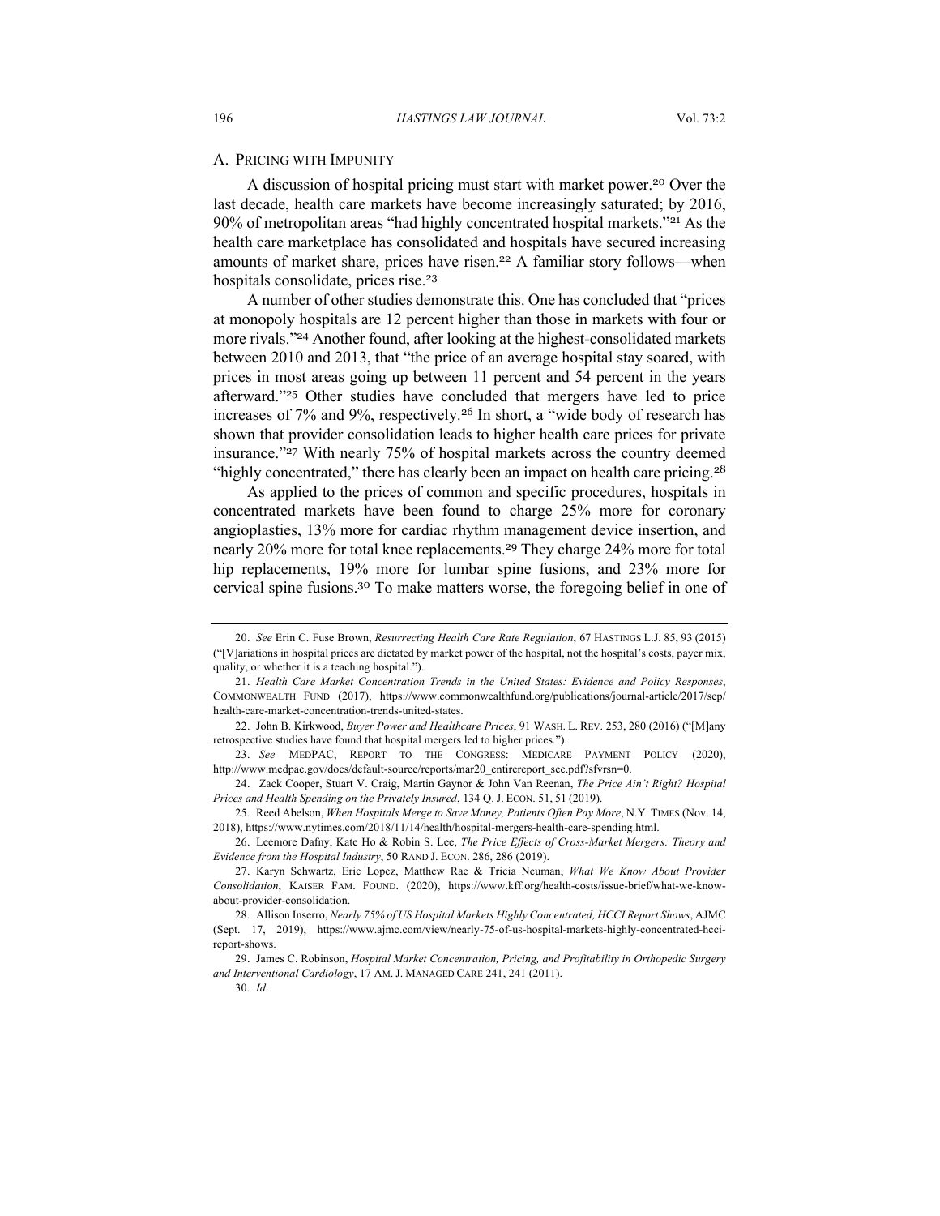### A. PRICING WITH IMPUNITY

A discussion of hospital pricing must start with market power.[20] Over the last decade, health care markets have become increasingly saturated; by 2016, 90% of metropolitan areas "had highly concentrated hospital markets."[21] As the health care marketplace has consolidated and hospitals have secured increasing amounts of market share, prices have risen.[22] A familiar story follows—when hospitals consolidate, prices rise.[23]

A number of other studies demonstrate this. One has concluded that "prices at monopoly hospitals are 12 percent higher than those in markets with four or more rivals."[24] Another found, after looking at the highest-consolidated markets between 2010 and 2013, that "the price of an average hospital stay soared, with prices in most areas going up between 11 percent and 54 percent in the years afterward."[25] Other studies have concluded that mergers have led to price increases of 7% and 9%, respectively.[26] In short, a "wide body of research has shown that provider consolidation leads to higher health care prices for private insurance."[27] With nearly 75% of hospital markets across the country deemed "highly concentrated," there has clearly been an impact on health care pricing.[28]

As applied to the prices of common and specific procedures, hospitals in concentrated markets have been found to charge 25% more for coronary angioplasties, 13% more for cardiac rhythm management device insertion, and nearly 20% more for total knee replacements.[29] They charge 24% more for total hip replacements, 19% more for lumbar spine fusions, and 23% more for cervical spine fusions.[30] To make matters worse, the foregoing belief in one of

---

20. *See* Erin C. Fuse Brown, *Resurrecting Health Care Rate Regulation*, 67 HASTINGS L.J. 85, 93 (2015) ("[V]ariations in hospital prices are dictated by market power of the hospital, not the hospital's costs, payer mix, quality, or whether it is a teaching hospital.").

21. *Health Care Market Concentration Trends in the United States: Evidence and Policy Responses*, COMMONWEALTH FUND (2017), https://www.commonwealthfund.org/publications/journal-article/2017/sep/health-care-market-concentration-trends-united-states.

22. John B. Kirkwood, *Buyer Power and Healthcare Prices*, 91 WASH. L. REV. 253, 280 (2016) ("[M]any retrospective studies have found that hospital mergers led to higher prices.").

23. *See* MEDPAC, REPORT TO THE CONGRESS: MEDICARE PAYMENT POLICY (2020), http://www.medpac.gov/docs/default-source/reports/mar20_entirereport_sec.pdf?sfvrsn=0.

24. Zack Cooper, Stuart V. Craig, Martin Gaynor & John Van Reenan, *The Price Ain't Right? Hospital Prices and Health Spending on the Privately Insured*, 134 Q. J. ECON. 51, 51 (2019).

25. Reed Abelson, *When Hospitals Merge to Save Money, Patients Often Pay More*, N.Y. TIMES (Nov. 14, 2018), https://www.nytimes.com/2018/11/14/health/hospital-mergers-health-care-spending.html.

26. Leemore Dafny, Kate Ho & Robin S. Lee, *The Price Effects of Cross-Market Mergers: Theory and Evidence from the Hospital Industry*, 50 RAND J. ECON. 286, 286 (2019).

27. Karyn Schwartz, Eric Lopez, Matthew Rae & Tricia Neuman, *What We Know About Provider Consolidation*, KAISER FAM. FOUND. (2020), https://www.kff.org/health-costs/issue-brief/what-we-know-about-provider-consolidation.

28. Allison Inserro, *Nearly 75% of US Hospital Markets Highly Concentrated, HCCI Report Shows*, AJMC (Sept. 17, 2019), https://www.ajmc.com/view/nearly-75-of-us-hospital-markets-highly-concentrated-hcci-report-shows.

29. James C. Robinson, *Hospital Market Concentration, Pricing, and Profitability in Orthopedic Surgery and Interventional Cardiology*, 17 AM. J. MANAGED CARE 241, 241 (2011).

30. *Id.*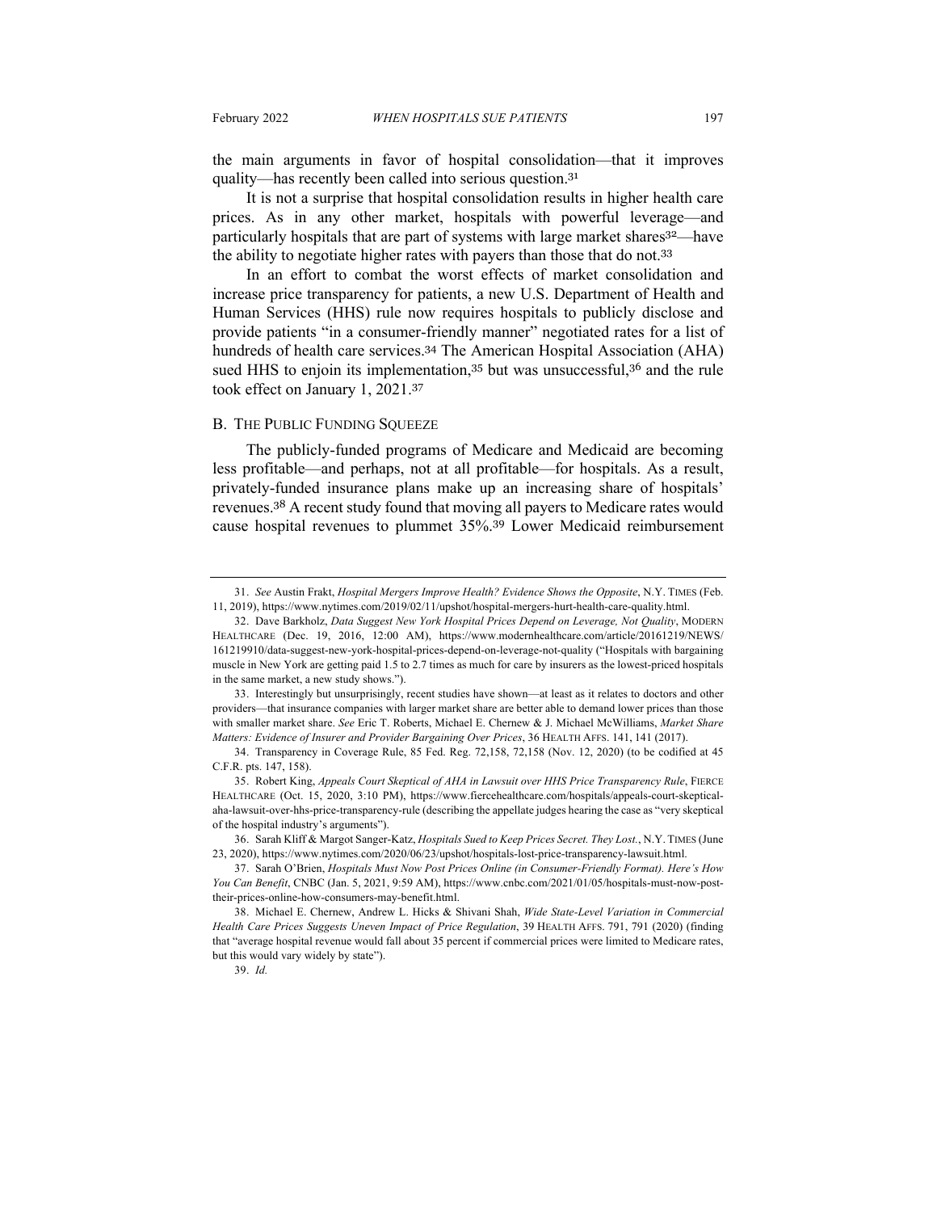the main arguments in favor of hospital consolidation—that it improves quality—has recently been called into serious question.[31]

It is not a surprise that hospital consolidation results in higher health care prices. As in any other market, hospitals with powerful leverage—and particularly hospitals that are part of systems with large market shares[32]—have the ability to negotiate higher rates with payers than those that do not.[33]

In an effort to combat the worst effects of market consolidation and increase price transparency for patients, a new U.S. Department of Health and Human Services (HHS) rule now requires hospitals to publicly disclose and provide patients "in a consumer-friendly manner" negotiated rates for a list of hundreds of health care services.[34] The American Hospital Association (AHA) sued HHS to enjoin its implementation,[35] but was unsuccessful,[36] and the rule took effect on January 1, 2021.[37]

## B. The Public Funding Squeeze

The publicly-funded programs of Medicare and Medicaid are becoming less profitable—and perhaps, not at all profitable—for hospitals. As a result, privately-funded insurance plans make up an increasing share of hospitals' revenues.[38] A recent study found that moving all payers to Medicare rates would cause hospital revenues to plummet 35%.[39] Lower Medicaid reimbursement

---

31. *See* Austin Frakt, *Hospital Mergers Improve Health? Evidence Shows the Opposite*, N.Y. TIMES (Feb. 11, 2019), https://www.nytimes.com/2019/02/11/upshot/hospital-mergers-hurt-health-care-quality.html.

32. Dave Barkholz, *Data Suggest New York Hospital Prices Depend on Leverage, Not Quality*, MODERN HEALTHCARE (Dec. 19, 2016, 12:00 AM), https://www.modernhealthcare.com/article/20161219/NEWS/161219910/data-suggest-new-york-hospital-prices-depend-on-leverage-not-quality ("Hospitals with bargaining muscle in New York are getting paid 1.5 to 2.7 times as much for care by insurers as the lowest-priced hospitals in the same market, a new study shows.").

33. Interestingly but unsurprisingly, recent studies have shown—at least as it relates to doctors and other providers—that insurance companies with larger market share are better able to demand lower prices than those with smaller market share. *See* Eric T. Roberts, Michael E. Chernew & J. Michael McWilliams, *Market Share Matters: Evidence of Insurer and Provider Bargaining Over Prices*, 36 HEALTH AFFS. 141, 141 (2017).

34. Transparency in Coverage Rule, 85 Fed. Reg. 72,158, 72,158 (Nov. 12, 2020) (to be codified at 45 C.F.R. pts. 147, 158).

35. Robert King, *Appeals Court Skeptical of AHA in Lawsuit over HHS Price Transparency Rule*, FIERCE HEALTHCARE (Oct. 15, 2020, 3:10 PM), https://www.fiercehealthcare.com/hospitals/appeals-court-skeptical-aha-lawsuit-over-hhs-price-transparency-rule (describing the appellate judges hearing the case as "very skeptical of the hospital industry's arguments").

36. Sarah Kliff & Margot Sanger-Katz, *Hospitals Sued to Keep Prices Secret. They Lost.*, N.Y. TIMES (June 23, 2020), https://www.nytimes.com/2020/06/23/upshot/hospitals-lost-price-transparency-lawsuit.html.

37. Sarah O'Brien, *Hospitals Must Now Post Prices Online (in Consumer-Friendly Format). Here's How You Can Benefit*, CNBC (Jan. 5, 2021, 9:59 AM), https://www.cnbc.com/2021/01/05/hospitals-must-now-post-their-prices-online-how-consumers-may-benefit.html.

38. Michael E. Chernew, Andrew L. Hicks & Shivani Shah, *Wide State-Level Variation in Commercial Health Care Prices Suggests Uneven Impact of Price Regulation*, 39 HEALTH AFFS. 791, 791 (2020) (finding that "average hospital revenue would fall about 35 percent if commercial prices were limited to Medicare rates, but this would vary widely by state").

39. *Id.*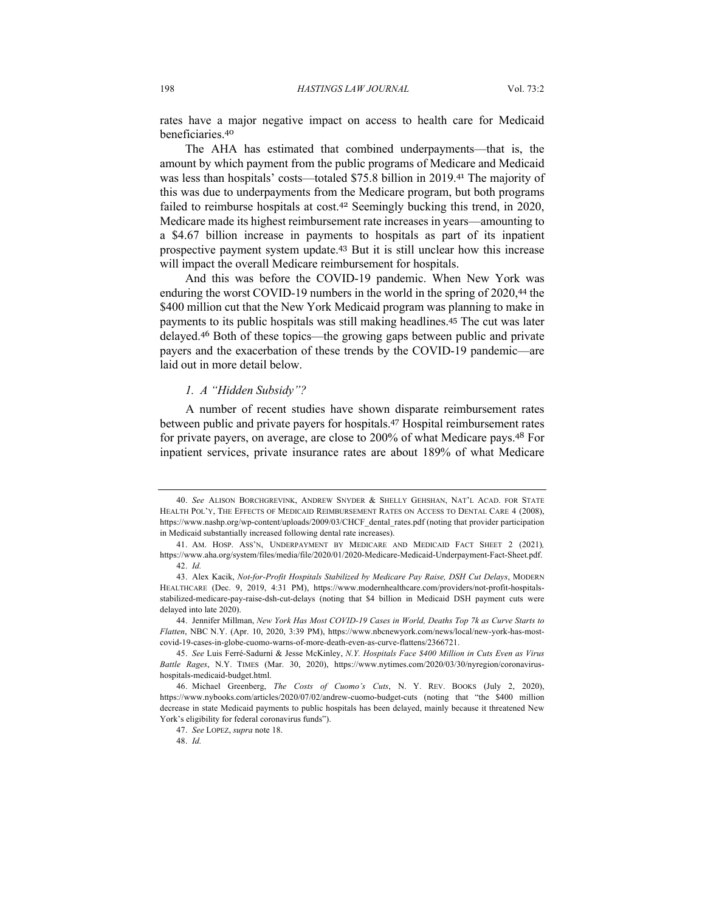rates have a major negative impact on access to health care for Medicaid beneficiaries.[40]

The AHA has estimated that combined underpayments—that is, the amount by which payment from the public programs of Medicare and Medicaid was less than hospitals' costs—totaled $75.8 billion in 2019.[41] The majority of this was due to underpayments from the Medicare program, but both programs failed to reimburse hospitals at cost.[42] Seemingly bucking this trend, in 2020, Medicare made its highest reimbursement rate increases in years—amounting to a $4.67 billion increase in payments to hospitals as part of its inpatient prospective payment system update.[43] But it is still unclear how this increase will impact the overall Medicare reimbursement for hospitals.

And this was before the COVID-19 pandemic. When New York was enduring the worst COVID-19 numbers in the world in the spring of 2020,[44] the $400 million cut that the New York Medicaid program was planning to make in payments to its public hospitals was still making headlines.[45] The cut was later delayed.[46] Both of these topics—the growing gaps between public and private payers and the exacerbation of these trends by the COVID-19 pandemic—are laid out in more detail below.

### *1. A "Hidden Subsidy"?*

A number of recent studies have shown disparate reimbursement rates between public and private payers for hospitals.[47] Hospital reimbursement rates for private payers, on average, are close to 200% of what Medicare pays.[48] For inpatient services, private insurance rates are about 189% of what Medicare

---

40. *See* ALISON BORCHGREVINK, ANDREW SNYDER & SHELLY GEHSHAN, NAT'L ACAD. FOR STATE HEALTH POL'Y, THE EFFECTS OF MEDICAID REIMBURSEMENT RATES ON ACCESS TO DENTAL CARE 4 (2008), https://www.nashp.org/wp-content/uploads/2009/03/CHCF_dental_rates.pdf (noting that provider participation in Medicaid substantially increased following dental rate increases).

41. AM. HOSP. ASS'N, UNDERPAYMENT BY MEDICARE AND MEDICAID FACT SHEET 2 (2021), https://www.aha.org/system/files/media/file/2020/01/2020-Medicare-Medicaid-Underpayment-Fact-Sheet.pdf.

42. *Id.*

43. Alex Kacik, *Not-for-Profit Hospitals Stabilized by Medicare Pay Raise, DSH Cut Delays*, MODERN HEALTHCARE (Dec. 9, 2019, 4:31 PM), https://www.modernhealthcare.com/providers/not-profit-hospitals-stabilized-medicare-pay-raise-dsh-cut-delays (noting that $4 billion in Medicaid DSH payment cuts were delayed into late 2020).

44. Jennifer Millman, *New York Has Most COVID-19 Cases in World, Deaths Top 7k as Curve Starts to Flatten*, NBC N.Y. (Apr. 10, 2020, 3:39 PM), https://www.nbcnewyork.com/news/local/new-york-has-most-covid-19-cases-in-globe-cuomo-warns-of-more-death-even-as-curve-flattens/2366721.

45. *See* Luis Ferré-Sadurní & Jesse McKinley, *N.Y. Hospitals Face $400 Million in Cuts Even as Virus Battle Rages*, N.Y. TIMES (Mar. 30, 2020), https://www.nytimes.com/2020/03/30/nyregion/coronavirus-hospitals-medicaid-budget.html.

46. Michael Greenberg, *The Costs of Cuomo's Cuts*, N. Y. REV. BOOKS (July 2, 2020), https://www.nybooks.com/articles/2020/07/02/andrew-cuomo-budget-cuts (noting that "the $400 million decrease in state Medicaid payments to public hospitals has been delayed, mainly because it threatened New York's eligibility for federal coronavirus funds").

47. *See* LOPEZ, *supra* note 18.

48. *Id.*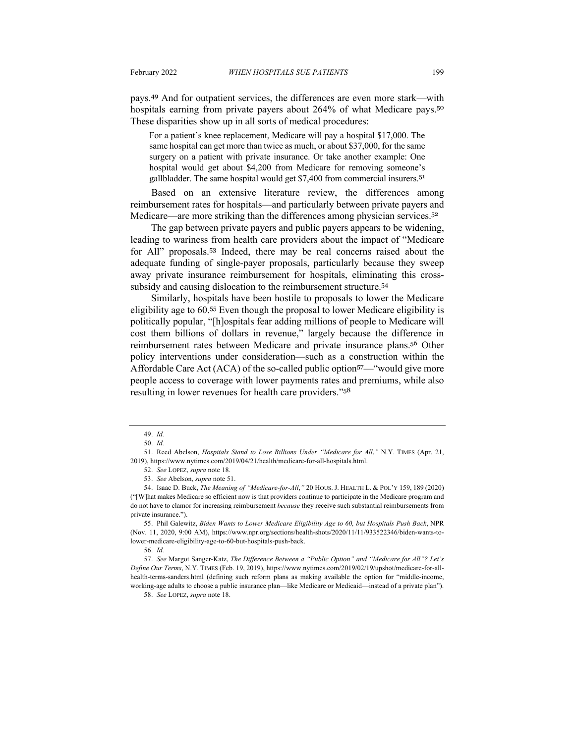pays.[49] And for outpatient services, the differences are even more stark—with hospitals earning from private payers about 264% of what Medicare pays.[50] These disparities show up in all sorts of medical procedures:

> For a patient's knee replacement, Medicare will pay a hospital $17,000. The same hospital can get more than twice as much, or about $37,000, for the same surgery on a patient with private insurance. Or take another example: One hospital would get about $4,200 from Medicare for removing someone's gallbladder. The same hospital would get $7,400 from commercial insurers.[51]

Based on an extensive literature review, the differences among reimbursement rates for hospitals—and particularly between private payers and Medicare—are more striking than the differences among physician services.[52]

The gap between private payers and public payers appears to be widening, leading to wariness from health care providers about the impact of "Medicare for All" proposals.[53] Indeed, there may be real concerns raised about the adequate funding of single-payer proposals, particularly because they sweep away private insurance reimbursement for hospitals, eliminating this cross-subsidy and causing dislocation to the reimbursement structure.[54]

Similarly, hospitals have been hostile to proposals to lower the Medicare eligibility age to 60.[55] Even though the proposal to lower Medicare eligibility is politically popular, "[h]ospitals fear adding millions of people to Medicare will cost them billions of dollars in revenue," largely because the difference in reimbursement rates between Medicare and private insurance plans.[56] Other policy interventions under consideration—such as a construction within the Affordable Care Act (ACA) of the so-called public option[57]—"would give more people access to coverage with lower payments rates and premiums, while also resulting in lower revenues for health care providers."[58]

---

49. *Id.*

50. *Id.*

51. Reed Abelson, *Hospitals Stand to Lose Billions Under "Medicare for All*,*"* N.Y. TIMES (Apr. 21, 2019), https://www.nytimes.com/2019/04/21/health/medicare-for-all-hospitals.html.

52. *See* LOPEZ, *supra* note 18.

53. *See* Abelson, *supra* note 51.

54. Isaac D. Buck, *The Meaning of "Medicare-for-All*,*"* 20 HOUS. J. HEALTH L. & POL'Y 159, 189 (2020) ("[W]hat makes Medicare so efficient now is that providers continue to participate in the Medicare program and do not have to clamor for increasing reimbursement *because* they receive such substantial reimbursements from private insurance.").

55. Phil Galewitz, *Biden Wants to Lower Medicare Eligibility Age to 60, but Hospitals Push Back*, NPR (Nov. 11, 2020, 9:00 AM), https://www.npr.org/sections/health-shots/2020/11/11/933522346/biden-wants-to-lower-medicare-eligibility-age-to-60-but-hospitals-push-back.

56. *Id.*

57. *See* Margot Sanger-Katz, *The Difference Between a "Public Option" and "Medicare for All"? Let's Define Our Terms*, N.Y. TIMES (Feb. 19, 2019), https://www.nytimes.com/2019/02/19/upshot/medicare-for-all-health-terms-sanders.html (defining such reform plans as making available the option for "middle-income, working-age adults to choose a public insurance plan—like Medicare or Medicaid—instead of a private plan").

58. *See* LOPEZ, *supra* note 18.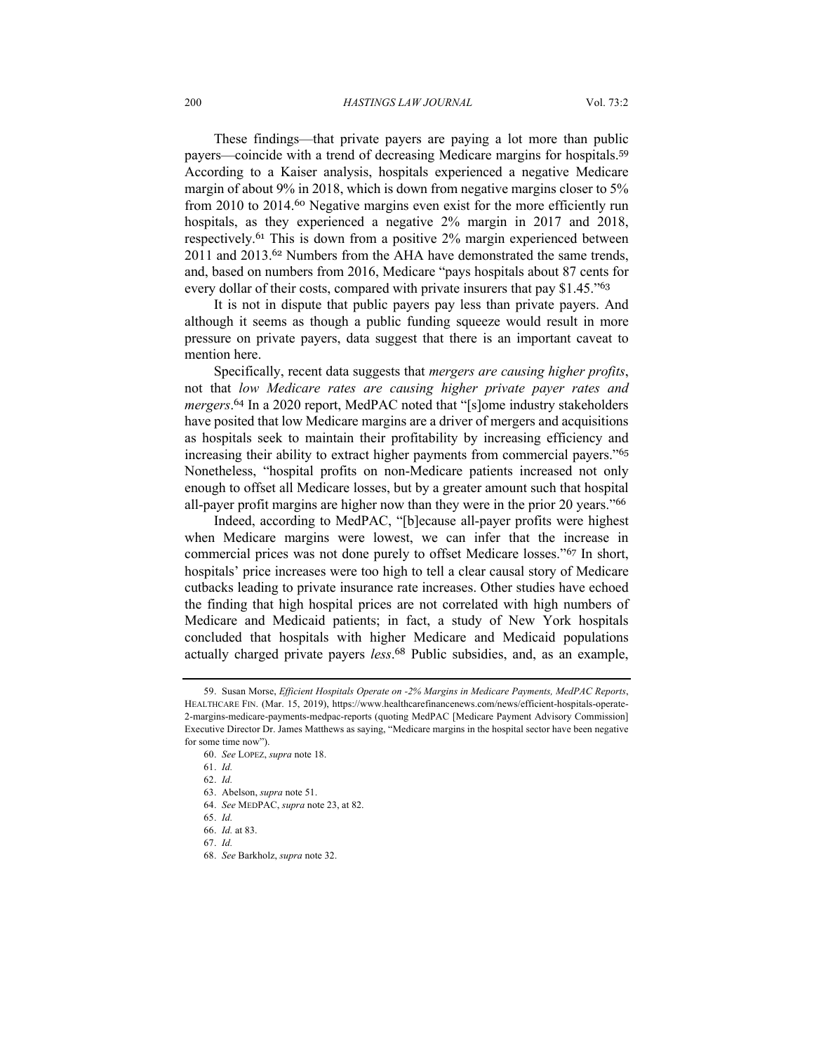These findings—that private payers are paying a lot more than public payers—coincide with a trend of decreasing Medicare margins for hospitals.[59] According to a Kaiser analysis, hospitals experienced a negative Medicare margin of about 9% in 2018, which is down from negative margins closer to 5% from 2010 to 2014.[60] Negative margins even exist for the more efficiently run hospitals, as they experienced a negative 2% margin in 2017 and 2018, respectively.[61] This is down from a positive 2% margin experienced between 2011 and 2013.[62] Numbers from the AHA have demonstrated the same trends, and, based on numbers from 2016, Medicare "pays hospitals about 87 cents for every dollar of their costs, compared with private insurers that pay $1.45."[63]

It is not in dispute that public payers pay less than private payers. And although it seems as though a public funding squeeze would result in more pressure on private payers, data suggest that there is an important caveat to mention here.

Specifically, recent data suggests that *mergers are causing higher profits*, not that *low Medicare rates are causing higher private payer rates and mergers*.[64] In a 2020 report, MedPAC noted that "[s]ome industry stakeholders have posited that low Medicare margins are a driver of mergers and acquisitions as hospitals seek to maintain their profitability by increasing efficiency and increasing their ability to extract higher payments from commercial payers."[65] Nonetheless, "hospital profits on non-Medicare patients increased not only enough to offset all Medicare losses, but by a greater amount such that hospital all-payer profit margins are higher now than they were in the prior 20 years."[66]

Indeed, according to MedPAC, "[b]ecause all-payer profits were highest when Medicare margins were lowest, we can infer that the increase in commercial prices was not done purely to offset Medicare losses."[67] In short, hospitals' price increases were too high to tell a clear causal story of Medicare cutbacks leading to private insurance rate increases. Other studies have echoed the finding that high hospital prices are not correlated with high numbers of Medicare and Medicaid patients; in fact, a study of New York hospitals concluded that hospitals with higher Medicare and Medicaid populations actually charged private payers *less*.[68] Public subsidies, and, as an example,

---

59. Susan Morse, *Efficient Hospitals Operate on -2% Margins in Medicare Payments, MedPAC Reports*, HEALTHCARE FIN. (Mar. 15, 2019), https://www.healthcarefinancenews.com/news/efficient-hospitals-operate-2-margins-medicare-payments-medpac-reports (quoting MedPAC [Medicare Payment Advisory Commission] Executive Director Dr. James Matthews as saying, "Medicare margins in the hospital sector have been negative for some time now").

60. *See* LOPEZ, *supra* note 18.

61. *Id.*

62. *Id.*

63. Abelson, *supra* note 51.

64. *See* MEDPAC, *supra* note 23, at 82.

65. *Id.*

66. *Id.* at 83.

67. *Id.*

68. *See* Barkholz, *supra* note 32.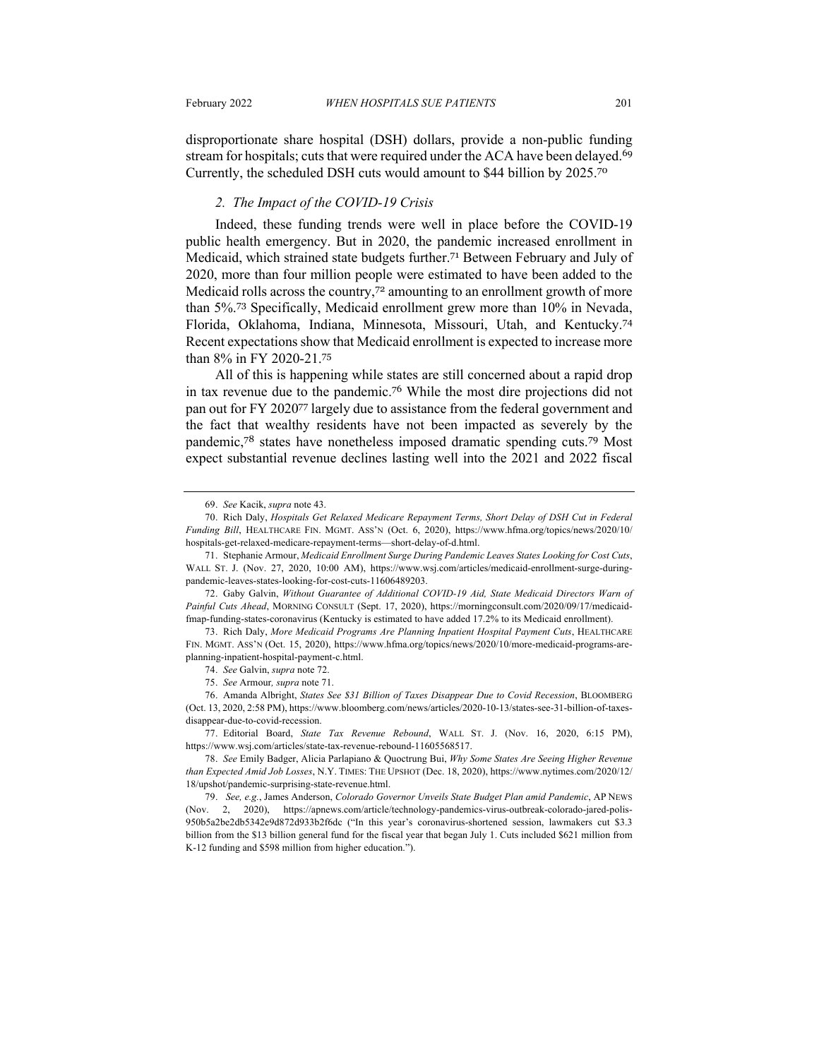disproportionate share hospital (DSH) dollars, provide a non-public funding stream for hospitals; cuts that were required under the ACA have been delayed.[69] Currently, the scheduled DSH cuts would amount to $44 billion by 2025.[70]

### *2. The Impact of the COVID-19 Crisis*

Indeed, these funding trends were well in place before the COVID-19 public health emergency. But in 2020, the pandemic increased enrollment in Medicaid, which strained state budgets further.[71] Between February and July of 2020, more than four million people were estimated to have been added to the Medicaid rolls across the country,[72] amounting to an enrollment growth of more than 5%.[73] Specifically, Medicaid enrollment grew more than 10% in Nevada, Florida, Oklahoma, Indiana, Minnesota, Missouri, Utah, and Kentucky.[74] Recent expectations show that Medicaid enrollment is expected to increase more than 8% in FY 2020-21.[75]

All of this is happening while states are still concerned about a rapid drop in tax revenue due to the pandemic.[76] While the most dire projections did not pan out for FY 2020[77] largely due to assistance from the federal government and the fact that wealthy residents have not been impacted as severely by the pandemic,[78] states have nonetheless imposed dramatic spending cuts.[79] Most expect substantial revenue declines lasting well into the 2021 and 2022 fiscal

---

69. *See* Kacik, *supra* note 43.

70. Rich Daly, *Hospitals Get Relaxed Medicare Repayment Terms, Short Delay of DSH Cut in Federal Funding Bill*, HEALTHCARE FIN. MGMT. ASS'N (Oct. 6, 2020), https://www.hfma.org/topics/news/2020/10/hospitals-get-relaxed-medicare-repayment-terms—short-delay-of-d.html.

71. Stephanie Armour, *Medicaid Enrollment Surge During Pandemic Leaves States Looking for Cost Cuts*, WALL ST. J. (Nov. 27, 2020, 10:00 AM), https://www.wsj.com/articles/medicaid-enrollment-surge-during-pandemic-leaves-states-looking-for-cost-cuts-11606489203.

72. Gaby Galvin, *Without Guarantee of Additional COVID-19 Aid, State Medicaid Directors Warn of Painful Cuts Ahead*, MORNING CONSULT (Sept. 17, 2020), https://morningconsult.com/2020/09/17/medicaid-fmap-funding-states-coronavirus (Kentucky is estimated to have added 17.2% to its Medicaid enrollment).

73. Rich Daly, *More Medicaid Programs Are Planning Inpatient Hospital Payment Cuts*, HEALTHCARE FIN. MGMT. ASS'N (Oct. 15, 2020), https://www.hfma.org/topics/news/2020/10/more-medicaid-programs-are-planning-inpatient-hospital-payment-c.html.

74. *See* Galvin, *supra* note 72.

75. *See* Armour*, supra* note 71.

76. Amanda Albright, *States See $31 Billion of Taxes Disappear Due to Covid Recession*, BLOOMBERG (Oct. 13, 2020, 2:58 PM), https://www.bloomberg.com/news/articles/2020-10-13/states-see-31-billion-of-taxes-disappear-due-to-covid-recession.

77. Editorial Board, *State Tax Revenue Rebound*, WALL ST. J. (Nov. 16, 2020, 6:15 PM), https://www.wsj.com/articles/state-tax-revenue-rebound-11605568517.

78. *See* Emily Badger, Alicia Parlapiano & Quoctrung Bui, *Why Some States Are Seeing Higher Revenue than Expected Amid Job Losses*, N.Y. TIMES: THE UPSHOT (Dec. 18, 2020), https://www.nytimes.com/2020/12/18/upshot/pandemic-surprising-state-revenue.html.

79. *See, e.g.*, James Anderson, *Colorado Governor Unveils State Budget Plan amid Pandemic*, AP NEWS (Nov. 2, 2020), https://apnews.com/article/technology-pandemics-virus-outbreak-colorado-jared-polis-950b5a2be2db5342e9d872d933b2f6dc ("In this year's coronavirus-shortened session, lawmakers cut $3.3 billion from the $13 billion general fund for the fiscal year that began July 1. Cuts included $621 million from K-12 funding and $598 million from higher education.").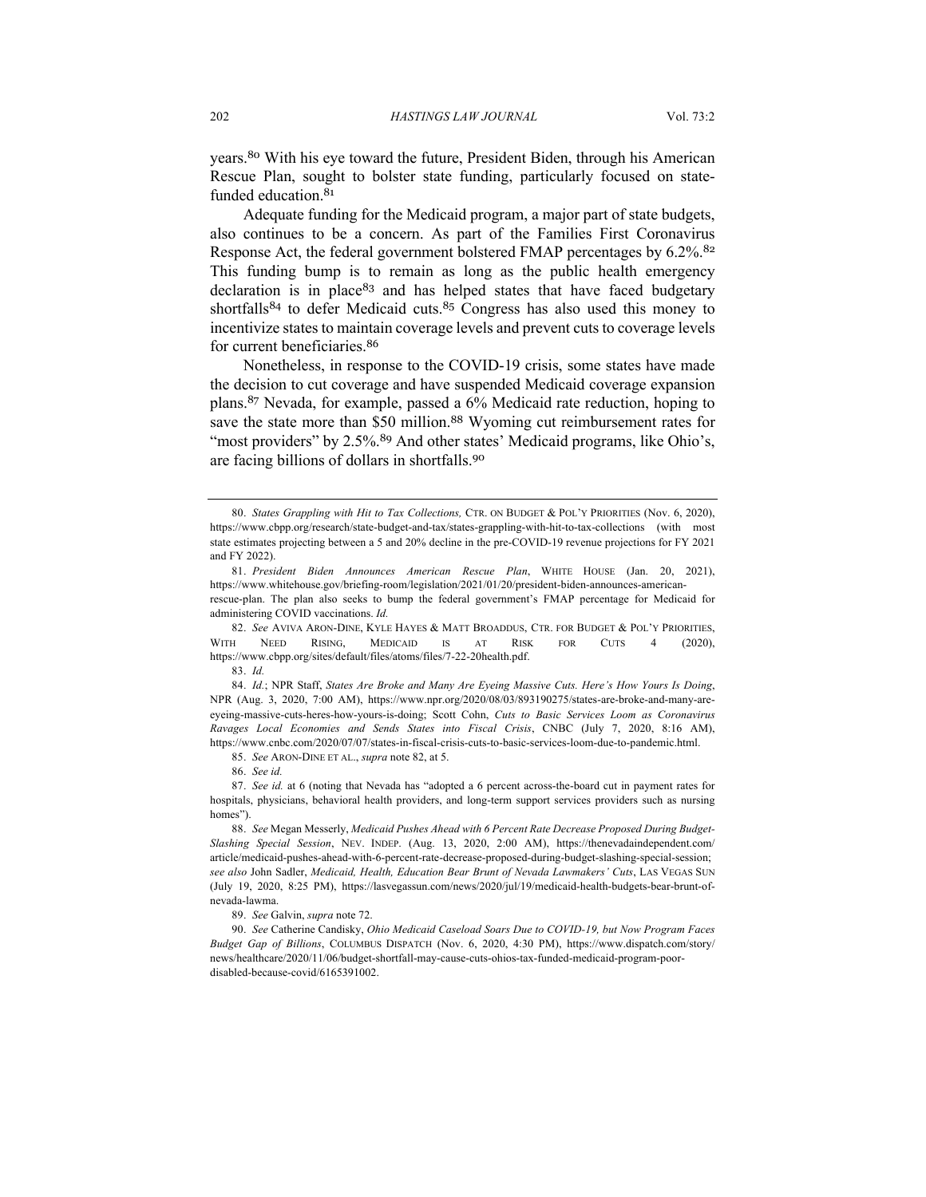years.[80] With his eye toward the future, President Biden, through his American Rescue Plan, sought to bolster state funding, particularly focused on state-funded education.[81]

Adequate funding for the Medicaid program, a major part of state budgets, also continues to be a concern. As part of the Families First Coronavirus Response Act, the federal government bolstered FMAP percentages by 6.2%.[82] This funding bump is to remain as long as the public health emergency declaration is in place[83] and has helped states that have faced budgetary shortfalls[84] to defer Medicaid cuts.[85] Congress has also used this money to incentivize states to maintain coverage levels and prevent cuts to coverage levels for current beneficiaries.[86]

Nonetheless, in response to the COVID-19 crisis, some states have made the decision to cut coverage and have suspended Medicaid coverage expansion plans.[87] Nevada, for example, passed a 6% Medicaid rate reduction, hoping to save the state more than $50 million.[88] Wyoming cut reimbursement rates for "most providers" by 2.5%.[89] And other states' Medicaid programs, like Ohio's, are facing billions of dollars in shortfalls.[90]

---

80. *States Grappling with Hit to Tax Collections,* CTR. ON BUDGET & POL'Y PRIORITIES (Nov. 6, 2020), https://www.cbpp.org/research/state-budget-and-tax/states-grappling-with-hit-to-tax-collections (with most state estimates projecting between a 5 and 20% decline in the pre-COVID-19 revenue projections for FY 2021 and FY 2022).

81. *President Biden Announces American Rescue Plan*, WHITE HOUSE (Jan. 20, 2021), https://www.whitehouse.gov/briefing-room/legislation/2021/01/20/president-biden-announces-american-rescue-plan. The plan also seeks to bump the federal government's FMAP percentage for Medicaid for administering COVID vaccinations. *Id.*

82. *See* AVIVA ARON-DINE, KYLE HAYES & MATT BROADDUS, CTR. FOR BUDGET & POL'Y PRIORITIES, WITH NEED RISING, MEDICAID IS AT RISK FOR CUTS 4 (2020), https://www.cbpp.org/sites/default/files/atoms/files/7-22-20health.pdf.

83. *Id.*

84. *Id.*; NPR Staff, *States Are Broke and Many Are Eyeing Massive Cuts. Here's How Yours Is Doing*, NPR (Aug. 3, 2020, 7:00 AM), https://www.npr.org/2020/08/03/893190275/states-are-broke-and-many-are-eyeing-massive-cuts-heres-how-yours-is-doing; Scott Cohn, *Cuts to Basic Services Loom as Coronavirus Ravages Local Economies and Sends States into Fiscal Crisis*, CNBC (July 7, 2020, 8:16 AM), https://www.cnbc.com/2020/07/07/states-in-fiscal-crisis-cuts-to-basic-services-loom-due-to-pandemic.html.

85. *See* ARON-DINE ET AL., *supra* note 82, at 5.

86. *See id.*

87. *See id.* at 6 (noting that Nevada has "adopted a 6 percent across-the-board cut in payment rates for hospitals, physicians, behavioral health providers, and long-term support services providers such as nursing homes").

88. *See* Megan Messerly, *Medicaid Pushes Ahead with 6 Percent Rate Decrease Proposed During Budget-Slashing Special Session*, NEV. INDEP. (Aug. 13, 2020, 2:00 AM), https://thenevadaindependent.com/article/medicaid-pushes-ahead-with-6-percent-rate-decrease-proposed-during-budget-slashing-special-session; *see also* John Sadler, *Medicaid, Health, Education Bear Brunt of Nevada Lawmakers' Cuts*, LAS VEGAS SUN (July 19, 2020, 8:25 PM), https://lasvegassun.com/news/2020/jul/19/medicaid-health-budgets-bear-brunt-of-nevada-lawma.

89. *See* Galvin, *supra* note 72.

90. *See* Catherine Candisky, *Ohio Medicaid Caseload Soars Due to COVID-19, but Now Program Faces Budget Gap of Billions*, COLUMBUS DISPATCH (Nov. 6, 2020, 4:30 PM), https://www.dispatch.com/story/news/healthcare/2020/11/06/budget-shortfall-may-cause-cuts-ohios-tax-funded-medicaid-program-poor-disabled-because-covid/6165391002.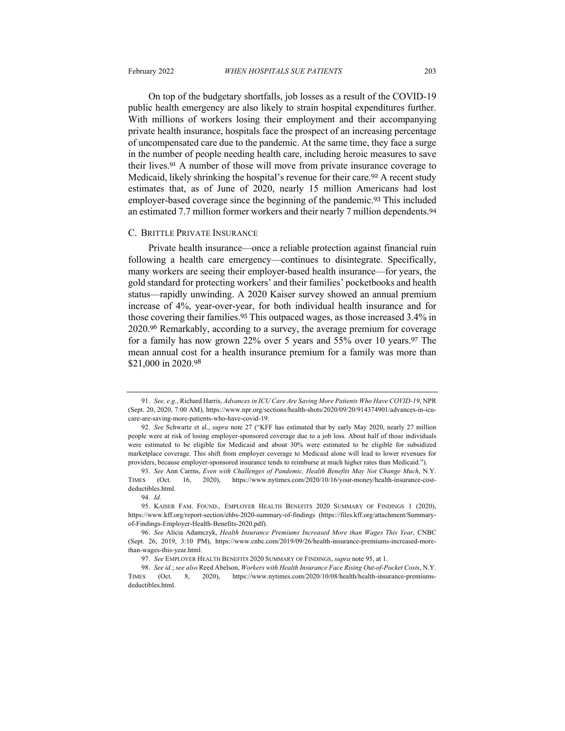On top of the budgetary shortfalls, job losses as a result of the COVID-19 public health emergency are also likely to strain hospital expenditures further. With millions of workers losing their employment and their accompanying private health insurance, hospitals face the prospect of an increasing percentage of uncompensated care due to the pandemic. At the same time, they face a surge in the number of people needing health care, including heroic measures to save their lives.[91] A number of those will move from private insurance coverage to Medicaid, likely shrinking the hospital's revenue for their care.[92] A recent study estimates that, as of June of 2020, nearly 15 million Americans had lost employer-based coverage since the beginning of the pandemic.[93] This included an estimated 7.7 million former workers and their nearly 7 million dependents.[94]

## C. Brittle Private Insurance

Private health insurance—once a reliable protection against financial ruin following a health care emergency—continues to disintegrate. Specifically, many workers are seeing their employer-based health insurance—for years, the gold standard for protecting workers' and their families' pocketbooks and health status—rapidly unwinding. A 2020 Kaiser survey showed an annual premium increase of 4%, year-over-year, for both individual health insurance and for those covering their families.[95] This outpaced wages, as those increased 3.4% in 2020.[96] Remarkably, according to a survey, the average premium for coverage for a family has now grown 22% over 5 years and 55% over 10 years.[97] The mean annual cost for a health insurance premium for a family was more than $21,000 in 2020.[98]

---

91. *See, e.g.*, Richard Harris, *Advances in ICU Care Are Saving More Patients Who Have COVID-19*, NPR (Sept. 20, 2020, 7:00 AM), https://www.npr.org/sections/health-shots/2020/09/20/914374901/advances-in-icu-care-are-saving-more-patients-who-have-covid-19.

92. *See* Schwartz et al., *supra* note 27 ("KFF has estimated that by early May 2020, nearly 27 million people were at risk of losing employer-sponsored coverage due to a job loss. About half of those individuals were estimated to be eligible for Medicaid and about 30% were estimated to be eligible for subsidized marketplace coverage. This shift from employer coverage to Medicaid alone will lead to lower revenues for providers, because employer-sponsored insurance tends to reimburse at much higher rates than Medicaid.").

93. *See* Ann Carrns, *Even with Challenges of Pandemic, Health Benefits May Not Change Much*, N.Y. TIMES (Oct. 16, 2020), https://www.nytimes.com/2020/10/16/your-money/health-insurance-cost-deductibles.html.

94. *Id.*

95. KAISER FAM. FOUND., EMPLOYER HEALTH BENEFITS 2020 SUMMARY OF FINDINGS 1 (2020), https://www.kff.org/report-section/ehbs-2020-summary-of-findings (https://files.kff.org/attachment/Summary-of-Findings-Employer-Health-Benefits-2020.pdf).

96. *See* Alicia Adamczyk, *Health Insurance Premiums Increased More than Wages This Year*, CNBC (Sept. 26, 2019, 3:10 PM), https://www.cnbc.com/2019/09/26/health-insurance-premiums-increased-more-than-wages-this-year.html.

97. *See* EMPLOYER HEALTH BENEFITS 2020 SUMMARY OF FINDINGS, *supra* note 95, at 1.

98. *See id.*; *see also* Reed Abelson, *Workers with Health Insurance Face Rising Out-of-Pocket Costs*, N.Y. TIMES (Oct. 8, 2020), https://www.nytimes.com/2020/10/08/health/health-insurance-premiums-deductibles.html.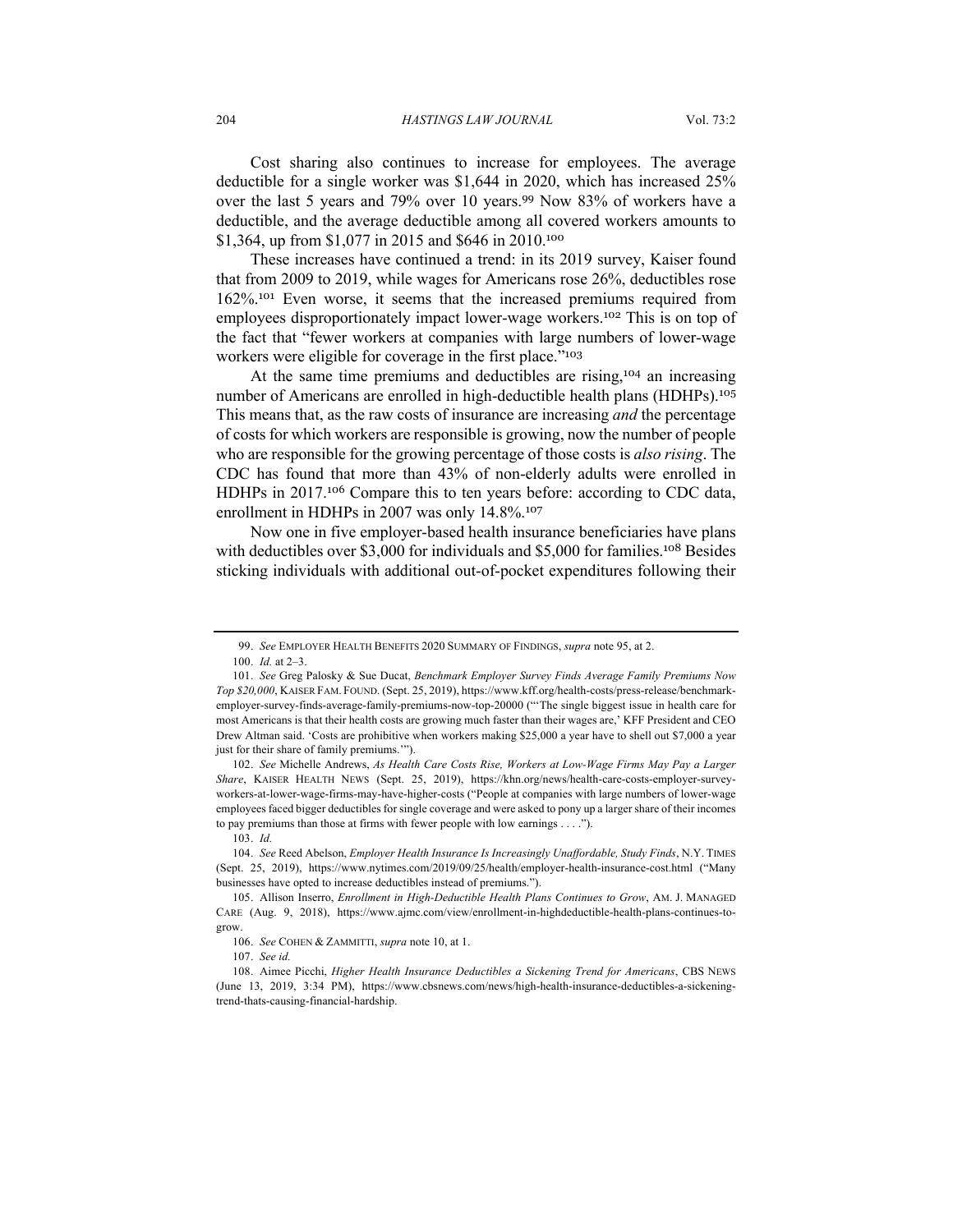Cost sharing also continues to increase for employees. The average deductible for a single worker was $1,644 in 2020, which has increased 25% over the last 5 years and 79% over 10 years.[99] Now 83% of workers have a deductible, and the average deductible among all covered workers amounts to $1,364, up from $1,077 in 2015 and $646 in 2010.[100]

These increases have continued a trend: in its 2019 survey, Kaiser found that from 2009 to 2019, while wages for Americans rose 26%, deductibles rose 162%.[101] Even worse, it seems that the increased premiums required from employees disproportionately impact lower-wage workers.[102] This is on top of the fact that "fewer workers at companies with large numbers of lower-wage workers were eligible for coverage in the first place."[103]

At the same time premiums and deductibles are rising,[104] an increasing number of Americans are enrolled in high-deductible health plans (HDHPs).[105] This means that, as the raw costs of insurance are increasing *and* the percentage of costs for which workers are responsible is growing, now the number of people who are responsible for the growing percentage of those costs is *also rising*. The CDC has found that more than 43% of non-elderly adults were enrolled in HDHPs in 2017.[106] Compare this to ten years before: according to CDC data, enrollment in HDHPs in 2007 was only 14.8%.[107]

Now one in five employer-based health insurance beneficiaries have plans with deductibles over $3,000 for individuals and $5,000 for families.[108] Besides sticking individuals with additional out-of-pocket expenditures following their

---

99. *See* EMPLOYER HEALTH BENEFITS 2020 SUMMARY OF FINDINGS, *supra* note 95, at 2.

100. *Id.* at 2–3.

101. *See* Greg Palosky & Sue Ducat, *Benchmark Employer Survey Finds Average Family Premiums Now Top $20,000*, KAISER FAM. FOUND. (Sept. 25, 2019), https://www.kff.org/health-costs/press-release/benchmark-employer-survey-finds-average-family-premiums-now-top-20000 ("'The single biggest issue in health care for most Americans is that their health costs are growing much faster than their wages are,' KFF President and CEO Drew Altman said. 'Costs are prohibitive when workers making $25,000 a year have to shell out $7,000 a year just for their share of family premiums.'").

102. *See* Michelle Andrews, *As Health Care Costs Rise, Workers at Low-Wage Firms May Pay a Larger Share*, KAISER HEALTH NEWS (Sept. 25, 2019), https://khn.org/news/health-care-costs-employer-survey-workers-at-lower-wage-firms-may-have-higher-costs ("People at companies with large numbers of lower-wage employees faced bigger deductibles for single coverage and were asked to pony up a larger share of their incomes to pay premiums than those at firms with fewer people with low earnings . . . .").

103. *Id.*

104. *See* Reed Abelson, *Employer Health Insurance Is Increasingly Unaffordable, Study Finds*, N.Y. TIMES (Sept. 25, 2019), https://www.nytimes.com/2019/09/25/health/employer-health-insurance-cost.html ("Many businesses have opted to increase deductibles instead of premiums.").

105. Allison Inserro, *Enrollment in High-Deductible Health Plans Continues to Grow*, AM. J. MANAGED CARE (Aug. 9, 2018), https://www.ajmc.com/view/enrollment-in-highdeductible-health-plans-continues-to-grow.

106. *See* COHEN & ZAMMITTI, *supra* note 10, at 1.

107. *See id.*

108. Aimee Picchi, *Higher Health Insurance Deductibles a Sickening Trend for Americans*, CBS NEWS (June 13, 2019, 3:34 PM), https://www.cbsnews.com/news/high-health-insurance-deductibles-a-sickening-trend-thats-causing-financial-hardship.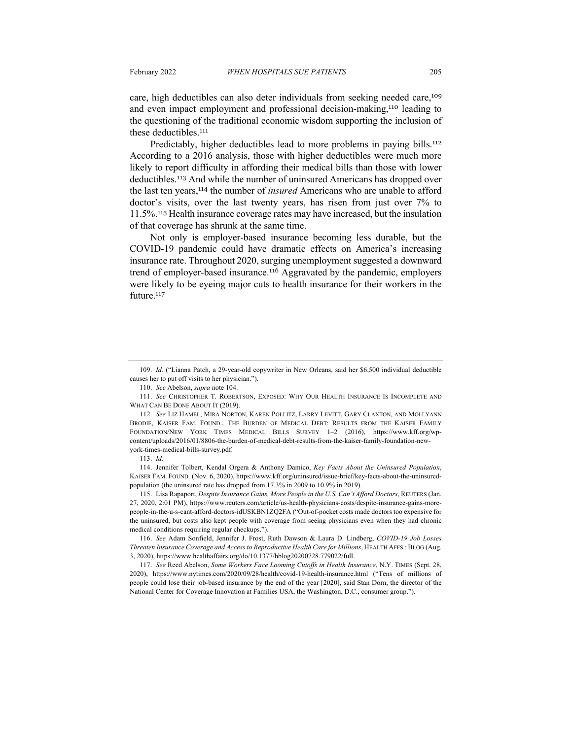care, high deductibles can also deter individuals from seeking needed care,[109] and even impact employment and professional decision-making,[110] leading to the questioning of the traditional economic wisdom supporting the inclusion of these deductibles.[111]

Predictably, higher deductibles lead to more problems in paying bills.[112] According to a 2016 analysis, those with higher deductibles were much more likely to report difficulty in affording their medical bills than those with lower deductibles.[113] And while the number of uninsured Americans has dropped over the last ten years,[114] the number of *insured* Americans who are unable to afford doctor's visits, over the last twenty years, has risen from just over 7% to 11.5%.[115] Health insurance coverage rates may have increased, but the insulation of that coverage has shrunk at the same time.

Not only is employer-based insurance becoming less durable, but the COVID-19 pandemic could have dramatic effects on America's increasing insurance rate. Throughout 2020, surging unemployment suggested a downward trend of employer-based insurance.[116] Aggravated by the pandemic, employers were likely to be eyeing major cuts to health insurance for their workers in the future.[117]

---

109. *Id.* ("Lianna Patch, a 29-year-old copywriter in New Orleans, said her $6,500 individual deductible causes her to put off visits to her physician.").

110. *See* Abelson, *supra* note 104.

111. *See* CHRISTOPHER T. ROBERTSON, EXPOSED: WHY OUR HEALTH INSURANCE IS INCOMPLETE AND WHAT CAN BE DONE ABOUT IT (2019).

112. *See* LIZ HAMEL, MIRA NORTON, KAREN POLLITZ, LARRY LEVITT, GARY CLAXTON, AND MOLLYANN BRODIE, KAISER FAM. FOUND., THE BURDEN OF MEDICAL DEBT: RESULTS FROM THE KAISER FAMILY FOUNDATION/NEW YORK TIMES MEDICAL BILLS SURVEY 1–2 (2016), https://www.kff.org/wp-content/uploads/2016/01/8806-the-burden-of-medical-debt-results-from-the-kaiser-family-foundation-new-york-times-medical-bills-survey.pdf.

113. *Id.*

114. Jennifer Tolbert, Kendal Orgera & Anthony Damico, *Key Facts About the Uninsured Population*, KAISER FAM. FOUND. (Nov. 6, 2020), https://www.kff.org/uninsured/issue-brief/key-facts-about-the-uninsured-population (the uninsured rate has dropped from 17.3% in 2009 to 10.9% in 2019).

115. Lisa Rapaport, *Despite Insurance Gains, More People in the U.S. Can't Afford Doctors*, REUTERS (Jan. 27, 2020, 2:01 PM), https://www.reuters.com/article/us-health-physicians-costs/despite-insurance-gains-more-people-in-the-u-s-cant-afford-doctors-idUSKBN1ZQ2FA ("Out-of-pocket costs made doctors too expensive for the uninsured, but costs also kept people with coverage from seeing physicians even when they had chronic medical conditions requiring regular checkups.").

116. *See* Adam Sonfield, Jennifer J. Frost, Ruth Dawson & Laura D. Lindberg, *COVID-19 Job Losses Threaten Insurance Coverage and Access to Reproductive Health Care for Millions*, HEALTH AFFS.: BLOG (Aug. 3, 2020), https://www.healthaffairs.org/do/10.1377/hblog20200728.779022/full.

117. *See* Reed Abelson, *Some Workers Face Looming Cutoffs in Health Insurance*, N.Y. TIMES (Sept. 28, 2020), https://www.nytimes.com/2020/09/28/health/covid-19-health-insurance.html ("Tens of millions of people could lose their job-based insurance by the end of the year [2020], said Stan Dorn, the director of the National Center for Coverage Innovation at Families USA, the Washington, D.C., consumer group.").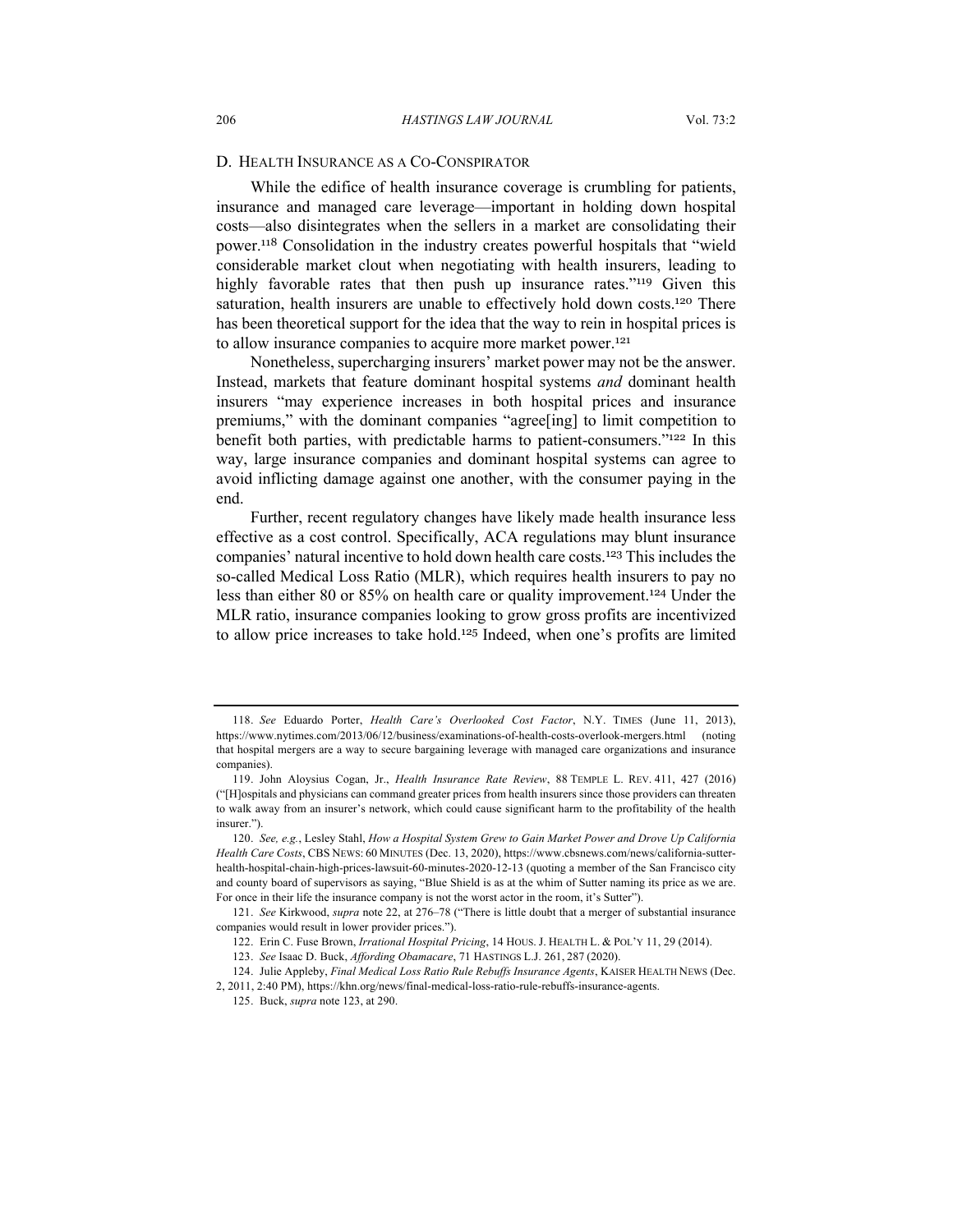### D. Health Insurance as a Co-Conspirator

While the edifice of health insurance coverage is crumbling for patients, insurance and managed care leverage—important in holding down hospital costs—also disintegrates when the sellers in a market are consolidating their power.[118] Consolidation in the industry creates powerful hospitals that "wield considerable market clout when negotiating with health insurers, leading to highly favorable rates that then push up insurance rates."[119] Given this saturation, health insurers are unable to effectively hold down costs.[120] There has been theoretical support for the idea that the way to rein in hospital prices is to allow insurance companies to acquire more market power.[121]

Nonetheless, supercharging insurers' market power may not be the answer. Instead, markets that feature dominant hospital systems *and* dominant health insurers "may experience increases in both hospital prices and insurance premiums," with the dominant companies "agree[ing] to limit competition to benefit both parties, with predictable harms to patient-consumers."[122] In this way, large insurance companies and dominant hospital systems can agree to avoid inflicting damage against one another, with the consumer paying in the end.

Further, recent regulatory changes have likely made health insurance less effective as a cost control. Specifically, ACA regulations may blunt insurance companies' natural incentive to hold down health care costs.[123] This includes the so-called Medical Loss Ratio (MLR), which requires health insurers to pay no less than either 80 or 85% on health care or quality improvement.[124] Under the MLR ratio, insurance companies looking to grow gross profits are incentivized to allow price increases to take hold.[125] Indeed, when one's profits are limited

---

118. *See* Eduardo Porter, *Health Care's Overlooked Cost Factor*, N.Y. TIMES (June 11, 2013), https://www.nytimes.com/2013/06/12/business/examinations-of-health-costs-overlook-mergers.html (noting that hospital mergers are a way to secure bargaining leverage with managed care organizations and insurance companies).

119. John Aloysius Cogan, Jr., *Health Insurance Rate Review*, 88 TEMPLE L. REV. 411, 427 (2016) ("[H]ospitals and physicians can command greater prices from health insurers since those providers can threaten to walk away from an insurer's network, which could cause significant harm to the profitability of the health insurer.").

120. *See, e.g.*, Lesley Stahl, *How a Hospital System Grew to Gain Market Power and Drove Up California Health Care Costs*, CBS NEWS: 60 MINUTES (Dec. 13, 2020), https://www.cbsnews.com/news/california-sutter-health-hospital-chain-high-prices-lawsuit-60-minutes-2020-12-13 (quoting a member of the San Francisco city and county board of supervisors as saying, "Blue Shield is as at the whim of Sutter naming its price as we are. For once in their life the insurance company is not the worst actor in the room, it's Sutter").

121. *See* Kirkwood, *supra* note 22, at 276–78 ("There is little doubt that a merger of substantial insurance companies would result in lower provider prices.").

122. Erin C. Fuse Brown, *Irrational Hospital Pricing*, 14 HOUS. J. HEALTH L. & POL'Y 11, 29 (2014).

123. *See* Isaac D. Buck, *Affording Obamacare*, 71 HASTINGS L.J. 261, 287 (2020).

124. Julie Appleby, *Final Medical Loss Ratio Rule Rebuffs Insurance Agents*, KAISER HEALTH NEWS (Dec. 2, 2011, 2:40 PM), https://khn.org/news/final-medical-loss-ratio-rule-rebuffs-insurance-agents.

125. Buck, *supra* note 123, at 290.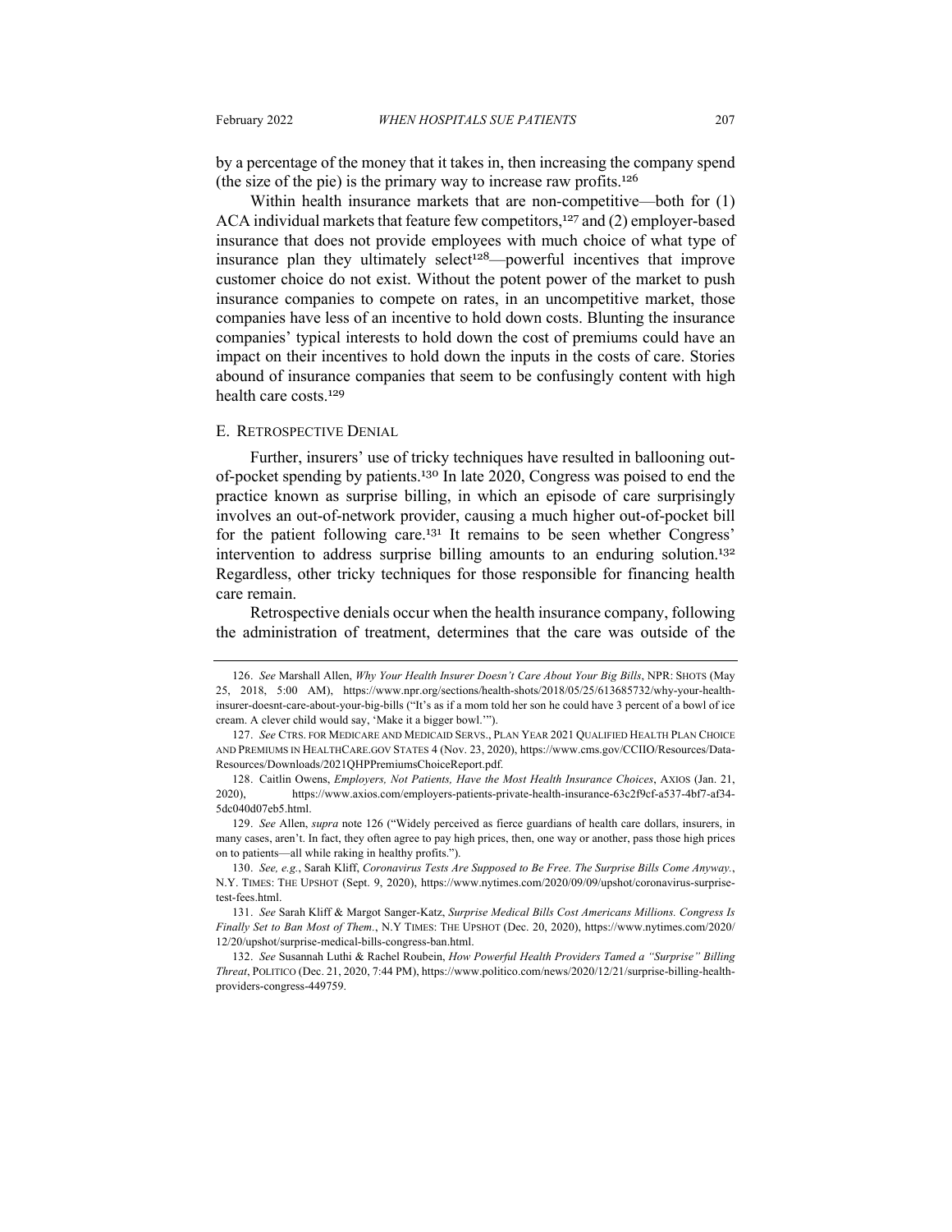by a percentage of the money that it takes in, then increasing the company spend (the size of the pie) is the primary way to increase raw profits.[126]

Within health insurance markets that are non-competitive—both for (1) ACA individual markets that feature few competitors,[127] and (2) employer-based insurance that does not provide employees with much choice of what type of insurance plan they ultimately select[128]—powerful incentives that improve customer choice do not exist. Without the potent power of the market to push insurance companies to compete on rates, in an uncompetitive market, those companies have less of an incentive to hold down costs. Blunting the insurance companies' typical interests to hold down the cost of premiums could have an impact on their incentives to hold down the inputs in the costs of care. Stories abound of insurance companies that seem to be confusingly content with high health care costs.[129]

### E. RETROSPECTIVE DENIAL

Further, insurers' use of tricky techniques have resulted in ballooning out-of-pocket spending by patients.[130] In late 2020, Congress was poised to end the practice known as surprise billing, in which an episode of care surprisingly involves an out-of-network provider, causing a much higher out-of-pocket bill for the patient following care.[131] It remains to be seen whether Congress' intervention to address surprise billing amounts to an enduring solution.[132] Regardless, other tricky techniques for those responsible for financing health care remain.

Retrospective denials occur when the health insurance company, following the administration of treatment, determines that the care was outside of the

---

126. *See* Marshall Allen, *Why Your Health Insurer Doesn't Care About Your Big Bills*, NPR: SHOTS (May 25, 2018, 5:00 AM), https://www.npr.org/sections/health-shots/2018/05/25/613685732/why-your-health-insurer-doesnt-care-about-your-big-bills ("It's as if a mom told her son he could have 3 percent of a bowl of ice cream. A clever child would say, 'Make it a bigger bowl.'").

127. *See* CTRS. FOR MEDICARE AND MEDICAID SERVS., PLAN YEAR 2021 QUALIFIED HEALTH PLAN CHOICE AND PREMIUMS IN HEALTHCARE.GOV STATES 4 (Nov. 23, 2020), https://www.cms.gov/CCIIO/Resources/Data-Resources/Downloads/2021QHPPremiumsChoiceReport.pdf.

128. Caitlin Owens, *Employers, Not Patients, Have the Most Health Insurance Choices*, AXIOS (Jan. 21, 2020), https://www.axios.com/employers-patients-private-health-insurance-63c2f9cf-a537-4bf7-af34-5dc040d07eb5.html.

129. *See* Allen, *supra* note 126 ("Widely perceived as fierce guardians of health care dollars, insurers, in many cases, aren't. In fact, they often agree to pay high prices, then, one way or another, pass those high prices on to patients—all while raking in healthy profits.").

130. *See, e.g.*, Sarah Kliff, *Coronavirus Tests Are Supposed to Be Free. The Surprise Bills Come Anyway.*, N.Y. TIMES: THE UPSHOT (Sept. 9, 2020), https://www.nytimes.com/2020/09/09/upshot/coronavirus-surprise-test-fees.html.

131. *See* Sarah Kliff & Margot Sanger-Katz, *Surprise Medical Bills Cost Americans Millions. Congress Is Finally Set to Ban Most of Them.*, N.Y TIMES: THE UPSHOT (Dec. 20, 2020), https://www.nytimes.com/2020/12/20/upshot/surprise-medical-bills-congress-ban.html.

132. *See* Susannah Luthi & Rachel Roubein, *How Powerful Health Providers Tamed a "Surprise" Billing Threat*, POLITICO (Dec. 21, 2020, 7:44 PM), https://www.politico.com/news/2020/12/21/surprise-billing-health-providers-congress-449759.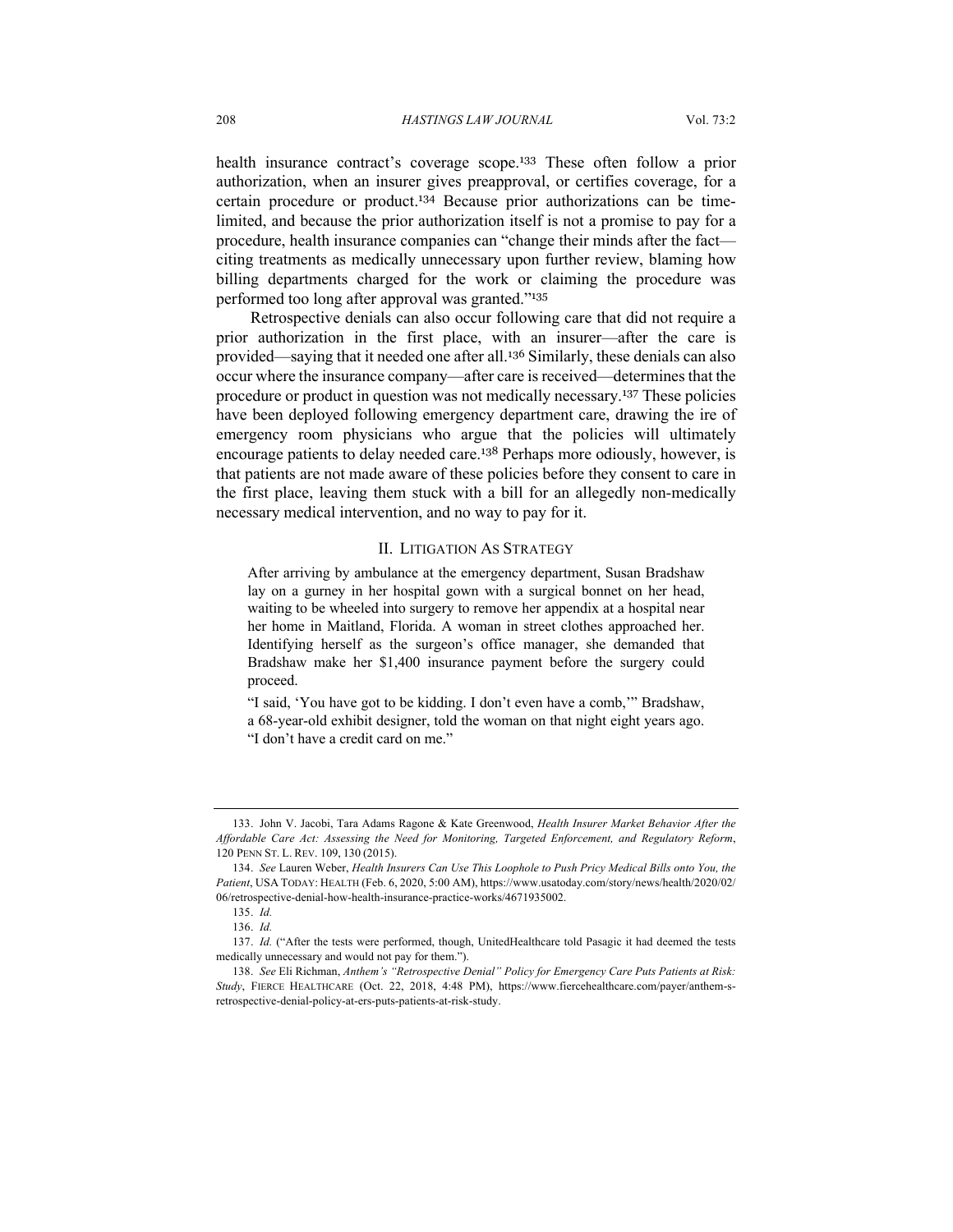health insurance contract's coverage scope.[133] These often follow a prior authorization, when an insurer gives preapproval, or certifies coverage, for a certain procedure or product.[134] Because prior authorizations can be time-limited, and because the prior authorization itself is not a promise to pay for a procedure, health insurance companies can "change their minds after the fact—citing treatments as medically unnecessary upon further review, blaming how billing departments charged for the work or claiming the procedure was performed too long after approval was granted."[135]

Retrospective denials can also occur following care that did not require a prior authorization in the first place, with an insurer—after the care is provided—saying that it needed one after all.[136] Similarly, these denials can also occur where the insurance company—after care is received—determines that the procedure or product in question was not medically necessary.[137] These policies have been deployed following emergency department care, drawing the ire of emergency room physicians who argue that the policies will ultimately encourage patients to delay needed care.[138] Perhaps more odiously, however, is that patients are not made aware of these policies before they consent to care in the first place, leaving them stuck with a bill for an allegedly non-medically necessary medical intervention, and no way to pay for it.

## II. Litigation As Strategy

> After arriving by ambulance at the emergency department, Susan Bradshaw lay on a gurney in her hospital gown with a surgical bonnet on her head, waiting to be wheeled into surgery to remove her appendix at a hospital near her home in Maitland, Florida. A woman in street clothes approached her. Identifying herself as the surgeon's office manager, she demanded that Bradshaw make her $1,400 insurance payment before the surgery could proceed.
>
> "I said, 'You have got to be kidding. I don't even have a comb,'" Bradshaw, a 68-year-old exhibit designer, told the woman on that night eight years ago. "I don't have a credit card on me."

---

133. John V. Jacobi, Tara Adams Ragone & Kate Greenwood, *Health Insurer Market Behavior After the Affordable Care Act: Assessing the Need for Monitoring, Targeted Enforcement, and Regulatory Reform*, 120 Penn St. L. Rev. 109, 130 (2015).

134. *See* Lauren Weber, *Health Insurers Can Use This Loophole to Push Pricy Medical Bills onto You, the Patient*, USA Today: Health (Feb. 6, 2020, 5:00 AM), https://www.usatoday.com/story/news/health/2020/02/06/retrospective-denial-how-health-insurance-practice-works/4671935002.

135. *Id.*

136. *Id.*

137. *Id.* ("After the tests were performed, though, UnitedHealthcare told Pasagic it had deemed the tests medically unnecessary and would not pay for them.").

138. *See* Eli Richman, *Anthem's "Retrospective Denial" Policy for Emergency Care Puts Patients at Risk: Study*, Fierce Healthcare (Oct. 22, 2018, 4:48 PM), https://www.fiercehealthcare.com/payer/anthem-s-retrospective-denial-policy-at-ers-puts-patients-at-risk-study.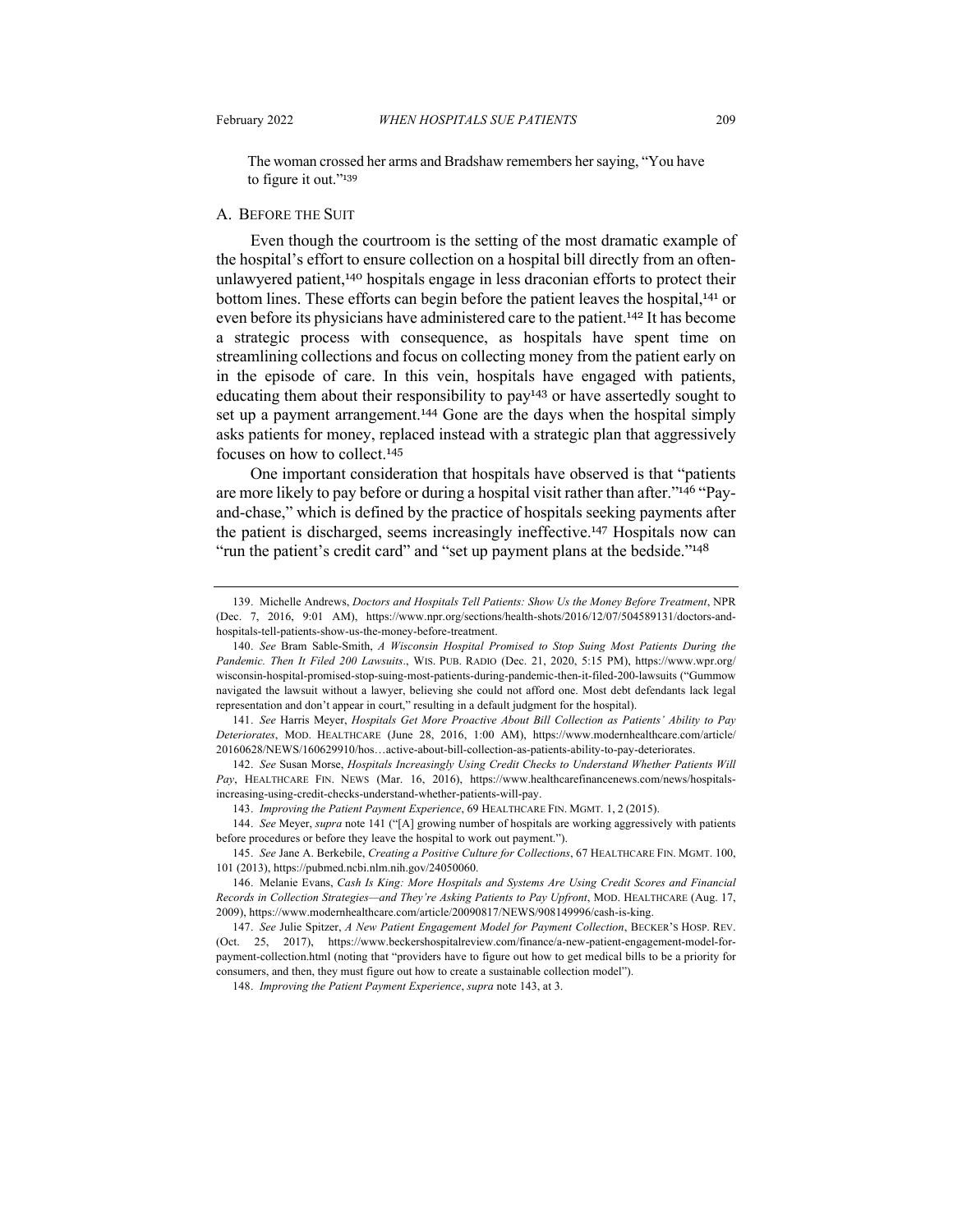The woman crossed her arms and Bradshaw remembers her saying, "You have to figure it out."[139]

## A. BEFORE THE SUIT

Even though the courtroom is the setting of the most dramatic example of the hospital's effort to ensure collection on a hospital bill directly from an often-unlawyered patient,[140] hospitals engage in less draconian efforts to protect their bottom lines. These efforts can begin before the patient leaves the hospital,[141] or even before its physicians have administered care to the patient.[142] It has become a strategic process with consequence, as hospitals have spent time on streamlining collections and focus on collecting money from the patient early on in the episode of care. In this vein, hospitals have engaged with patients, educating them about their responsibility to pay[143] or have assertedly sought to set up a payment arrangement.[144] Gone are the days when the hospital simply asks patients for money, replaced instead with a strategic plan that aggressively focuses on how to collect.[145]

One important consideration that hospitals have observed is that "patients are more likely to pay before or during a hospital visit rather than after."[146] "Pay-and-chase," which is defined by the practice of hospitals seeking payments after the patient is discharged, seems increasingly ineffective.[147] Hospitals now can "run the patient's credit card" and "set up payment plans at the bedside."[148]

---

139. Michelle Andrews, *Doctors and Hospitals Tell Patients: Show Us the Money Before Treatment*, NPR (Dec. 7, 2016, 9:01 AM), https://www.npr.org/sections/health-shots/2016/12/07/504589131/doctors-and-hospitals-tell-patients-show-us-the-money-before-treatment.

140. *See* Bram Sable-Smith, *A Wisconsin Hospital Promised to Stop Suing Most Patients During the Pandemic. Then It Filed 200 Lawsuits*., WIS. PUB. RADIO (Dec. 21, 2020, 5:15 PM), https://www.wpr.org/wisconsin-hospital-promised-stop-suing-most-patients-during-pandemic-then-it-filed-200-lawsuits ("Gummow navigated the lawsuit without a lawyer, believing she could not afford one. Most debt defendants lack legal representation and don't appear in court," resulting in a default judgment for the hospital).

141. *See* Harris Meyer, *Hospitals Get More Proactive About Bill Collection as Patients' Ability to Pay Deteriorates*, MOD. HEALTHCARE (June 28, 2016, 1:00 AM), https://www.modernhealthcare.com/article/20160628/NEWS/160629910/hos…active-about-bill-collection-as-patients-ability-to-pay-deteriorates.

142. *See* Susan Morse, *Hospitals Increasingly Using Credit Checks to Understand Whether Patients Will Pay*, HEALTHCARE FIN. NEWS (Mar. 16, 2016), https://www.healthcarefinancenews.com/news/hospitals-increasing-using-credit-checks-understand-whether-patients-will-pay.

143. *Improving the Patient Payment Experience*, 69 HEALTHCARE FIN. MGMT. 1, 2 (2015).

144. *See* Meyer, *supra* note 141 ("[A] growing number of hospitals are working aggressively with patients before procedures or before they leave the hospital to work out payment.").

145. *See* Jane A. Berkebile, *Creating a Positive Culture for Collections*, 67 HEALTHCARE FIN. MGMT. 100, 101 (2013), https://pubmed.ncbi.nlm.nih.gov/24050060.

146. Melanie Evans, *Cash Is King: More Hospitals and Systems Are Using Credit Scores and Financial Records in Collection Strategies—and They're Asking Patients to Pay Upfront*, MOD. HEALTHCARE (Aug. 17, 2009), https://www.modernhealthcare.com/article/20090817/NEWS/908149996/cash-is-king.

147. *See* Julie Spitzer, *A New Patient Engagement Model for Payment Collection*, BECKER'S HOSP. REV. (Oct. 25, 2017), https://www.beckershospitalreview.com/finance/a-new-patient-engagement-model-for-payment-collection.html (noting that "providers have to figure out how to get medical bills to be a priority for consumers, and then, they must figure out how to create a sustainable collection model").

148. *Improving the Patient Payment Experience*, *supra* note 143, at 3.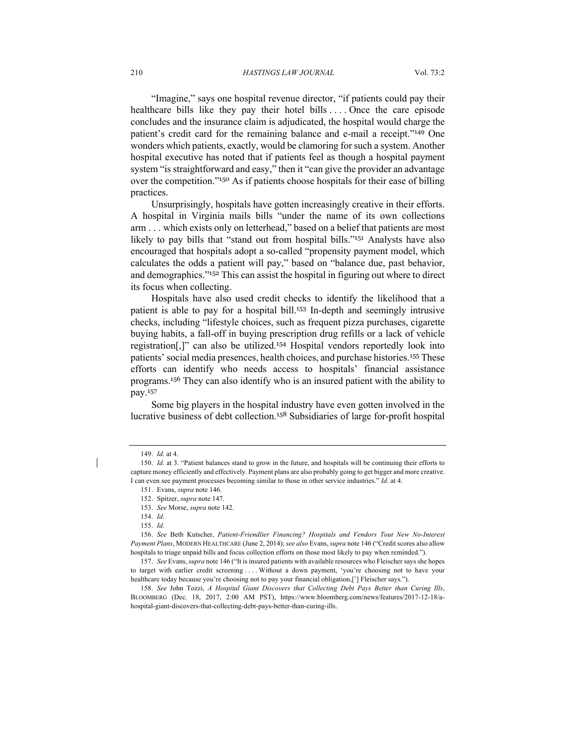"Imagine," says one hospital revenue director, "if patients could pay their healthcare bills like they pay their hotel bills . . . . Once the care episode concludes and the insurance claim is adjudicated, the hospital would charge the patient's credit card for the remaining balance and e-mail a receipt."[149] One wonders which patients, exactly, would be clamoring for such a system. Another hospital executive has noted that if patients feel as though a hospital payment system "is straightforward and easy," then it "can give the provider an advantage over the competition."[150] As if patients choose hospitals for their ease of billing practices.

Unsurprisingly, hospitals have gotten increasingly creative in their efforts. A hospital in Virginia mails bills "under the name of its own collections arm . . . which exists only on letterhead," based on a belief that patients are most likely to pay bills that "stand out from hospital bills."[151] Analysts have also encouraged that hospitals adopt a so-called "propensity payment model, which calculates the odds a patient will pay," based on "balance due, past behavior, and demographics."[152] This can assist the hospital in figuring out where to direct its focus when collecting.

Hospitals have also used credit checks to identify the likelihood that a patient is able to pay for a hospital bill.[153] In-depth and seemingly intrusive checks, including "lifestyle choices, such as frequent pizza purchases, cigarette buying habits, a fall-off in buying prescription drug refills or a lack of vehicle registration[,]" can also be utilized.[154] Hospital vendors reportedly look into patients' social media presences, health choices, and purchase histories.[155] These efforts can identify who needs access to hospitals' financial assistance programs.[156] They can also identify who is an insured patient with the ability to pay.[157]

Some big players in the hospital industry have even gotten involved in the lucrative business of debt collection.[158] Subsidiaries of large for-profit hospital

---

149. *Id.* at 4.

150. *Id.* at 3. "Patient balances stand to grow in the future, and hospitals will be continuing their efforts to capture money efficiently and effectively. Payment plans are also probably going to get bigger and more creative. I can even see payment processes becoming similar to those in other service industries." *Id.* at 4.

151. Evans, *supra* note 146.

152. Spitzer, *supra* note 147.

153. *See* Morse, *supra* note 142.

154. *Id.*

155. *Id.*

156. *See* Beth Kutscher, *Patient-Friendlier Financing? Hospitals and Vendors Tout New No-Interest Payment Plans*, MODERN HEALTHCARE (June 2, 2014); *see also* Evans, *supra* note 146 ("Credit scores also allow hospitals to triage unpaid bills and focus collection efforts on those most likely to pay when reminded.").

157. *See* Evans, *supra* note 146 ("It is insured patients with available resources who Fleischer says she hopes to target with earlier credit screening . . . . Without a down payment, 'you're choosing not to have your healthcare today because you're choosing not to pay your financial obligation,['] Fleischer says.").

158. *See* John Tozzi, *A Hospital Giant Discovers that Collecting Debt Pays Better than Curing Ills*, BLOOMBERG (Dec. 18, 2017, 2:00 AM PST), https://www.bloomberg.com/news/features/2017-12-18/a-hospital-giant-discovers-that-collecting-debt-pays-better-than-curing-ills.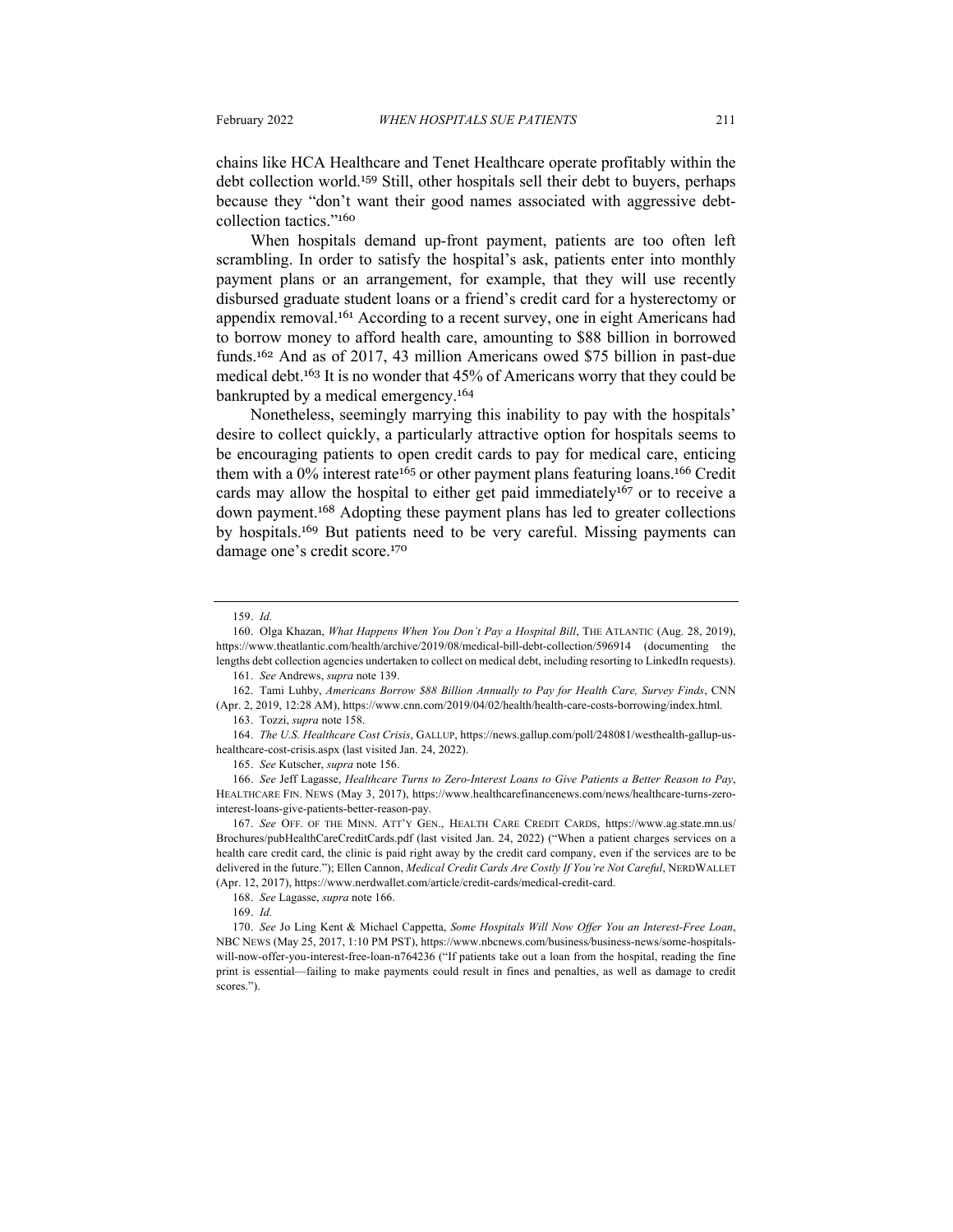chains like HCA Healthcare and Tenet Healthcare operate profitably within the debt collection world.[159] Still, other hospitals sell their debt to buyers, perhaps because they "don't want their good names associated with aggressive debt-collection tactics."[160]

When hospitals demand up-front payment, patients are too often left scrambling. In order to satisfy the hospital's ask, patients enter into monthly payment plans or an arrangement, for example, that they will use recently disbursed graduate student loans or a friend's credit card for a hysterectomy or appendix removal.[161] According to a recent survey, one in eight Americans had to borrow money to afford health care, amounting to $88 billion in borrowed funds.[162] And as of 2017, 43 million Americans owed $75 billion in past-due medical debt.[163] It is no wonder that 45% of Americans worry that they could be bankrupted by a medical emergency.[164]

Nonetheless, seemingly marrying this inability to pay with the hospitals' desire to collect quickly, a particularly attractive option for hospitals seems to be encouraging patients to open credit cards to pay for medical care, enticing them with a 0% interest rate[165] or other payment plans featuring loans.[166] Credit cards may allow the hospital to either get paid immediately[167] or to receive a down payment.[168] Adopting these payment plans has led to greater collections by hospitals.[169] But patients need to be very careful. Missing payments can damage one's credit score.[170]

---

159. *Id.*

160. Olga Khazan, *What Happens When You Don't Pay a Hospital Bill*, THE ATLANTIC (Aug. 28, 2019), https://www.theatlantic.com/health/archive/2019/08/medical-bill-debt-collection/596914 (documenting the lengths debt collection agencies undertaken to collect on medical debt, including resorting to LinkedIn requests).

161. *See* Andrews, *supra* note 139.

162. Tami Luhby, *Americans Borrow $88 Billion Annually to Pay for Health Care, Survey Finds*, CNN (Apr. 2, 2019, 12:28 AM), https://www.cnn.com/2019/04/02/health/health-care-costs-borrowing/index.html.

163. Tozzi, *supra* note 158.

164. *The U.S. Healthcare Cost Crisis*, GALLUP, https://news.gallup.com/poll/248081/westhealth-gallup-us-healthcare-cost-crisis.aspx (last visited Jan. 24, 2022).

165. *See* Kutscher, *supra* note 156.

166. *See* Jeff Lagasse, *Healthcare Turns to Zero-Interest Loans to Give Patients a Better Reason to Pay*, HEALTHCARE FIN. NEWS (May 3, 2017), https://www.healthcarefinancenews.com/news/healthcare-turns-zero-interest-loans-give-patients-better-reason-pay.

167. *See* OFF. OF THE MINN. ATT'Y GEN., HEALTH CARE CREDIT CARDS, https://www.ag.state.mn.us/Brochures/pubHealthCareCreditCards.pdf (last visited Jan. 24, 2022) ("When a patient charges services on a health care credit card, the clinic is paid right away by the credit card company, even if the services are to be delivered in the future."); Ellen Cannon, *Medical Credit Cards Are Costly If You're Not Careful*, NERDWALLET (Apr. 12, 2017), https://www.nerdwallet.com/article/credit-cards/medical-credit-card.

168. *See* Lagasse, *supra* note 166.

169. *Id.*

170. *See* Jo Ling Kent & Michael Cappetta, *Some Hospitals Will Now Offer You an Interest-Free Loan*, NBC NEWS (May 25, 2017, 1:10 PM PST), https://www.nbcnews.com/business/business-news/some-hospitals-will-now-offer-you-interest-free-loan-n764236 ("If patients take out a loan from the hospital, reading the fine print is essential—failing to make payments could result in fines and penalties, as well as damage to credit scores.").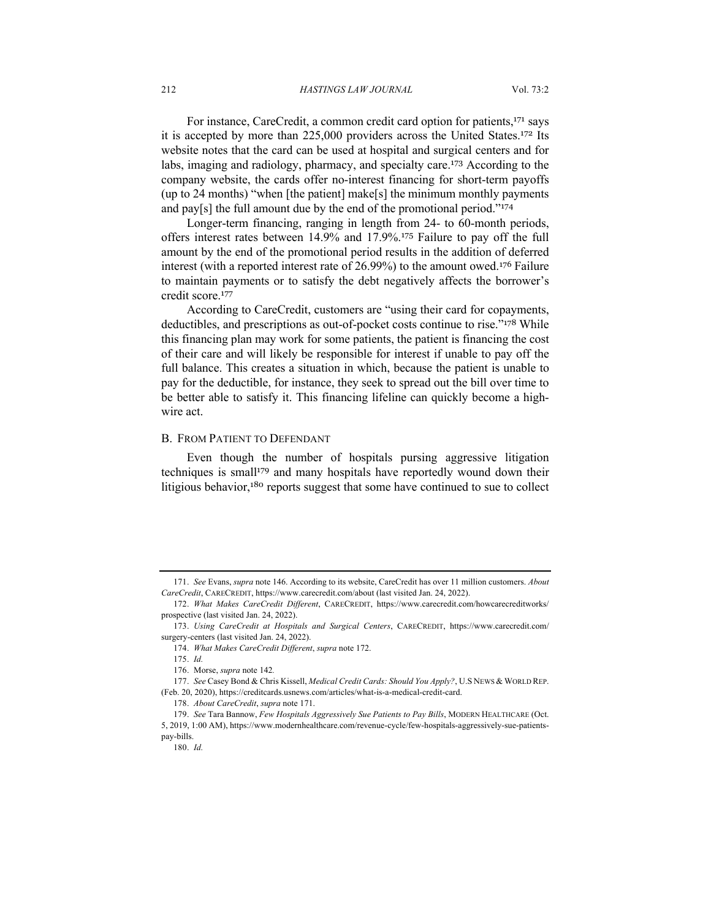For instance, CareCredit, a common credit card option for patients,[171] says it is accepted by more than 225,000 providers across the United States.[172] Its website notes that the card can be used at hospital and surgical centers and for labs, imaging and radiology, pharmacy, and specialty care.[173] According to the company website, the cards offer no-interest financing for short-term payoffs (up to 24 months) "when [the patient] make[s] the minimum monthly payments and pay[s] the full amount due by the end of the promotional period."[174]

Longer-term financing, ranging in length from 24- to 60-month periods, offers interest rates between 14.9% and 17.9%.[175] Failure to pay off the full amount by the end of the promotional period results in the addition of deferred interest (with a reported interest rate of 26.99%) to the amount owed.[176] Failure to maintain payments or to satisfy the debt negatively affects the borrower's credit score.[177]

According to CareCredit, customers are "using their card for copayments, deductibles, and prescriptions as out-of-pocket costs continue to rise."[178] While this financing plan may work for some patients, the patient is financing the cost of their care and will likely be responsible for interest if unable to pay off the full balance. This creates a situation in which, because the patient is unable to pay for the deductible, for instance, they seek to spread out the bill over time to be better able to satisfy it. This financing lifeline can quickly become a high-wire act.

### B. From Patient to Defendant

Even though the number of hospitals pursing aggressive litigation techniques is small[179] and many hospitals have reportedly wound down their litigious behavior,[180] reports suggest that some have continued to sue to collect

---

171. *See* Evans, *supra* note 146. According to its website, CareCredit has over 11 million customers. *About CareCredit*, CareCredit, https://www.carecredit.com/about (last visited Jan. 24, 2022).

172. *What Makes CareCredit Different*, CareCredit, https://www.carecredit.com/howcarecreditworks/prospective (last visited Jan. 24, 2022).

173. *Using CareCredit at Hospitals and Surgical Centers*, CareCredit, https://www.carecredit.com/surgery-centers (last visited Jan. 24, 2022).

174. *What Makes CareCredit Different*, *supra* note 172.

175. *Id.*

176. Morse, *supra* note 142.

177. *See* Casey Bond & Chris Kissell, *Medical Credit Cards: Should You Apply?*, U.S News & World Rep. (Feb. 20, 2020), https://creditcards.usnews.com/articles/what-is-a-medical-credit-card.

178. *About CareCredit*, *supra* note 171.

179. *See* Tara Bannow, *Few Hospitals Aggressively Sue Patients to Pay Bills*, Modern Healthcare (Oct. 5, 2019, 1:00 AM), https://www.modernhealthcare.com/revenue-cycle/few-hospitals-aggressively-sue-patients-pay-bills.

180. *Id.*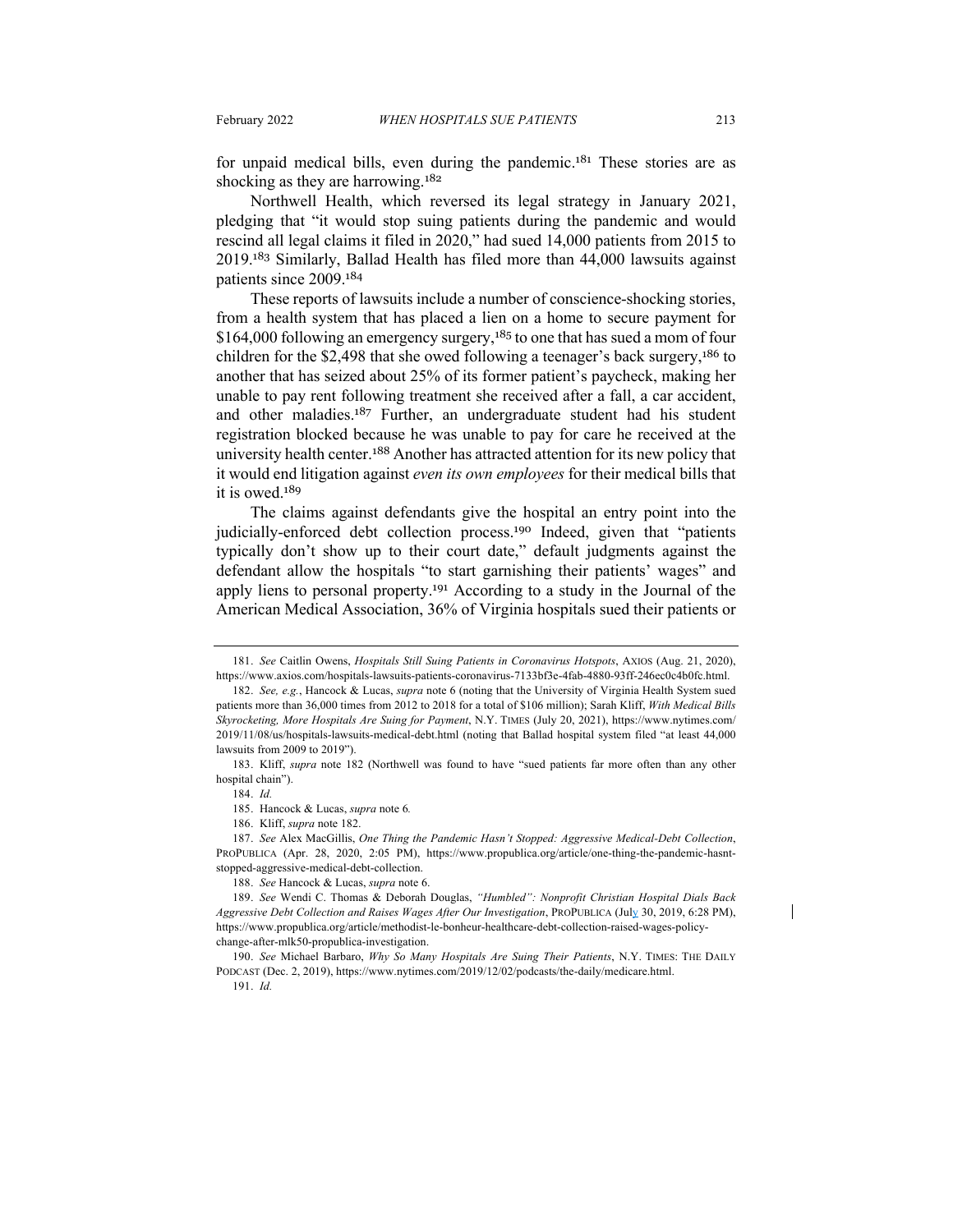for unpaid medical bills, even during the pandemic.[181] These stories are as shocking as they are harrowing.[182]

Northwell Health, which reversed its legal strategy in January 2021, pledging that "it would stop suing patients during the pandemic and would rescind all legal claims it filed in 2020," had sued 14,000 patients from 2015 to 2019.[183] Similarly, Ballad Health has filed more than 44,000 lawsuits against patients since 2009.[184]

These reports of lawsuits include a number of conscience-shocking stories, from a health system that has placed a lien on a home to secure payment for $164,000 following an emergency surgery,[185] to one that has sued a mom of four children for the $2,498 that she owed following a teenager's back surgery,[186] to another that has seized about 25% of its former patient's paycheck, making her unable to pay rent following treatment she received after a fall, a car accident, and other maladies.[187] Further, an undergraduate student had his student registration blocked because he was unable to pay for care he received at the university health center.[188] Another has attracted attention for its new policy that it would end litigation against *even its own employees* for their medical bills that it is owed.[189]

The claims against defendants give the hospital an entry point into the judicially-enforced debt collection process.[190] Indeed, given that "patients typically don't show up to their court date," default judgments against the defendant allow the hospitals "to start garnishing their patients' wages" and apply liens to personal property.[191] According to a study in the Journal of the American Medical Association, 36% of Virginia hospitals sued their patients or

---

181. *See* Caitlin Owens, *Hospitals Still Suing Patients in Coronavirus Hotspots*, AXIOS (Aug. 21, 2020), https://www.axios.com/hospitals-lawsuits-patients-coronavirus-7133bf3e-4fab-4880-93ff-246ec0c4b0fc.html.

182. *See, e.g.*, Hancock & Lucas, *supra* note 6 (noting that the University of Virginia Health System sued patients more than 36,000 times from 2012 to 2018 for a total of $106 million); Sarah Kliff, *With Medical Bills Skyrocketing, More Hospitals Are Suing for Payment*, N.Y. TIMES (July 20, 2021), https://www.nytimes.com/2019/11/08/us/hospitals-lawsuits-medical-debt.html (noting that Ballad hospital system filed "at least 44,000 lawsuits from 2009 to 2019").

183. Kliff, *supra* note 182 (Northwell was found to have "sued patients far more often than any other hospital chain").

184. *Id.*

185. Hancock & Lucas, *supra* note 6*.*

186. Kliff, *supra* note 182.

187. *See* Alex MacGillis, *One Thing the Pandemic Hasn't Stopped: Aggressive Medical-Debt Collection*, PROPUBLICA (Apr. 28, 2020, 2:05 PM), https://www.propublica.org/article/one-thing-the-pandemic-hasnt-stopped-aggressive-medical-debt-collection.

188. *See* Hancock & Lucas, *supra* note 6.

189. *See* Wendi C. Thomas & Deborah Douglas, *"Humbled": Nonprofit Christian Hospital Dials Back Aggressive Debt Collection and Raises Wages After Our Investigation*, PROPUBLICA (July 30, 2019, 6:28 PM), https://www.propublica.org/article/methodist-le-bonheur-healthcare-debt-collection-raised-wages-policy-change-after-mlk50-propublica-investigation.

190. *See* Michael Barbaro, *Why So Many Hospitals Are Suing Their Patients*, N.Y. TIMES: THE DAILY PODCAST (Dec. 2, 2019), https://www.nytimes.com/2019/12/02/podcasts/the-daily/medicare.html.

191. *Id.*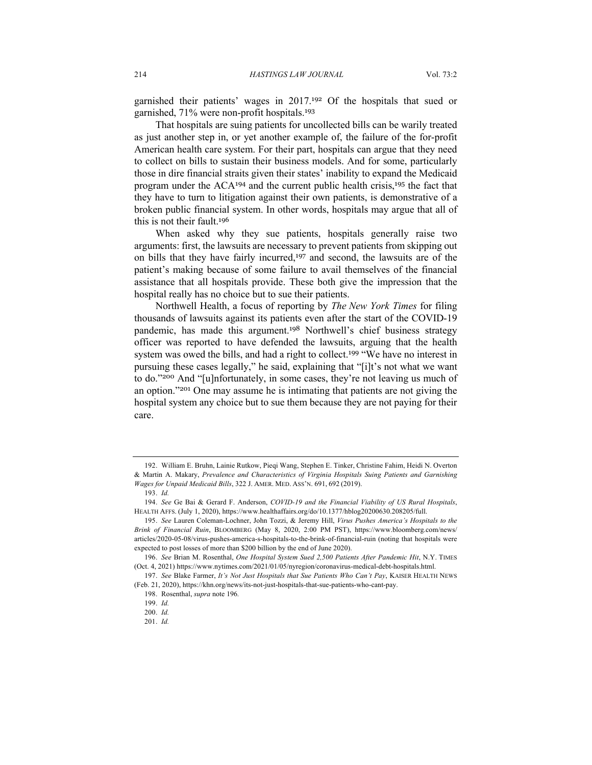garnished their patients' wages in 2017.[192] Of the hospitals that sued or garnished, 71% were non-profit hospitals.[193]

That hospitals are suing patients for uncollected bills can be warily treated as just another step in, or yet another example of, the failure of the for-profit American health care system. For their part, hospitals can argue that they need to collect on bills to sustain their business models. And for some, particularly those in dire financial straits given their states' inability to expand the Medicaid program under the ACA[194] and the current public health crisis,[195] the fact that they have to turn to litigation against their own patients, is demonstrative of a broken public financial system. In other words, hospitals may argue that all of this is not their fault.[196]

When asked why they sue patients, hospitals generally raise two arguments: first, the lawsuits are necessary to prevent patients from skipping out on bills that they have fairly incurred,[197] and second, the lawsuits are of the patient's making because of some failure to avail themselves of the financial assistance that all hospitals provide. These both give the impression that the hospital really has no choice but to sue their patients.

Northwell Health, a focus of reporting by *The New York Times* for filing thousands of lawsuits against its patients even after the start of the COVID-19 pandemic, has made this argument.[198] Northwell's chief business strategy officer was reported to have defended the lawsuits, arguing that the health system was owed the bills, and had a right to collect.[199] "We have no interest in pursuing these cases legally," he said, explaining that "[i]t's not what we want to do."[200] And "[u]nfortunately, in some cases, they're not leaving us much of an option."[201] One may assume he is intimating that patients are not giving the hospital system any choice but to sue them because they are not paying for their care.

---

192. William E. Bruhn, Lainie Rutkow, Pieqi Wang, Stephen E. Tinker, Christine Fahim, Heidi N. Overton & Martin A. Makary, *Prevalence and Characteristics of Virginia Hospitals Suing Patients and Garnishing Wages for Unpaid Medicaid Bills*, 322 J. AMER. MED. ASS'N. 691, 692 (2019).

193. *Id.*

194. *See* Ge Bai & Gerard F. Anderson, *COVID-19 and the Financial Viability of US Rural Hospitals*, HEALTH AFFS. (July 1, 2020), https://www.healthaffairs.org/do/10.1377/hblog20200630.208205/full.

195. *See* Lauren Coleman-Lochner, John Tozzi, & Jeremy Hill, *Virus Pushes America's Hospitals to the Brink of Financial Ruin*, BLOOMBERG (May 8, 2020, 2:00 PM PST), https://www.bloomberg.com/news/articles/2020-05-08/virus-pushes-america-s-hospitals-to-the-brink-of-financial-ruin (noting that hospitals were expected to post losses of more than $200 billion by the end of June 2020).

196. *See* Brian M. Rosenthal, *One Hospital System Sued 2,500 Patients After Pandemic Hit*, N.Y. TIMES (Oct. 4, 2021) https://www.nytimes.com/2021/01/05/nyregion/coronavirus-medical-debt-hospitals.html.

197. *See* Blake Farmer, *It's Not Just Hospitals that Sue Patients Who Can't Pay*, KAISER HEALTH NEWS (Feb. 21, 2020), https://khn.org/news/its-not-just-hospitals-that-sue-patients-who-cant-pay.

198. Rosenthal, *supra* note 196.

199. *Id.*

200. *Id.*

201. *Id.*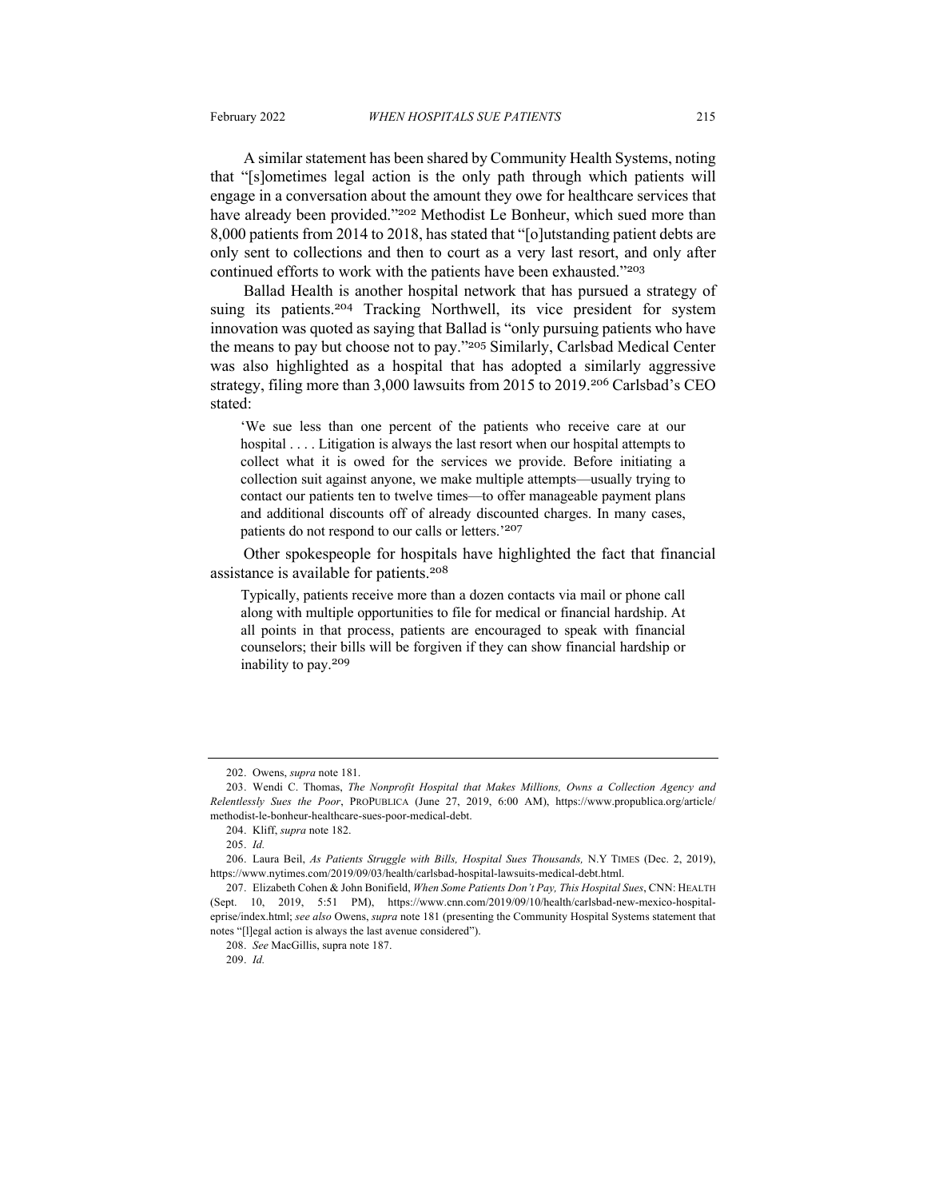A similar statement has been shared by Community Health Systems, noting that "[s]ometimes legal action is the only path through which patients will engage in a conversation about the amount they owe for healthcare services that have already been provided."[202] Methodist Le Bonheur, which sued more than 8,000 patients from 2014 to 2018, has stated that "[o]utstanding patient debts are only sent to collections and then to court as a very last resort, and only after continued efforts to work with the patients have been exhausted."[203]

Ballad Health is another hospital network that has pursued a strategy of suing its patients.[204] Tracking Northwell, its vice president for system innovation was quoted as saying that Ballad is "only pursuing patients who have the means to pay but choose not to pay."[205] Similarly, Carlsbad Medical Center was also highlighted as a hospital that has adopted a similarly aggressive strategy, filing more than 3,000 lawsuits from 2015 to 2019.[206] Carlsbad's CEO stated:

> 'We sue less than one percent of the patients who receive care at our hospital . . . . Litigation is always the last resort when our hospital attempts to collect what it is owed for the services we provide. Before initiating a collection suit against anyone, we make multiple attempts—usually trying to contact our patients ten to twelve times—to offer manageable payment plans and additional discounts off of already discounted charges. In many cases, patients do not respond to our calls or letters.'[207]

Other spokespeople for hospitals have highlighted the fact that financial assistance is available for patients.[208]

> Typically, patients receive more than a dozen contacts via mail or phone call along with multiple opportunities to file for medical or financial hardship. At all points in that process, patients are encouraged to speak with financial counselors; their bills will be forgiven if they can show financial hardship or inability to pay.[209]

---

202. Owens, *supra* note 181.

203. Wendi C. Thomas, *The Nonprofit Hospital that Makes Millions, Owns a Collection Agency and Relentlessly Sues the Poor*, PROPUBLICA (June 27, 2019, 6:00 AM), https://www.propublica.org/article/methodist-le-bonheur-healthcare-sues-poor-medical-debt.

204. Kliff, *supra* note 182.

205. *Id.*

206. Laura Beil, *As Patients Struggle with Bills, Hospital Sues Thousands,* N.Y TIMES (Dec. 2, 2019), https://www.nytimes.com/2019/09/03/health/carlsbad-hospital-lawsuits-medical-debt.html.

207. Elizabeth Cohen & John Bonifield, *When Some Patients Don't Pay, This Hospital Sues*, CNN: HEALTH (Sept. 10, 2019, 5:51 PM), https://www.cnn.com/2019/09/10/health/carlsbad-new-mexico-hospital-eprise/index.html; *see also* Owens, *supra* note 181 (presenting the Community Hospital Systems statement that notes "[l]egal action is always the last avenue considered").

208. *See* MacGillis, supra note 187.

209. *Id.*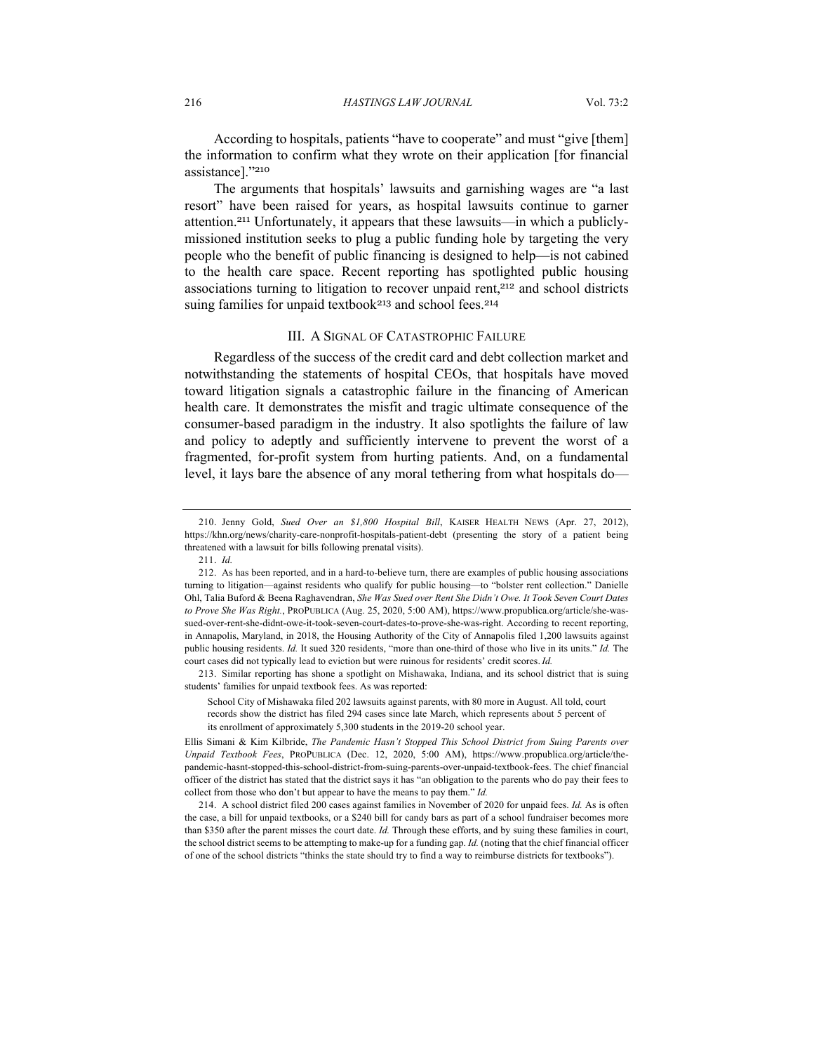According to hospitals, patients "have to cooperate" and must "give [them] the information to confirm what they wrote on their application [for financial assistance]."[210]

The arguments that hospitals' lawsuits and garnishing wages are "a last resort" have been raised for years, as hospital lawsuits continue to garner attention.[211] Unfortunately, it appears that these lawsuits—in which a publicly-missioned institution seeks to plug a public funding hole by targeting the very people who the benefit of public financing is designed to help—is not cabined to the health care space. Recent reporting has spotlighted public housing associations turning to litigation to recover unpaid rent,[212] and school districts suing families for unpaid textbook[213] and school fees.[214]

## III. A SIGNAL OF CATASTROPHIC FAILURE

Regardless of the success of the credit card and debt collection market and notwithstanding the statements of hospital CEOs, that hospitals have moved toward litigation signals a catastrophic failure in the financing of American health care. It demonstrates the misfit and tragic ultimate consequence of the consumer-based paradigm in the industry. It also spotlights the failure of law and policy to adeptly and sufficiently intervene to prevent the worst of a fragmented, for-profit system from hurting patients. And, on a fundamental level, it lays bare the absence of any moral tethering from what hospitals do—

---

210. Jenny Gold, *Sued Over an $1,800 Hospital Bill*, KAISER HEALTH NEWS (Apr. 27, 2012), https://khn.org/news/charity-care-nonprofit-hospitals-patient-debt (presenting the story of a patient being threatened with a lawsuit for bills following prenatal visits).

211. *Id.*

212. As has been reported, and in a hard-to-believe turn, there are examples of public housing associations turning to litigation—against residents who qualify for public housing—to "bolster rent collection." Danielle Ohl, Talia Buford & Beena Raghavendran, *She Was Sued over Rent She Didn't Owe. It Took Seven Court Dates to Prove She Was Right.*, PROPUBLICA (Aug. 25, 2020, 5:00 AM), https://www.propublica.org/article/she-was-sued-over-rent-she-didnt-owe-it-took-seven-court-dates-to-prove-she-was-right. According to recent reporting, in Annapolis, Maryland, in 2018, the Housing Authority of the City of Annapolis filed 1,200 lawsuits against public housing residents. *Id.* It sued 320 residents, "more than one-third of those who live in its units." *Id.* The court cases did not typically lead to eviction but were ruinous for residents' credit scores. *Id.*

213. Similar reporting has shone a spotlight on Mishawaka, Indiana, and its school district that is suing students' families for unpaid textbook fees. As was reported:

> School City of Mishawaka filed 202 lawsuits against parents, with 80 more in August. All told, court records show the district has filed 294 cases since late March, which represents about 5 percent of its enrollment of approximately 5,300 students in the 2019-20 school year.

Ellis Simani & Kim Kilbride, *The Pandemic Hasn't Stopped This School District from Suing Parents over Unpaid Textbook Fees*, PROPUBLICA (Dec. 12, 2020, 5:00 AM), https://www.propublica.org/article/the-pandemic-hasnt-stopped-this-school-district-from-suing-parents-over-unpaid-textbook-fees. The chief financial officer of the district has stated that the district says it has "an obligation to the parents who do pay their fees to collect from those who don't but appear to have the means to pay them." *Id.*

214. A school district filed 200 cases against families in November of 2020 for unpaid fees. *Id.* As is often the case, a bill for unpaid textbooks, or a $240 bill for candy bars as part of a school fundraiser becomes more than $350 after the parent misses the court date. *Id.* Through these efforts, and by suing these families in court, the school district seems to be attempting to make-up for a funding gap. *Id.* (noting that the chief financial officer of one of the school districts "thinks the state should try to find a way to reimburse districts for textbooks").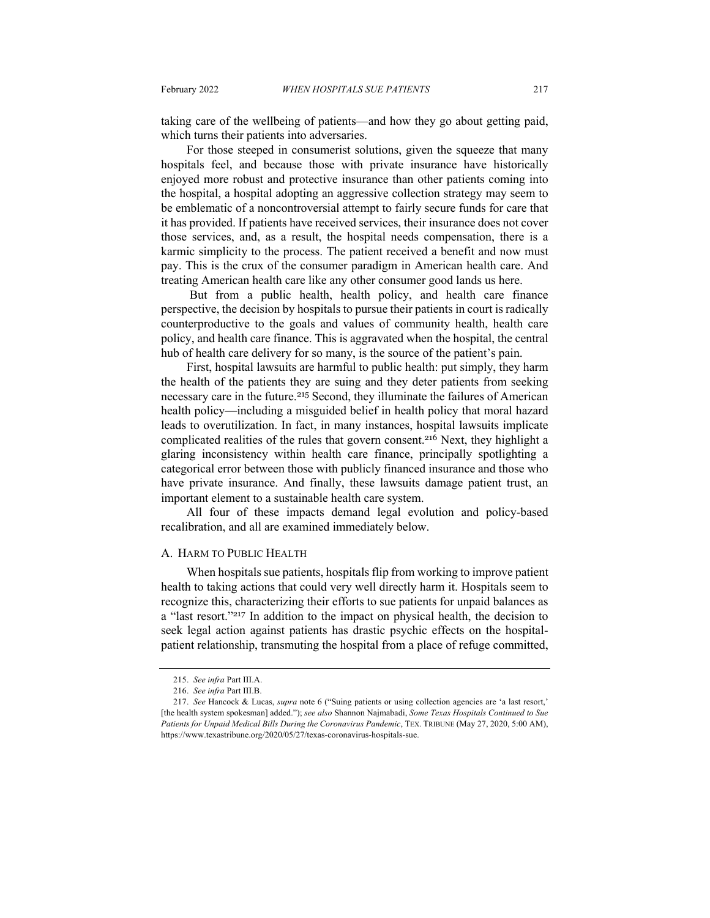taking care of the wellbeing of patients—and how they go about getting paid, which turns their patients into adversaries.

For those steeped in consumerist solutions, given the squeeze that many hospitals feel, and because those with private insurance have historically enjoyed more robust and protective insurance than other patients coming into the hospital, a hospital adopting an aggressive collection strategy may seem to be emblematic of a noncontroversial attempt to fairly secure funds for care that it has provided. If patients have received services, their insurance does not cover those services, and, as a result, the hospital needs compensation, there is a karmic simplicity to the process. The patient received a benefit and now must pay. This is the crux of the consumer paradigm in American health care. And treating American health care like any other consumer good lands us here.

But from a public health, health policy, and health care finance perspective, the decision by hospitals to pursue their patients in court is radically counterproductive to the goals and values of community health, health care policy, and health care finance. This is aggravated when the hospital, the central hub of health care delivery for so many, is the source of the patient's pain.

First, hospital lawsuits are harmful to public health: put simply, they harm the health of the patients they are suing and they deter patients from seeking necessary care in the future.[215] Second, they illuminate the failures of American health policy—including a misguided belief in health policy that moral hazard leads to overutilization. In fact, in many instances, hospital lawsuits implicate complicated realities of the rules that govern consent.[216] Next, they highlight a glaring inconsistency within health care finance, principally spotlighting a categorical error between those with publicly financed insurance and those who have private insurance. And finally, these lawsuits damage patient trust, an important element to a sustainable health care system.

All four of these impacts demand legal evolution and policy-based recalibration, and all are examined immediately below.

### A. HARM TO PUBLIC HEALTH

When hospitals sue patients, hospitals flip from working to improve patient health to taking actions that could very well directly harm it. Hospitals seem to recognize this, characterizing their efforts to sue patients for unpaid balances as a "last resort."[217] In addition to the impact on physical health, the decision to seek legal action against patients has drastic psychic effects on the hospital-patient relationship, transmuting the hospital from a place of refuge committed,

---

215. *See infra* Part III.A.

216. *See infra* Part III.B.

217. *See* Hancock & Lucas, *supra* note 6 ("Suing patients or using collection agencies are 'a last resort,' [the health system spokesman] added."); *see also* Shannon Najmabadi, *Some Texas Hospitals Continued to Sue Patients for Unpaid Medical Bills During the Coronavirus Pandemic*, TEX. TRIBUNE (May 27, 2020, 5:00 AM), https://www.texastribune.org/2020/05/27/texas-coronavirus-hospitals-sue.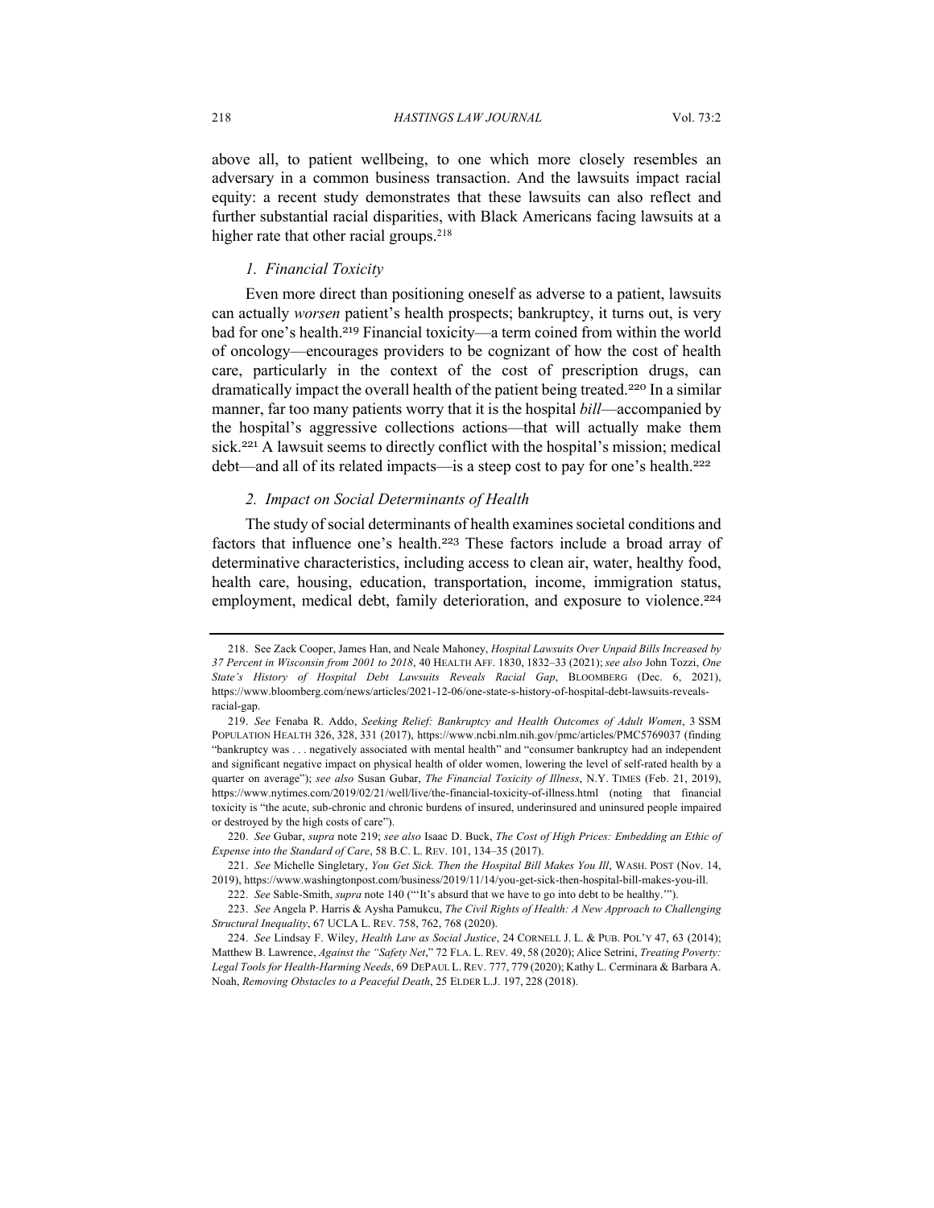above all, to patient wellbeing, to one which more closely resembles an adversary in a common business transaction. And the lawsuits impact racial equity: a recent study demonstrates that these lawsuits can also reflect and further substantial racial disparities, with Black Americans facing lawsuits at a higher rate that other racial groups.[218]

### *1. Financial Toxicity*

Even more direct than positioning oneself as adverse to a patient, lawsuits can actually *worsen* patient's health prospects; bankruptcy, it turns out, is very bad for one's health.[219] Financial toxicity—a term coined from within the world of oncology—encourages providers to be cognizant of how the cost of health care, particularly in the context of the cost of prescription drugs, can dramatically impact the overall health of the patient being treated.[220] In a similar manner, far too many patients worry that it is the hospital *bill*—accompanied by the hospital's aggressive collections actions—that will actually make them sick.[221] A lawsuit seems to directly conflict with the hospital's mission; medical debt—and all of its related impacts—is a steep cost to pay for one's health.[222]

### *2. Impact on Social Determinants of Health*

The study of social determinants of health examines societal conditions and factors that influence one's health.[223] These factors include a broad array of determinative characteristics, including access to clean air, water, healthy food, health care, housing, education, transportation, income, immigration status, employment, medical debt, family deterioration, and exposure to violence.[224]

---

218. See Zack Cooper, James Han, and Neale Mahoney, *Hospital Lawsuits Over Unpaid Bills Increased by 37 Percent in Wisconsin from 2001 to 2018*, 40 HEALTH AFF. 1830, 1832–33 (2021); *see also* John Tozzi, *One State's History of Hospital Debt Lawsuits Reveals Racial Gap*, BLOOMBERG (Dec. 6, 2021), https://www.bloomberg.com/news/articles/2021-12-06/one-state-s-history-of-hospital-debt-lawsuits-reveals-racial-gap.

219. *See* Fenaba R. Addo, *Seeking Relief: Bankruptcy and Health Outcomes of Adult Women*, 3 SSM POPULATION HEALTH 326, 328, 331 (2017), https://www.ncbi.nlm.nih.gov/pmc/articles/PMC5769037 (finding "bankruptcy was . . . negatively associated with mental health" and "consumer bankruptcy had an independent and significant negative impact on physical health of older women, lowering the level of self-rated health by a quarter on average"); *see also* Susan Gubar, *The Financial Toxicity of Illness*, N.Y. TIMES (Feb. 21, 2019), https://www.nytimes.com/2019/02/21/well/live/the-financial-toxicity-of-illness.html (noting that financial toxicity is "the acute, sub-chronic and chronic burdens of insured, underinsured and uninsured people impaired or destroyed by the high costs of care").

220. *See* Gubar, *supra* note 219; *see also* Isaac D. Buck, *The Cost of High Prices: Embedding an Ethic of Expense into the Standard of Care*, 58 B.C. L. REV. 101, 134–35 (2017).

221. *See* Michelle Singletary, *You Get Sick. Then the Hospital Bill Makes You Ill*, WASH. POST (Nov. 14, 2019), https://www.washingtonpost.com/business/2019/11/14/you-get-sick-then-hospital-bill-makes-you-ill.

222. *See* Sable-Smith, *supra* note 140 ("'It's absurd that we have to go into debt to be healthy.'").

223. *See* Angela P. Harris & Aysha Pamukcu, *The Civil Rights of Health: A New Approach to Challenging Structural Inequality*, 67 UCLA L. REV. 758, 762, 768 (2020).

224. *See* Lindsay F. Wiley, *Health Law as Social Justice*, 24 CORNELL J. L. & PUB. POL'Y 47, 63 (2014); Matthew B. Lawrence, *Against the "Safety Net*," 72 FLA. L. REV. 49, 58 (2020); Alice Setrini, *Treating Poverty: Legal Tools for Health-Harming Needs*, 69 DEPAUL L. REV. 777, 779 (2020); Kathy L. Cerminara & Barbara A. Noah, *Removing Obstacles to a Peaceful Death*, 25 ELDER L.J. 197, 228 (2018).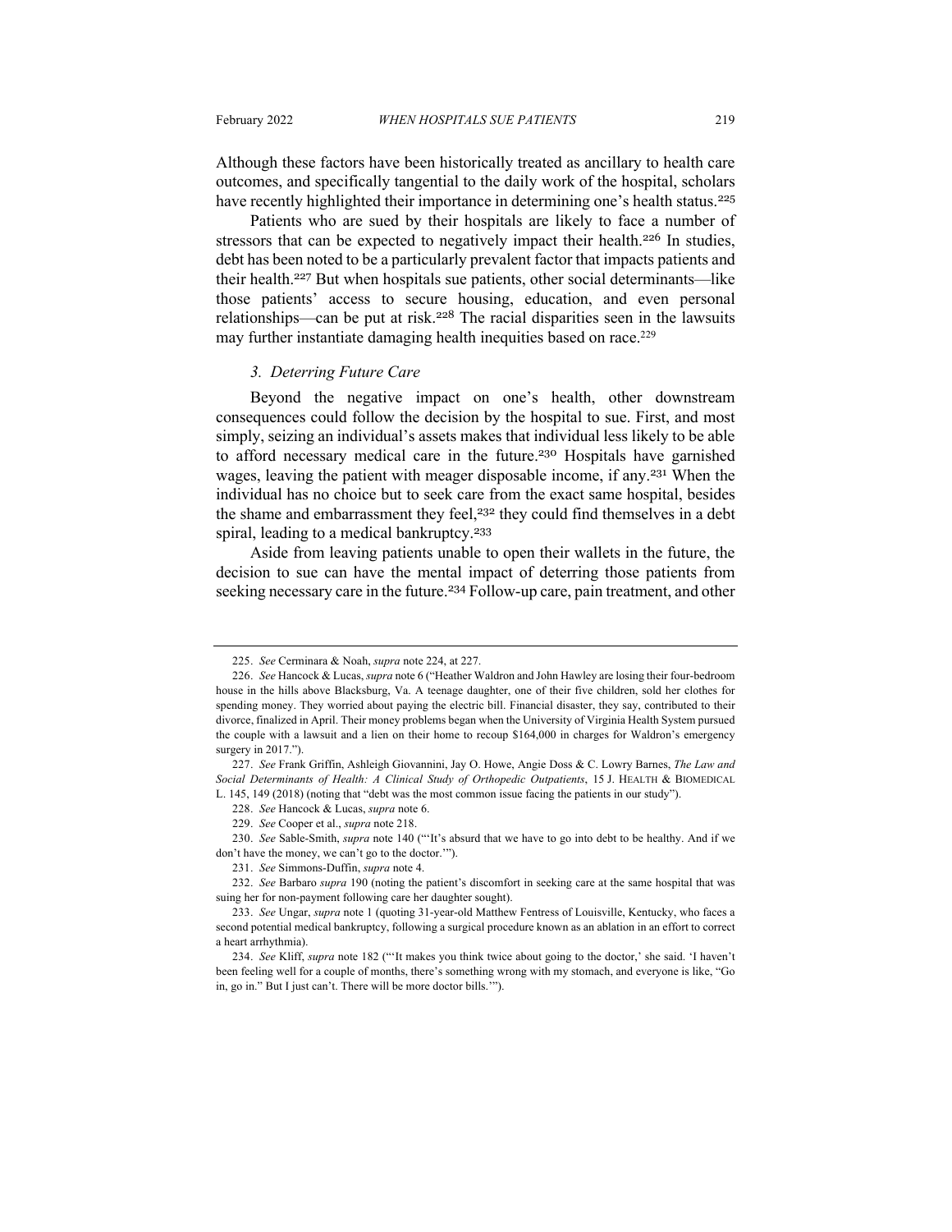Although these factors have been historically treated as ancillary to health care outcomes, and specifically tangential to the daily work of the hospital, scholars have recently highlighted their importance in determining one's health status.[225]

Patients who are sued by their hospitals are likely to face a number of stressors that can be expected to negatively impact their health.[226] In studies, debt has been noted to be a particularly prevalent factor that impacts patients and their health.[227] But when hospitals sue patients, other social determinants—like those patients' access to secure housing, education, and even personal relationships—can be put at risk.[228] The racial disparities seen in the lawsuits may further instantiate damaging health inequities based on race.[229]

### *3. Deterring Future Care*

Beyond the negative impact on one's health, other downstream consequences could follow the decision by the hospital to sue. First, and most simply, seizing an individual's assets makes that individual less likely to be able to afford necessary medical care in the future.[230] Hospitals have garnished wages, leaving the patient with meager disposable income, if any.[231] When the individual has no choice but to seek care from the exact same hospital, besides the shame and embarrassment they feel,[232] they could find themselves in a debt spiral, leading to a medical bankruptcy.[233]

Aside from leaving patients unable to open their wallets in the future, the decision to sue can have the mental impact of deterring those patients from seeking necessary care in the future.[234] Follow-up care, pain treatment, and other

---

225. *See* Cerminara & Noah, *supra* note 224, at 227.

226. *See* Hancock & Lucas, *supra* note 6 ("Heather Waldron and John Hawley are losing their four-bedroom house in the hills above Blacksburg, Va. A teenage daughter, one of their five children, sold her clothes for spending money. They worried about paying the electric bill. Financial disaster, they say, contributed to their divorce, finalized in April. Their money problems began when the University of Virginia Health System pursued the couple with a lawsuit and a lien on their home to recoup $164,000 in charges for Waldron's emergency surgery in 2017.").

227. *See* Frank Griffin, Ashleigh Giovannini, Jay O. Howe, Angie Doss & C. Lowry Barnes, *The Law and Social Determinants of Health: A Clinical Study of Orthopedic Outpatients*, 15 J. HEALTH & BIOMEDICAL L. 145, 149 (2018) (noting that "debt was the most common issue facing the patients in our study").

228. *See* Hancock & Lucas, *supra* note 6.

229. *See* Cooper et al., *supra* note 218.

230. *See* Sable-Smith, *supra* note 140 ("'It's absurd that we have to go into debt to be healthy. And if we don't have the money, we can't go to the doctor.'").

231. *See* Simmons-Duffin, *supra* note 4.

232. *See* Barbaro *supra* 190 (noting the patient's discomfort in seeking care at the same hospital that was suing her for non-payment following care her daughter sought).

233. *See* Ungar, *supra* note 1 (quoting 31-year-old Matthew Fentress of Louisville, Kentucky, who faces a second potential medical bankruptcy, following a surgical procedure known as an ablation in an effort to correct a heart arrhythmia).

234. *See* Kliff, *supra* note 182 ("'It makes you think twice about going to the doctor,' she said. 'I haven't been feeling well for a couple of months, there's something wrong with my stomach, and everyone is like, "Go in, go in." But I just can't. There will be more doctor bills.'").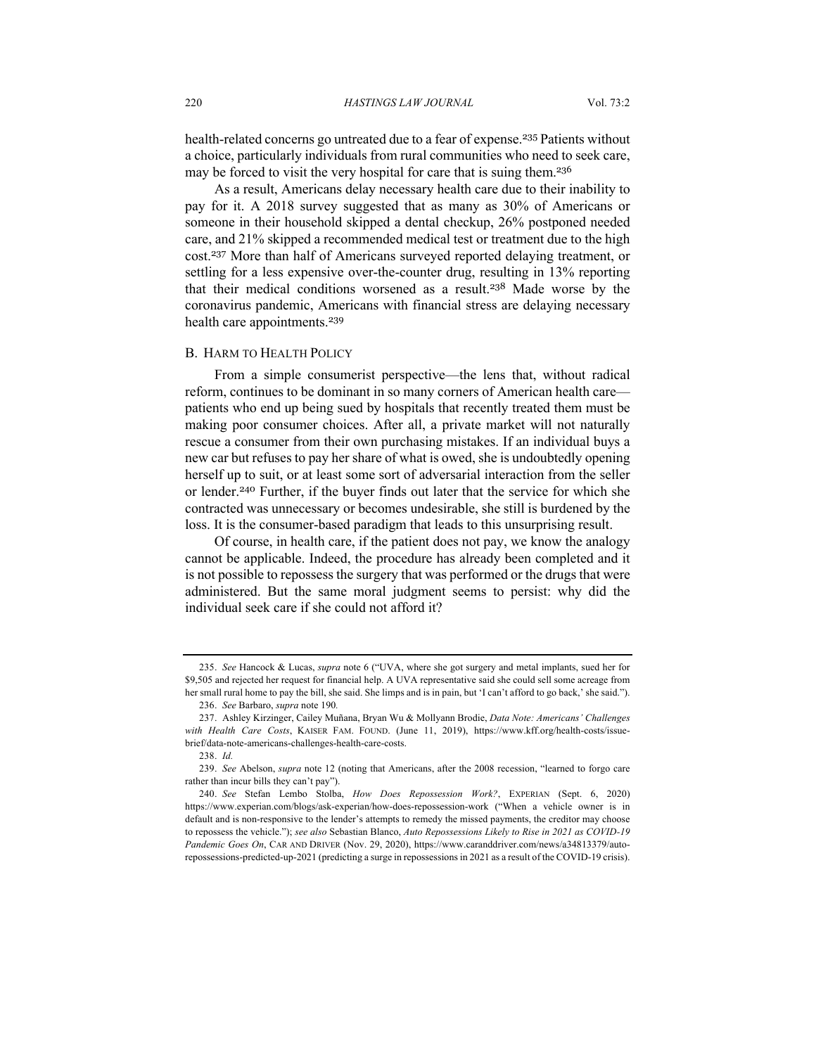health-related concerns go untreated due to a fear of expense.[235] Patients without a choice, particularly individuals from rural communities who need to seek care, may be forced to visit the very hospital for care that is suing them.[236]

As a result, Americans delay necessary health care due to their inability to pay for it. A 2018 survey suggested that as many as 30% of Americans or someone in their household skipped a dental checkup, 26% postponed needed care, and 21% skipped a recommended medical test or treatment due to the high cost.[237] More than half of Americans surveyed reported delaying treatment, or settling for a less expensive over-the-counter drug, resulting in 13% reporting that their medical conditions worsened as a result.[238] Made worse by the coronavirus pandemic, Americans with financial stress are delaying necessary health care appointments.[239]

### B. Harm to Health Policy

From a simple consumerist perspective—the lens that, without radical reform, continues to be dominant in so many corners of American health care—patients who end up being sued by hospitals that recently treated them must be making poor consumer choices. After all, a private market will not naturally rescue a consumer from their own purchasing mistakes. If an individual buys a new car but refuses to pay her share of what is owed, she is undoubtedly opening herself up to suit, or at least some sort of adversarial interaction from the seller or lender.[240] Further, if the buyer finds out later that the service for which she contracted was unnecessary or becomes undesirable, she still is burdened by the loss. It is the consumer-based paradigm that leads to this unsurprising result.

Of course, in health care, if the patient does not pay, we know the analogy cannot be applicable. Indeed, the procedure has already been completed and it is not possible to repossess the surgery that was performed or the drugs that were administered. But the same moral judgment seems to persist: why did the individual seek care if she could not afford it?

---

235. *See* Hancock & Lucas, *supra* note 6 ("UVA, where she got surgery and metal implants, sued her for $9,505 and rejected her request for financial help. A UVA representative said she could sell some acreage from her small rural home to pay the bill, she said. She limps and is in pain, but 'I can't afford to go back,' she said.").

236. *See* Barbaro, *supra* note 190.

237. Ashley Kirzinger, Cailey Muñana, Bryan Wu & Mollyann Brodie, *Data Note: Americans' Challenges with Health Care Costs*, KAISER FAM. FOUND. (June 11, 2019), https://www.kff.org/health-costs/issue-brief/data-note-americans-challenges-health-care-costs.

238. *Id.*

239. *See* Abelson, *supra* note 12 (noting that Americans, after the 2008 recession, "learned to forgo care rather than incur bills they can't pay").

240. *See* Stefan Lembo Stolba, *How Does Repossession Work?*, EXPERIAN (Sept. 6, 2020) https://www.experian.com/blogs/ask-experian/how-does-repossession-work ("When a vehicle owner is in default and is non-responsive to the lender's attempts to remedy the missed payments, the creditor may choose to repossess the vehicle."); *see also* Sebastian Blanco, *Auto Repossessions Likely to Rise in 2021 as COVID-19 Pandemic Goes On*, CAR AND DRIVER (Nov. 29, 2020), https://www.caranddriver.com/news/a34813379/auto-repossessions-predicted-up-2021 (predicting a surge in repossessions in 2021 as a result of the COVID-19 crisis).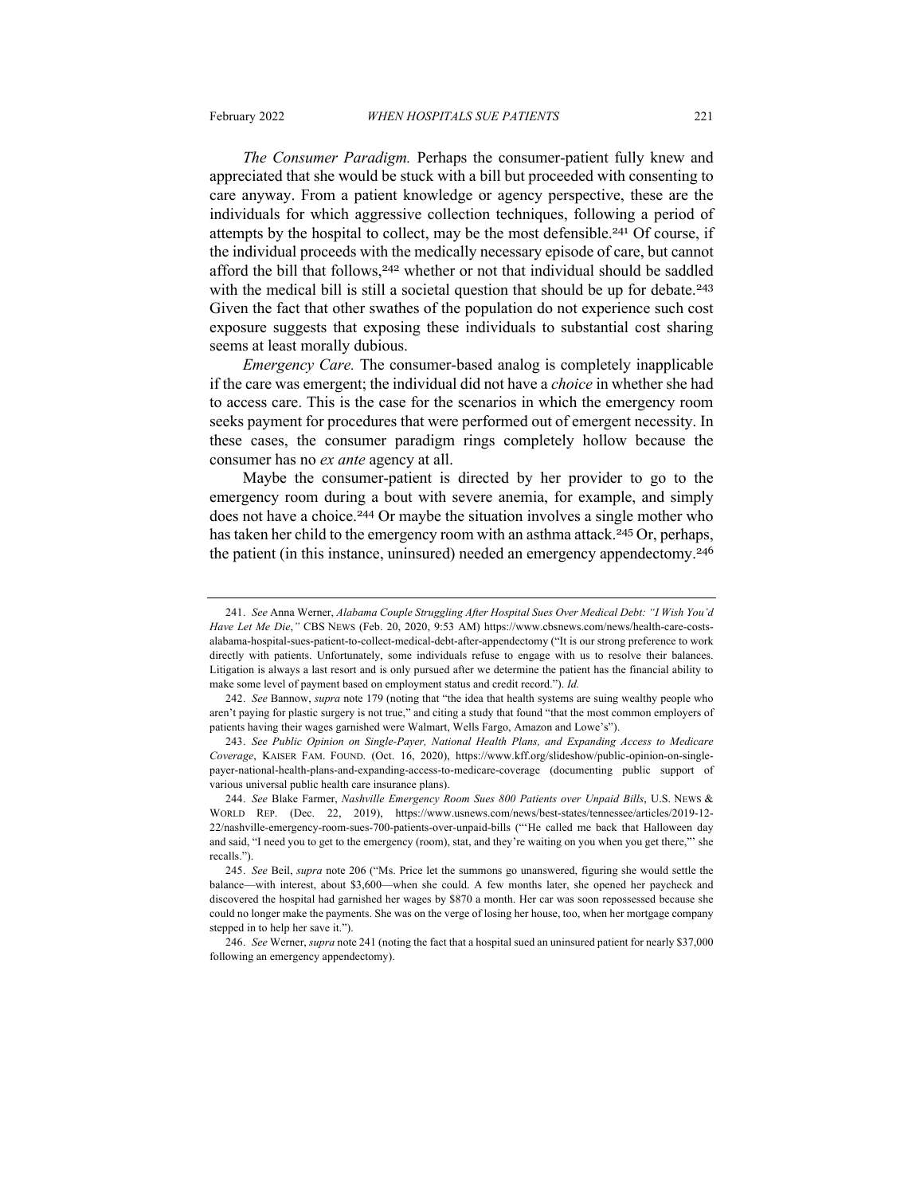*The Consumer Paradigm.* Perhaps the consumer-patient fully knew and appreciated that she would be stuck with a bill but proceeded with consenting to care anyway. From a patient knowledge or agency perspective, these are the individuals for which aggressive collection techniques, following a period of attempts by the hospital to collect, may be the most defensible.[241] Of course, if the individual proceeds with the medically necessary episode of care, but cannot afford the bill that follows,[242] whether or not that individual should be saddled with the medical bill is still a societal question that should be up for debate.[243] Given the fact that other swathes of the population do not experience such cost exposure suggests that exposing these individuals to substantial cost sharing seems at least morally dubious.

*Emergency Care.* The consumer-based analog is completely inapplicable if the care was emergent; the individual did not have a *choice* in whether she had to access care. This is the case for the scenarios in which the emergency room seeks payment for procedures that were performed out of emergent necessity. In these cases, the consumer paradigm rings completely hollow because the consumer has no *ex ante* agency at all.

Maybe the consumer-patient is directed by her provider to go to the emergency room during a bout with severe anemia, for example, and simply does not have a choice.[244] Or maybe the situation involves a single mother who has taken her child to the emergency room with an asthma attack.[245] Or, perhaps, the patient (in this instance, uninsured) needed an emergency appendectomy.[246]

---

241. *See* Anna Werner, *Alabama Couple Struggling After Hospital Sues Over Medical Debt: "I Wish You'd Have Let Me Die*,*"* CBS NEWS (Feb. 20, 2020, 9:53 AM) https://www.cbsnews.com/news/health-care-costs-alabama-hospital-sues-patient-to-collect-medical-debt-after-appendectomy ("It is our strong preference to work directly with patients. Unfortunately, some individuals refuse to engage with us to resolve their balances. Litigation is always a last resort and is only pursued after we determine the patient has the financial ability to make some level of payment based on employment status and credit record."). *Id.*

242. *See* Bannow, *supra* note 179 (noting that "the idea that health systems are suing wealthy people who aren't paying for plastic surgery is not true," and citing a study that found "that the most common employers of patients having their wages garnished were Walmart, Wells Fargo, Amazon and Lowe's").

243. *See Public Opinion on Single-Payer, National Health Plans, and Expanding Access to Medicare Coverage*, KAISER FAM. FOUND. (Oct. 16, 2020), https://www.kff.org/slideshow/public-opinion-on-single-payer-national-health-plans-and-expanding-access-to-medicare-coverage (documenting public support of various universal public health care insurance plans).

244. *See* Blake Farmer, *Nashville Emergency Room Sues 800 Patients over Unpaid Bills*, U.S. NEWS & WORLD REP. (Dec. 22, 2019), https://www.usnews.com/news/best-states/tennessee/articles/2019-12-22/nashville-emergency-room-sues-700-patients-over-unpaid-bills ("'He called me back that Halloween day and said, "I need you to get to the emergency (room), stat, and they're waiting on you when you get there,"' she recalls.").

245. *See* Beil, *supra* note 206 ("Ms. Price let the summons go unanswered, figuring she would settle the balance—with interest, about $3,600—when she could. A few months later, she opened her paycheck and discovered the hospital had garnished her wages by $870 a month. Her car was soon repossessed because she could no longer make the payments. She was on the verge of losing her house, too, when her mortgage company stepped in to help her save it.").

246. *See* Werner, *supra* note 241 (noting the fact that a hospital sued an uninsured patient for nearly $37,000 following an emergency appendectomy).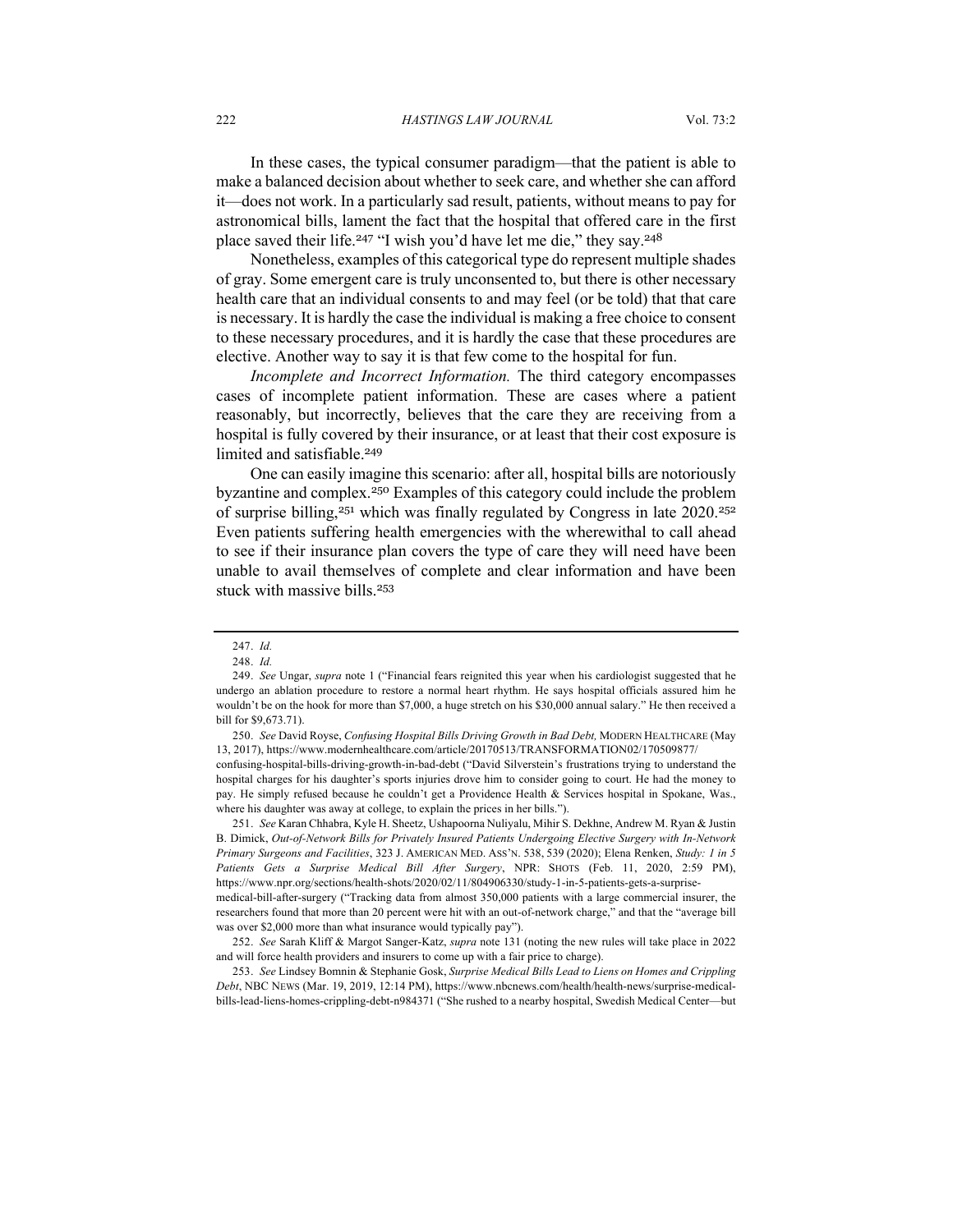In these cases, the typical consumer paradigm—that the patient is able to make a balanced decision about whether to seek care, and whether she can afford it—does not work. In a particularly sad result, patients, without means to pay for astronomical bills, lament the fact that the hospital that offered care in the first place saved their life.[247] "I wish you'd have let me die," they say.[248]

Nonetheless, examples of this categorical type do represent multiple shades of gray. Some emergent care is truly unconsented to, but there is other necessary health care that an individual consents to and may feel (or be told) that that care is necessary. It is hardly the case the individual is making a free choice to consent to these necessary procedures, and it is hardly the case that these procedures are elective. Another way to say it is that few come to the hospital for fun.

*Incomplete and Incorrect Information.* The third category encompasses cases of incomplete patient information. These are cases where a patient reasonably, but incorrectly, believes that the care they are receiving from a hospital is fully covered by their insurance, or at least that their cost exposure is limited and satisfiable.[249]

One can easily imagine this scenario: after all, hospital bills are notoriously byzantine and complex.[250] Examples of this category could include the problem of surprise billing,[251] which was finally regulated by Congress in late 2020.[252] Even patients suffering health emergencies with the wherewithal to call ahead to see if their insurance plan covers the type of care they will need have been unable to avail themselves of complete and clear information and have been stuck with massive bills.[253]

---

247. *Id.*

248. *Id.*

249. *See* Ungar, *supra* note 1 ("Financial fears reignited this year when his cardiologist suggested that he undergo an ablation procedure to restore a normal heart rhythm. He says hospital officials assured him he wouldn't be on the hook for more than $7,000, a huge stretch on his $30,000 annual salary." He then received a bill for $9,673.71).

250. *See* David Royse, *Confusing Hospital Bills Driving Growth in Bad Debt,* MODERN HEALTHCARE (May 13, 2017), https://www.modernhealthcare.com/article/20170513/TRANSFORMATION02/170509877/confusing-hospital-bills-driving-growth-in-bad-debt ("David Silverstein's frustrations trying to understand the hospital charges for his daughter's sports injuries drove him to consider going to court. He had the money to pay. He simply refused because he couldn't get a Providence Health & Services hospital in Spokane, Was., where his daughter was away at college, to explain the prices in her bills.").

251. *See* Karan Chhabra, Kyle H. Sheetz, Ushapoorna Nuliyalu, Mihir S. Dekhne, Andrew M. Ryan & Justin B. Dimick, *Out-of-Network Bills for Privately Insured Patients Undergoing Elective Surgery with In-Network Primary Surgeons and Facilities*, 323 J. AMERICAN MED. ASS'N. 538, 539 (2020); Elena Renken, *Study: 1 in 5 Patients Gets a Surprise Medical Bill After Surgery*, NPR: SHOTS (Feb. 11, 2020, 2:59 PM), https://www.npr.org/sections/health-shots/2020/02/11/804906330/study-1-in-5-patients-gets-a-surprise-medical-bill-after-surgery ("Tracking data from almost 350,000 patients with a large commercial insurer, the researchers found that more than 20 percent were hit with an out-of-network charge," and that the "average bill was over $2,000 more than what insurance would typically pay").

252. *See* Sarah Kliff & Margot Sanger-Katz, *supra* note 131 (noting the new rules will take place in 2022 and will force health providers and insurers to come up with a fair price to charge).

253. *See* Lindsey Bomnin & Stephanie Gosk, *Surprise Medical Bills Lead to Liens on Homes and Crippling Debt*, NBC NEWS (Mar. 19, 2019, 12:14 PM), https://www.nbcnews.com/health/health-news/surprise-medical-bills-lead-liens-homes-crippling-debt-n984371 ("She rushed to a nearby hospital, Swedish Medical Center—but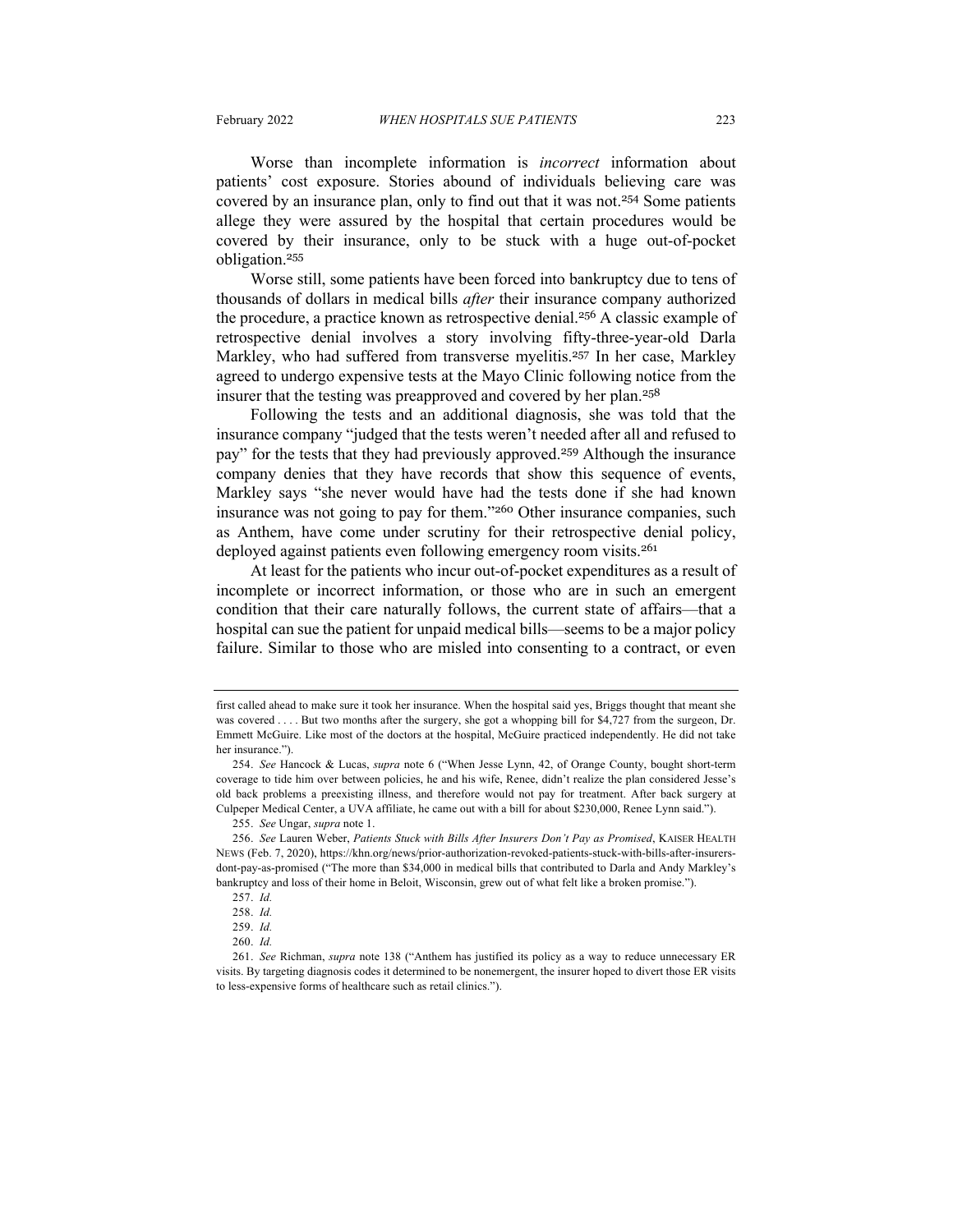Worse than incomplete information is *incorrect* information about patients' cost exposure. Stories abound of individuals believing care was covered by an insurance plan, only to find out that it was not.[254] Some patients allege they were assured by the hospital that certain procedures would be covered by their insurance, only to be stuck with a huge out-of-pocket obligation.[255]

Worse still, some patients have been forced into bankruptcy due to tens of thousands of dollars in medical bills *after* their insurance company authorized the procedure, a practice known as retrospective denial.[256] A classic example of retrospective denial involves a story involving fifty-three-year-old Darla Markley, who had suffered from transverse myelitis.[257] In her case, Markley agreed to undergo expensive tests at the Mayo Clinic following notice from the insurer that the testing was preapproved and covered by her plan.[258]

Following the tests and an additional diagnosis, she was told that the insurance company "judged that the tests weren't needed after all and refused to pay" for the tests that they had previously approved.[259] Although the insurance company denies that they have records that show this sequence of events, Markley says "she never would have had the tests done if she had known insurance was not going to pay for them."[260] Other insurance companies, such as Anthem, have come under scrutiny for their retrospective denial policy, deployed against patients even following emergency room visits.[261]

At least for the patients who incur out-of-pocket expenditures as a result of incomplete or incorrect information, or those who are in such an emergent condition that their care naturally follows, the current state of affairs—that a hospital can sue the patient for unpaid medical bills—seems to be a major policy failure. Similar to those who are misled into consenting to a contract, or even

---

first called ahead to make sure it took her insurance. When the hospital said yes, Briggs thought that meant she was covered . . . . But two months after the surgery, she got a whopping bill for $4,727 from the surgeon, Dr. Emmett McGuire. Like most of the doctors at the hospital, McGuire practiced independently. He did not take her insurance.").

254. *See* Hancock & Lucas, *supra* note 6 ("When Jesse Lynn, 42, of Orange County, bought short-term coverage to tide him over between policies, he and his wife, Renee, didn't realize the plan considered Jesse's old back problems a preexisting illness, and therefore would not pay for treatment. After back surgery at Culpeper Medical Center, a UVA affiliate, he came out with a bill for about $230,000, Renee Lynn said.").

255. *See* Ungar, *supra* note 1.

256. *See* Lauren Weber, *Patients Stuck with Bills After Insurers Don't Pay as Promised*, KAISER HEALTH NEWS (Feb. 7, 2020), https://khn.org/news/prior-authorization-revoked-patients-stuck-with-bills-after-insurers-dont-pay-as-promised ("The more than $34,000 in medical bills that contributed to Darla and Andy Markley's bankruptcy and loss of their home in Beloit, Wisconsin, grew out of what felt like a broken promise.").

257. *Id.*

258. *Id.*

259. *Id.*

260. *Id.*

261. *See* Richman, *supra* note 138 ("Anthem has justified its policy as a way to reduce unnecessary ER visits. By targeting diagnosis codes it determined to be nonemergent, the insurer hoped to divert those ER visits to less-expensive forms of healthcare such as retail clinics.").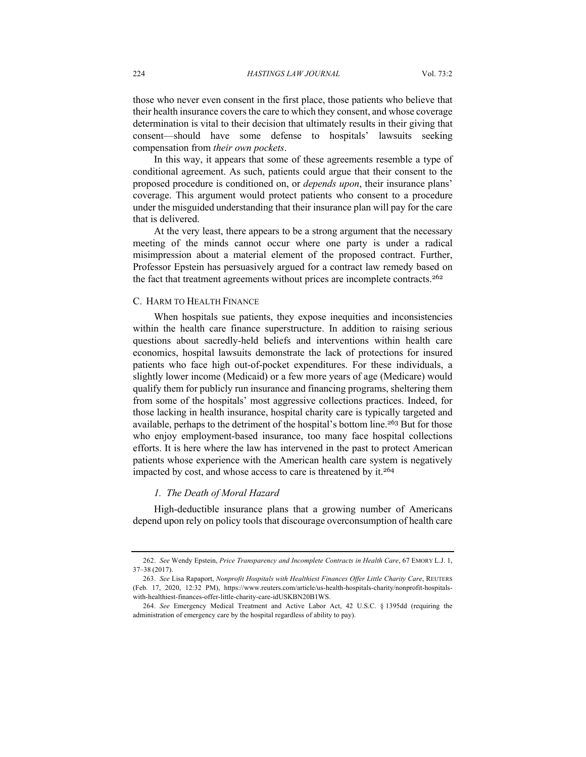those who never even consent in the first place, those patients who believe that their health insurance covers the care to which they consent, and whose coverage determination is vital to their decision that ultimately results in their giving that consent—should have some defense to hospitals' lawsuits seeking compensation from *their own pockets*.

In this way, it appears that some of these agreements resemble a type of conditional agreement. As such, patients could argue that their consent to the proposed procedure is conditioned on, or *depends upon*, their insurance plans' coverage. This argument would protect patients who consent to a procedure under the misguided understanding that their insurance plan will pay for the care that is delivered.

At the very least, there appears to be a strong argument that the necessary meeting of the minds cannot occur where one party is under a radical misimpression about a material element of the proposed contract. Further, Professor Epstein has persuasively argued for a contract law remedy based on the fact that treatment agreements without prices are incomplete contracts.[262]

### C. Harm to Health Finance

When hospitals sue patients, they expose inequities and inconsistencies within the health care finance superstructure. In addition to raising serious questions about sacredly-held beliefs and interventions within health care economics, hospital lawsuits demonstrate the lack of protections for insured patients who face high out-of-pocket expenditures. For these individuals, a slightly lower income (Medicaid) or a few more years of age (Medicare) would qualify them for publicly run insurance and financing programs, sheltering them from some of the hospitals' most aggressive collections practices. Indeed, for those lacking in health insurance, hospital charity care is typically targeted and available, perhaps to the detriment of the hospital's bottom line.[263] But for those who enjoy employment-based insurance, too many face hospital collections efforts. It is here where the law has intervened in the past to protect American patients whose experience with the American health care system is negatively impacted by cost, and whose access to care is threatened by it.[264]

#### *1. The Death of Moral Hazard*

High-deductible insurance plans that a growing number of Americans depend upon rely on policy tools that discourage overconsumption of health care

---

262. *See* Wendy Epstein, *Price Transparency and Incomplete Contracts in Health Care*, 67 EMORY L.J. 1, 37–38 (2017).

263. *See* Lisa Rapaport, *Nonprofit Hospitals with Healthiest Finances Offer Little Charity Care*, REUTERS (Feb. 17, 2020, 12:32 PM), https://www.reuters.com/article/us-health-hospitals-charity/nonprofit-hospitals-with-healthiest-finances-offer-little-charity-care-idUSKBN20B1WS.

264. *See* Emergency Medical Treatment and Active Labor Act, 42 U.S.C. § 1395dd (requiring the administration of emergency care by the hospital regardless of ability to pay).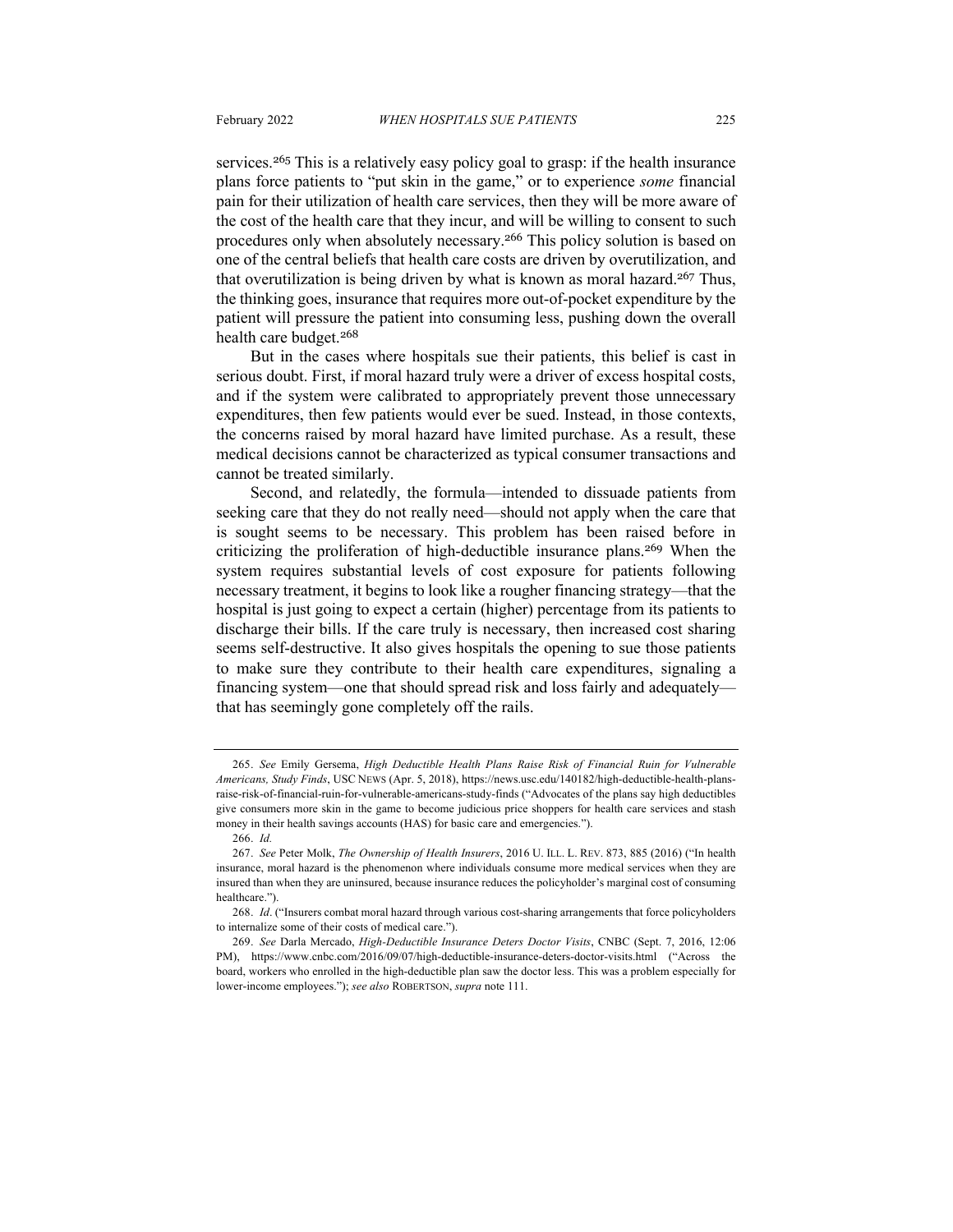services.[265] This is a relatively easy policy goal to grasp: if the health insurance plans force patients to "put skin in the game," or to experience *some* financial pain for their utilization of health care services, then they will be more aware of the cost of the health care that they incur, and will be willing to consent to such procedures only when absolutely necessary.[266] This policy solution is based on one of the central beliefs that health care costs are driven by overutilization, and that overutilization is being driven by what is known as moral hazard.[267] Thus, the thinking goes, insurance that requires more out-of-pocket expenditure by the patient will pressure the patient into consuming less, pushing down the overall health care budget.[268]

But in the cases where hospitals sue their patients, this belief is cast in serious doubt. First, if moral hazard truly were a driver of excess hospital costs, and if the system were calibrated to appropriately prevent those unnecessary expenditures, then few patients would ever be sued. Instead, in those contexts, the concerns raised by moral hazard have limited purchase. As a result, these medical decisions cannot be characterized as typical consumer transactions and cannot be treated similarly.

Second, and relatedly, the formula—intended to dissuade patients from seeking care that they do not really need—should not apply when the care that is sought seems to be necessary. This problem has been raised before in criticizing the proliferation of high-deductible insurance plans.[269] When the system requires substantial levels of cost exposure for patients following necessary treatment, it begins to look like a rougher financing strategy—that the hospital is just going to expect a certain (higher) percentage from its patients to discharge their bills. If the care truly is necessary, then increased cost sharing seems self-destructive. It also gives hospitals the opening to sue those patients to make sure they contribute to their health care expenditures, signaling a financing system—one that should spread risk and loss fairly and adequately—that has seemingly gone completely off the rails.

---

265. *See* Emily Gersema, *High Deductible Health Plans Raise Risk of Financial Ruin for Vulnerable Americans, Study Finds*, USC NEWS (Apr. 5, 2018), https://news.usc.edu/140182/high-deductible-health-plans-raise-risk-of-financial-ruin-for-vulnerable-americans-study-finds ("Advocates of the plans say high deductibles give consumers more skin in the game to become judicious price shoppers for health care services and stash money in their health savings accounts (HAS) for basic care and emergencies.").

266. *Id.*

267. *See* Peter Molk, *The Ownership of Health Insurers*, 2016 U. ILL. L. REV. 873, 885 (2016) ("In health insurance, moral hazard is the phenomenon where individuals consume more medical services when they are insured than when they are uninsured, because insurance reduces the policyholder's marginal cost of consuming healthcare.").

268. *Id*. ("Insurers combat moral hazard through various cost-sharing arrangements that force policyholders to internalize some of their costs of medical care.").

269. *See* Darla Mercado, *High-Deductible Insurance Deters Doctor Visits*, CNBC (Sept. 7, 2016, 12:06 PM), https://www.cnbc.com/2016/09/07/high-deductible-insurance-deters-doctor-visits.html ("Across the board, workers who enrolled in the high-deductible plan saw the doctor less. This was a problem especially for lower-income employees."); *see also* ROBERTSON, *supra* note 111.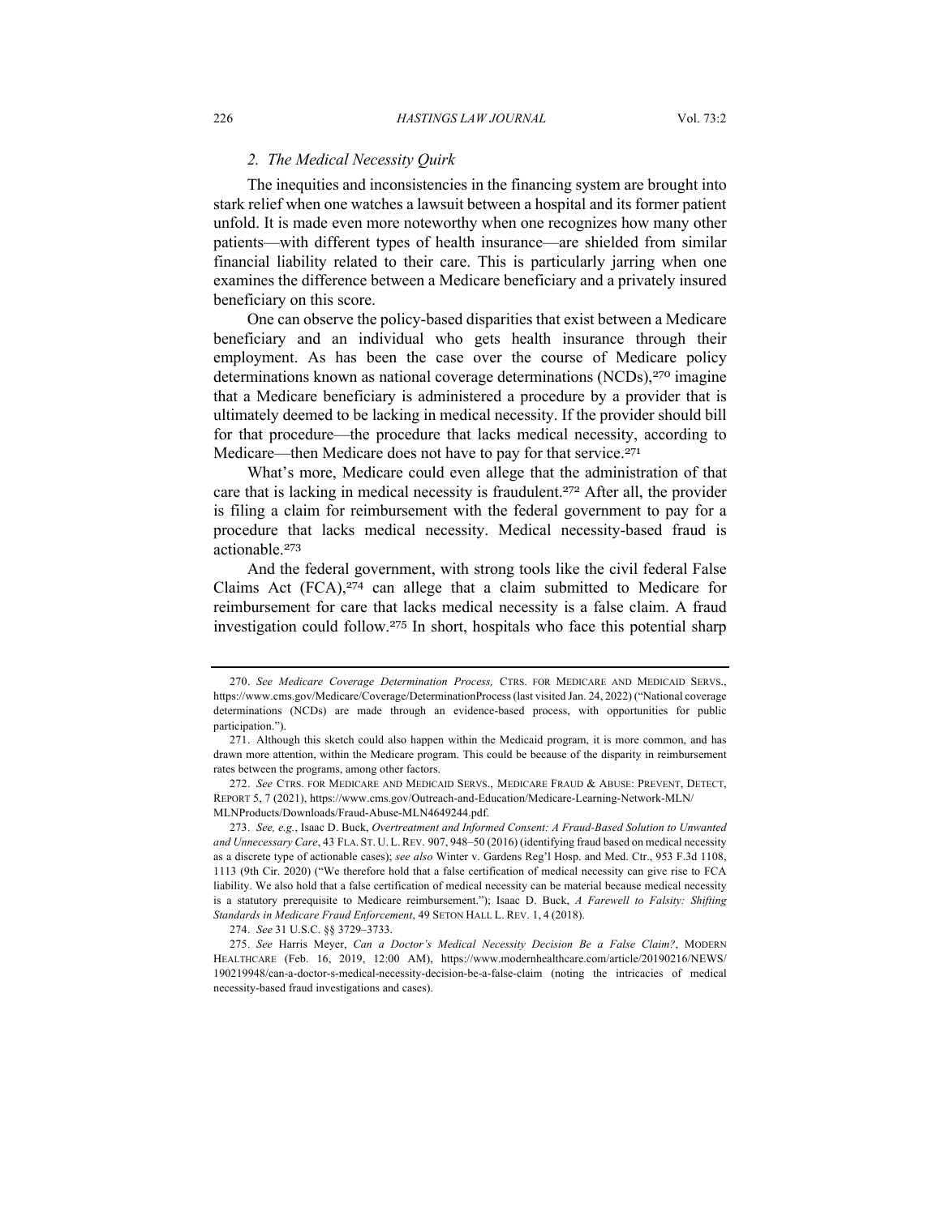### *2. The Medical Necessity Quirk*

The inequities and inconsistencies in the financing system are brought into stark relief when one watches a lawsuit between a hospital and its former patient unfold. It is made even more noteworthy when one recognizes how many other patients—with different types of health insurance—are shielded from similar financial liability related to their care. This is particularly jarring when one examines the difference between a Medicare beneficiary and a privately insured beneficiary on this score.

One can observe the policy-based disparities that exist between a Medicare beneficiary and an individual who gets health insurance through their employment. As has been the case over the course of Medicare policy determinations known as national coverage determinations (NCDs),[270] imagine that a Medicare beneficiary is administered a procedure by a provider that is ultimately deemed to be lacking in medical necessity. If the provider should bill for that procedure—the procedure that lacks medical necessity, according to Medicare—then Medicare does not have to pay for that service.[271]

What's more, Medicare could even allege that the administration of that care that is lacking in medical necessity is fraudulent.[272] After all, the provider is filing a claim for reimbursement with the federal government to pay for a procedure that lacks medical necessity. Medical necessity-based fraud is actionable.[273]

And the federal government, with strong tools like the civil federal False Claims Act (FCA),[274] can allege that a claim submitted to Medicare for reimbursement for care that lacks medical necessity is a false claim. A fraud investigation could follow.[275] In short, hospitals who face this potential sharp

---

270. *See Medicare Coverage Determination Process,* CTRS. FOR MEDICARE AND MEDICAID SERVS., https://www.cms.gov/Medicare/Coverage/DeterminationProcess (last visited Jan. 24, 2022) ("National coverage determinations (NCDs) are made through an evidence-based process, with opportunities for public participation.").

271. Although this sketch could also happen within the Medicaid program, it is more common, and has drawn more attention, within the Medicare program. This could be because of the disparity in reimbursement rates between the programs, among other factors.

272. *See* CTRS. FOR MEDICARE AND MEDICAID SERVS., MEDICARE FRAUD & ABUSE: PREVENT, DETECT, REPORT 5, 7 (2021), https://www.cms.gov/Outreach-and-Education/Medicare-Learning-Network-MLN/MLNProducts/Downloads/Fraud-Abuse-MLN4649244.pdf.

273. *See, e.g.*, Isaac D. Buck, *Overtreatment and Informed Consent: A Fraud-Based Solution to Unwanted and Unnecessary Care*, 43 FLA. ST. U. L. REV. 907, 948–50 (2016) (identifying fraud based on medical necessity as a discrete type of actionable cases); *see also* Winter v. Gardens Reg'l Hosp. and Med. Ctr., 953 F.3d 1108, 1113 (9th Cir. 2020) ("We therefore hold that a false certification of medical necessity can give rise to FCA liability. We also hold that a false certification of medical necessity can be material because medical necessity is a statutory prerequisite to Medicare reimbursement."); Isaac D. Buck, *A Farewell to Falsity: Shifting Standards in Medicare Fraud Enforcement*, 49 SETON HALL L. REV. 1, 4 (2018).

274. *See* 31 U.S.C. §§ 3729–3733.

275. *See* Harris Meyer, *Can a Doctor's Medical Necessity Decision Be a False Claim?*, MODERN HEALTHCARE (Feb. 16, 2019, 12:00 AM), https://www.modernhealthcare.com/article/20190216/NEWS/190219948/can-a-doctor-s-medical-necessity-decision-be-a-false-claim (noting the intricacies of medical necessity-based fraud investigations and cases).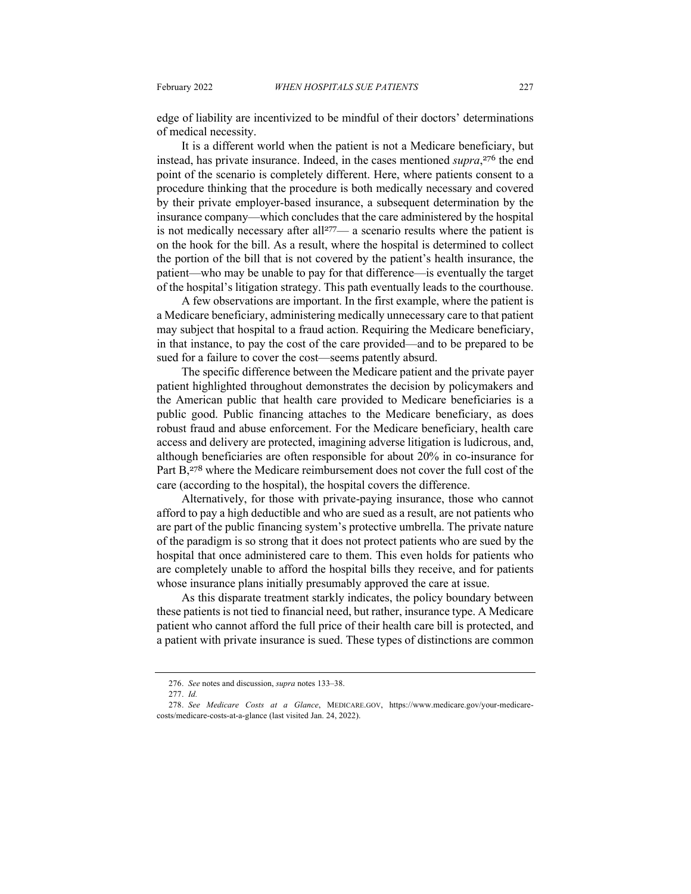edge of liability are incentivized to be mindful of their doctors' determinations of medical necessity.

It is a different world when the patient is not a Medicare beneficiary, but instead, has private insurance. Indeed, in the cases mentioned *supra*,[276] the end point of the scenario is completely different. Here, where patients consent to a procedure thinking that the procedure is both medically necessary and covered by their private employer-based insurance, a subsequent determination by the insurance company—which concludes that the care administered by the hospital is not medically necessary after all[277]— a scenario results where the patient is on the hook for the bill. As a result, where the hospital is determined to collect the portion of the bill that is not covered by the patient's health insurance, the patient—who may be unable to pay for that difference—is eventually the target of the hospital's litigation strategy. This path eventually leads to the courthouse.

A few observations are important. In the first example, where the patient is a Medicare beneficiary, administering medically unnecessary care to that patient may subject that hospital to a fraud action. Requiring the Medicare beneficiary, in that instance, to pay the cost of the care provided—and to be prepared to be sued for a failure to cover the cost—seems patently absurd.

The specific difference between the Medicare patient and the private payer patient highlighted throughout demonstrates the decision by policymakers and the American public that health care provided to Medicare beneficiaries is a public good. Public financing attaches to the Medicare beneficiary, as does robust fraud and abuse enforcement. For the Medicare beneficiary, health care access and delivery are protected, imagining adverse litigation is ludicrous, and, although beneficiaries are often responsible for about 20% in co-insurance for Part B,[278] where the Medicare reimbursement does not cover the full cost of the care (according to the hospital), the hospital covers the difference.

Alternatively, for those with private-paying insurance, those who cannot afford to pay a high deductible and who are sued as a result, are not patients who are part of the public financing system's protective umbrella. The private nature of the paradigm is so strong that it does not protect patients who are sued by the hospital that once administered care to them. This even holds for patients who are completely unable to afford the hospital bills they receive, and for patients whose insurance plans initially presumably approved the care at issue.

As this disparate treatment starkly indicates, the policy boundary between these patients is not tied to financial need, but rather, insurance type. A Medicare patient who cannot afford the full price of their health care bill is protected, and a patient with private insurance is sued. These types of distinctions are common

---

276. *See* notes and discussion, *supra* notes 133–38.

277. *Id.*

278. *See Medicare Costs at a Glance*, MEDICARE.GOV, https://www.medicare.gov/your-medicare-costs/medicare-costs-at-a-glance (last visited Jan. 24, 2022).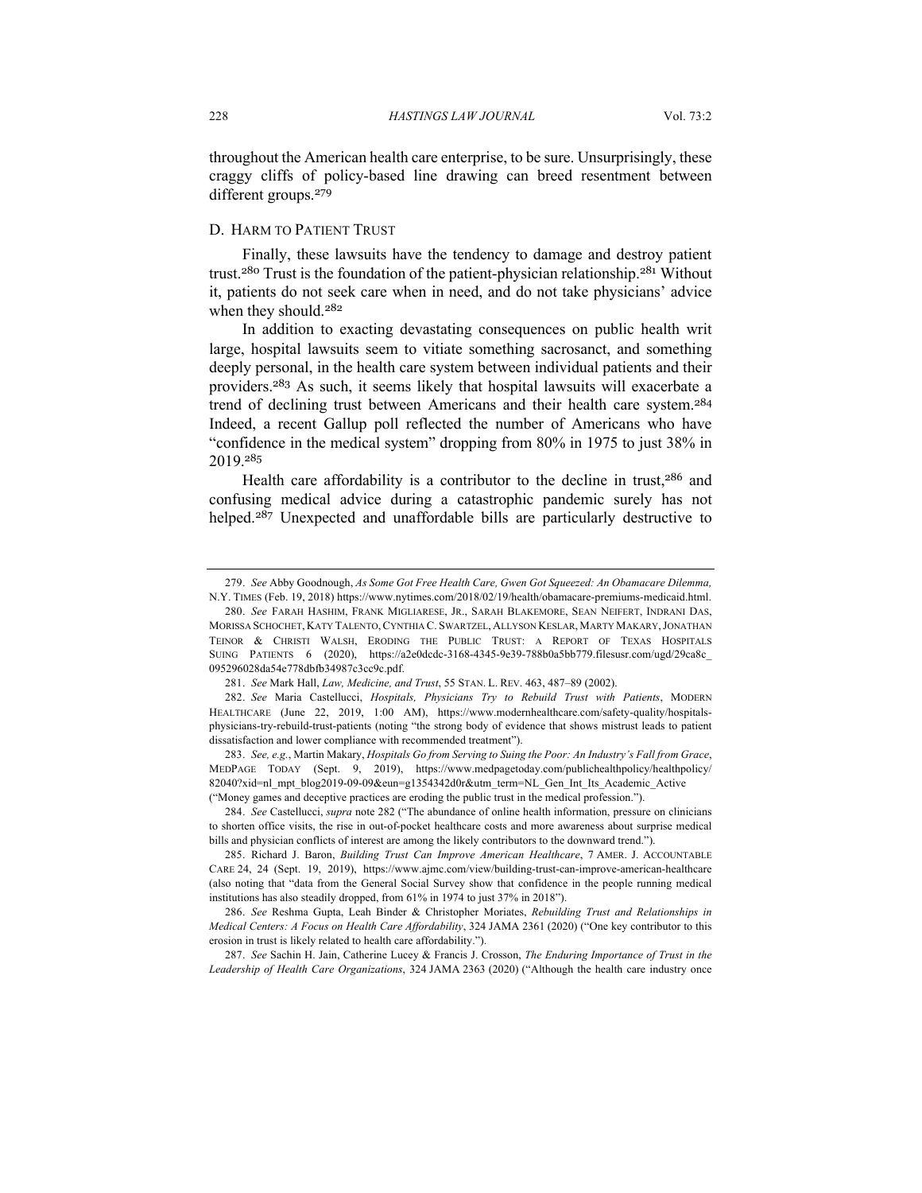throughout the American health care enterprise, to be sure. Unsurprisingly, these craggy cliffs of policy-based line drawing can breed resentment between different groups.[279]

### D. Harm to Patient Trust

Finally, these lawsuits have the tendency to damage and destroy patient trust.[280] Trust is the foundation of the patient-physician relationship.[281] Without it, patients do not seek care when in need, and do not take physicians' advice when they should.[282]

In addition to exacting devastating consequences on public health writ large, hospital lawsuits seem to vitiate something sacrosanct, and something deeply personal, in the health care system between individual patients and their providers.[283] As such, it seems likely that hospital lawsuits will exacerbate a trend of declining trust between Americans and their health care system.[284] Indeed, a recent Gallup poll reflected the number of Americans who have "confidence in the medical system" dropping from 80% in 1975 to just 38% in 2019.[285]

Health care affordability is a contributor to the decline in trust,[286] and confusing medical advice during a catastrophic pandemic surely has not helped.[287] Unexpected and unaffordable bills are particularly destructive to

---

279. *See* Abby Goodnough, *As Some Got Free Health Care, Gwen Got Squeezed: An Obamacare Dilemma,* N.Y. Times (Feb. 19, 2018) https://www.nytimes.com/2018/02/19/health/obamacare-premiums-medicaid.html.

280. *See* Farah Hashim, Frank Migliarese, Jr., Sarah Blakemore, Sean Neifert, Indrani Das, Morissa Schochet, Katy Talento, Cynthia C. Swartzel, Allyson Keslar, Marty Makary, Jonathan Teinor & Christi Walsh, Eroding the Public Trust: A Report of Texas Hospitals Suing Patients 6 (2020), https://a2e0dcdc-3168-4345-9e39-788b0a5bb779.filesusr.com/ugd/29ca8c_095296028da54e778dbfb34987c3cc9c.pdf.

281. *See* Mark Hall, *Law, Medicine, and Trust*, 55 Stan. L. Rev. 463, 487–89 (2002).

282. *See* Maria Castellucci, *Hospitals, Physicians Try to Rebuild Trust with Patients*, Modern Healthcare (June 22, 2019, 1:00 AM), https://www.modernhealthcare.com/safety-quality/hospitals-physicians-try-rebuild-trust-patients (noting "the strong body of evidence that shows mistrust leads to patient dissatisfaction and lower compliance with recommended treatment").

283. *See, e.g.*, Martin Makary, *Hospitals Go from Serving to Suing the Poor: An Industry's Fall from Grace*, MedPage Today (Sept. 9, 2019), https://www.medpagetoday.com/publichealthpolicy/healthpolicy/82040?xid=nl_mpt_blog2019-09-09&eun=g1354342d0r&utm_term=NL_Gen_Int_Its_Academic_Active ("Money games and deceptive practices are eroding the public trust in the medical profession.").

284. *See* Castellucci, *supra* note 282 ("The abundance of online health information, pressure on clinicians to shorten office visits, the rise in out-of-pocket healthcare costs and more awareness about surprise medical bills and physician conflicts of interest are among the likely contributors to the downward trend.").

285. Richard J. Baron, *Building Trust Can Improve American Healthcare*, 7 Amer. J. Accountable Care 24, 24 (Sept. 19, 2019), https://www.ajmc.com/view/building-trust-can-improve-american-healthcare (also noting that "data from the General Social Survey show that confidence in the people running medical institutions has also steadily dropped, from 61% in 1974 to just 37% in 2018").

286. *See* Reshma Gupta, Leah Binder & Christopher Moriates, *Rebuilding Trust and Relationships in Medical Centers: A Focus on Health Care Affordability*, 324 JAMA 2361 (2020) ("One key contributor to this erosion in trust is likely related to health care affordability.").

287. *See* Sachin H. Jain, Catherine Lucey & Francis J. Crosson, *The Enduring Importance of Trust in the Leadership of Health Care Organizations*, 324 JAMA 2363 (2020) ("Although the health care industry once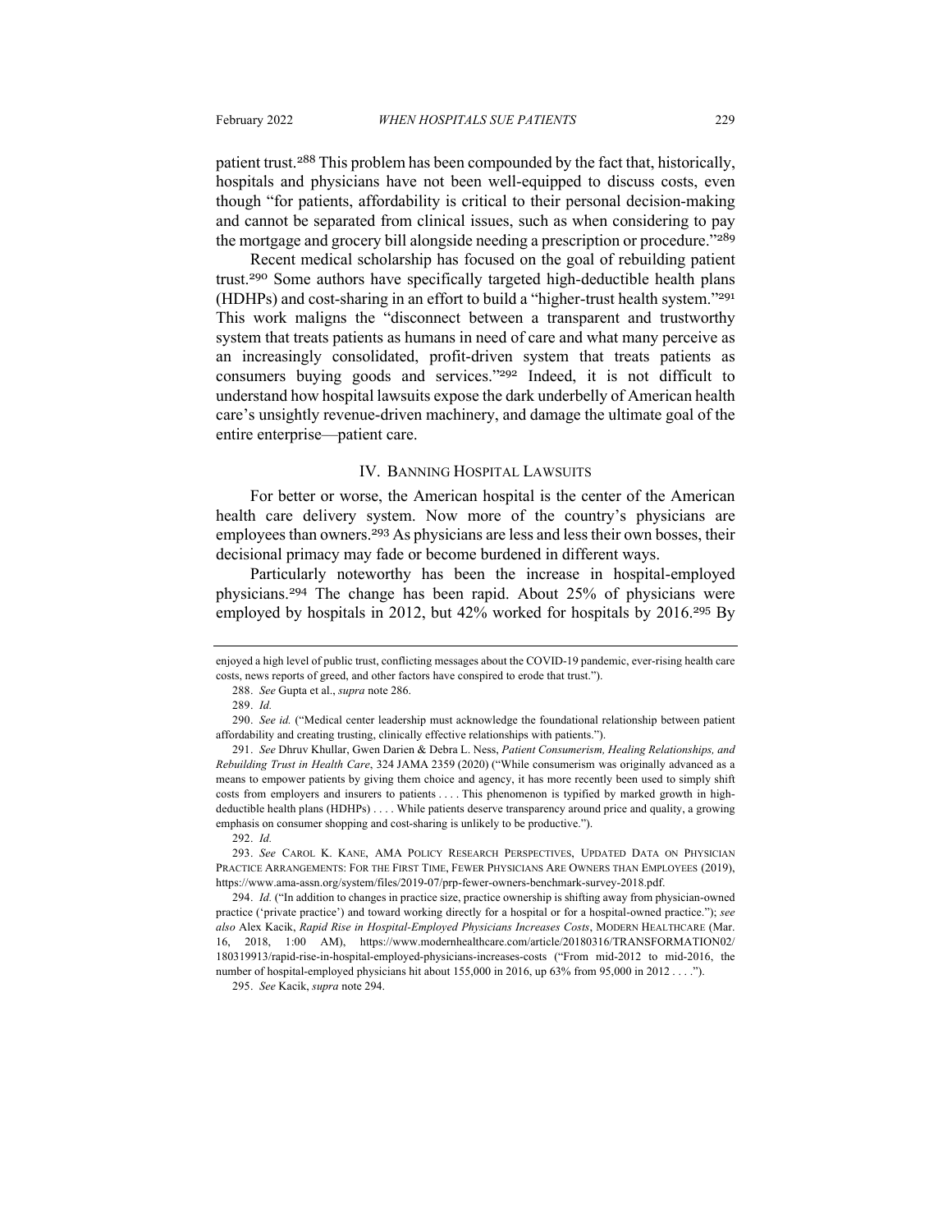patient trust.[288] This problem has been compounded by the fact that, historically, hospitals and physicians have not been well-equipped to discuss costs, even though "for patients, affordability is critical to their personal decision-making and cannot be separated from clinical issues, such as when considering to pay the mortgage and grocery bill alongside needing a prescription or procedure."[289]

Recent medical scholarship has focused on the goal of rebuilding patient trust.[290] Some authors have specifically targeted high-deductible health plans (HDHPs) and cost-sharing in an effort to build a "higher-trust health system."[291] This work maligns the "disconnect between a transparent and trustworthy system that treats patients as humans in need of care and what many perceive as an increasingly consolidated, profit-driven system that treats patients as consumers buying goods and services."[292] Indeed, it is not difficult to understand how hospital lawsuits expose the dark underbelly of American health care's unsightly revenue-driven machinery, and damage the ultimate goal of the entire enterprise—patient care.

## IV. BANNING HOSPITAL LAWSUITS

For better or worse, the American hospital is the center of the American health care delivery system. Now more of the country's physicians are employees than owners.[293] As physicians are less and less their own bosses, their decisional primacy may fade or become burdened in different ways.

Particularly noteworthy has been the increase in hospital-employed physicians.[294] The change has been rapid. About 25% of physicians were employed by hospitals in 2012, but 42% worked for hospitals by 2016.[295] By

---

enjoyed a high level of public trust, conflicting messages about the COVID-19 pandemic, ever-rising health care costs, news reports of greed, and other factors have conspired to erode that trust.").

288. *See* Gupta et al., *supra* note 286.

289. *Id.*

290. *See id.* ("Medical center leadership must acknowledge the foundational relationship between patient affordability and creating trusting, clinically effective relationships with patients.").

291. *See* Dhruv Khullar, Gwen Darien & Debra L. Ness, *Patient Consumerism, Healing Relationships, and Rebuilding Trust in Health Care*, 324 JAMA 2359 (2020) ("While consumerism was originally advanced as a means to empower patients by giving them choice and agency, it has more recently been used to simply shift costs from employers and insurers to patients . . . . This phenomenon is typified by marked growth in high-deductible health plans (HDHPs) . . . . While patients deserve transparency around price and quality, a growing emphasis on consumer shopping and cost-sharing is unlikely to be productive.").

292. *Id.*

293. *See* CAROL K. KANE, AMA POLICY RESEARCH PERSPECTIVES, UPDATED DATA ON PHYSICIAN PRACTICE ARRANGEMENTS: FOR THE FIRST TIME, FEWER PHYSICIANS ARE OWNERS THAN EMPLOYEES (2019), https://www.ama-assn.org/system/files/2019-07/prp-fewer-owners-benchmark-survey-2018.pdf.

294. *Id.* ("In addition to changes in practice size, practice ownership is shifting away from physician-owned practice ('private practice') and toward working directly for a hospital or for a hospital-owned practice."); *see also* Alex Kacik, *Rapid Rise in Hospital-Employed Physicians Increases Costs*, MODERN HEALTHCARE (Mar. 16, 2018, 1:00 AM), https://www.modernhealthcare.com/article/20180316/TRANSFORMATION02/180319913/rapid-rise-in-hospital-employed-physicians-increases-costs ("From mid-2012 to mid-2016, the number of hospital-employed physicians hit about 155,000 in 2016, up 63% from 95,000 in 2012 . . . .").

295. *See* Kacik, *supra* note 294.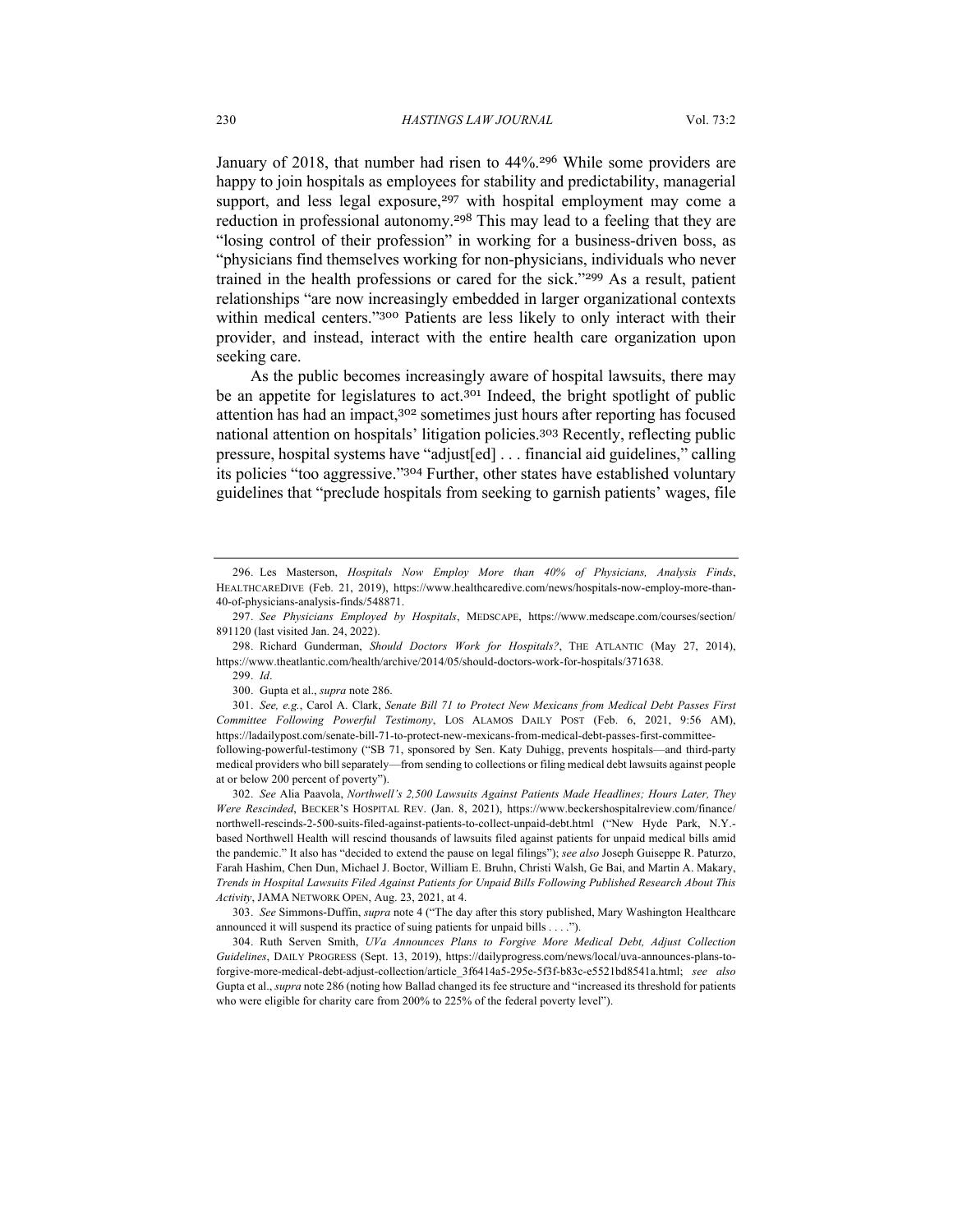January of 2018, that number had risen to 44%.[296] While some providers are happy to join hospitals as employees for stability and predictability, managerial support, and less legal exposure,[297] with hospital employment may come a reduction in professional autonomy.[298] This may lead to a feeling that they are "losing control of their profession" in working for a business-driven boss, as "physicians find themselves working for non-physicians, individuals who never trained in the health professions or cared for the sick."[299] As a result, patient relationships "are now increasingly embedded in larger organizational contexts within medical centers."[300] Patients are less likely to only interact with their provider, and instead, interact with the entire health care organization upon seeking care.

As the public becomes increasingly aware of hospital lawsuits, there may be an appetite for legislatures to act.[301] Indeed, the bright spotlight of public attention has had an impact,[302] sometimes just hours after reporting has focused national attention on hospitals' litigation policies.[303] Recently, reflecting public pressure, hospital systems have "adjust[ed] . . . financial aid guidelines," calling its policies "too aggressive."[304] Further, other states have established voluntary guidelines that "preclude hospitals from seeking to garnish patients' wages, file

---

296. Les Masterson, *Hospitals Now Employ More than 40% of Physicians, Analysis Finds*, HEALTHCAREDIVE (Feb. 21, 2019), https://www.healthcaredive.com/news/hospitals-now-employ-more-than-40-of-physicians-analysis-finds/548871.

297. *See Physicians Employed by Hospitals*, MEDSCAPE, https://www.medscape.com/courses/section/891120 (last visited Jan. 24, 2022).

298. Richard Gunderman, *Should Doctors Work for Hospitals?*, THE ATLANTIC (May 27, 2014), https://www.theatlantic.com/health/archive/2014/05/should-doctors-work-for-hospitals/371638.

299. *Id*.

300. Gupta et al., *supra* note 286.

301. *See, e.g.*, Carol A. Clark, *Senate Bill 71 to Protect New Mexicans from Medical Debt Passes First Committee Following Powerful Testimony*, LOS ALAMOS DAILY POST (Feb. 6, 2021, 9:56 AM), https://ladailypost.com/senate-bill-71-to-protect-new-mexicans-from-medical-debt-passes-first-committee-following-powerful-testimony ("SB 71, sponsored by Sen. Katy Duhigg, prevents hospitals—and third-party medical providers who bill separately—from sending to collections or filing medical debt lawsuits against people at or below 200 percent of poverty").

302. *See* Alia Paavola, *Northwell's 2,500 Lawsuits Against Patients Made Headlines; Hours Later, They Were Rescinded*, BECKER'S HOSPITAL REV. (Jan. 8, 2021), https://www.beckershospitalreview.com/finance/northwell-rescinds-2-500-suits-filed-against-patients-to-collect-unpaid-debt.html ("New Hyde Park, N.Y.-based Northwell Health will rescind thousands of lawsuits filed against patients for unpaid medical bills amid the pandemic." It also has "decided to extend the pause on legal filings"); *see also* Joseph Guiseppe R. Paturzo, Farah Hashim, Chen Dun, Michael J. Boctor, William E. Bruhn, Christi Walsh, Ge Bai, and Martin A. Makary, *Trends in Hospital Lawsuits Filed Against Patients for Unpaid Bills Following Published Research About This Activity*, JAMA NETWORK OPEN, Aug. 23, 2021, at 4.

303. *See* Simmons-Duffin, *supra* note 4 ("The day after this story published, Mary Washington Healthcare announced it will suspend its practice of suing patients for unpaid bills . . . .").

304. Ruth Serven Smith, *UVa Announces Plans to Forgive More Medical Debt, Adjust Collection Guidelines*, DAILY PROGRESS (Sept. 13, 2019), https://dailyprogress.com/news/local/uva-announces-plans-to-forgive-more-medical-debt-adjust-collection/article_3f6414a5-295e-5f3f-b83c-e5521bd8541a.html; *see also* Gupta et al., *supra* note 286 (noting how Ballad changed its fee structure and "increased its threshold for patients who were eligible for charity care from 200% to 225% of the federal poverty level").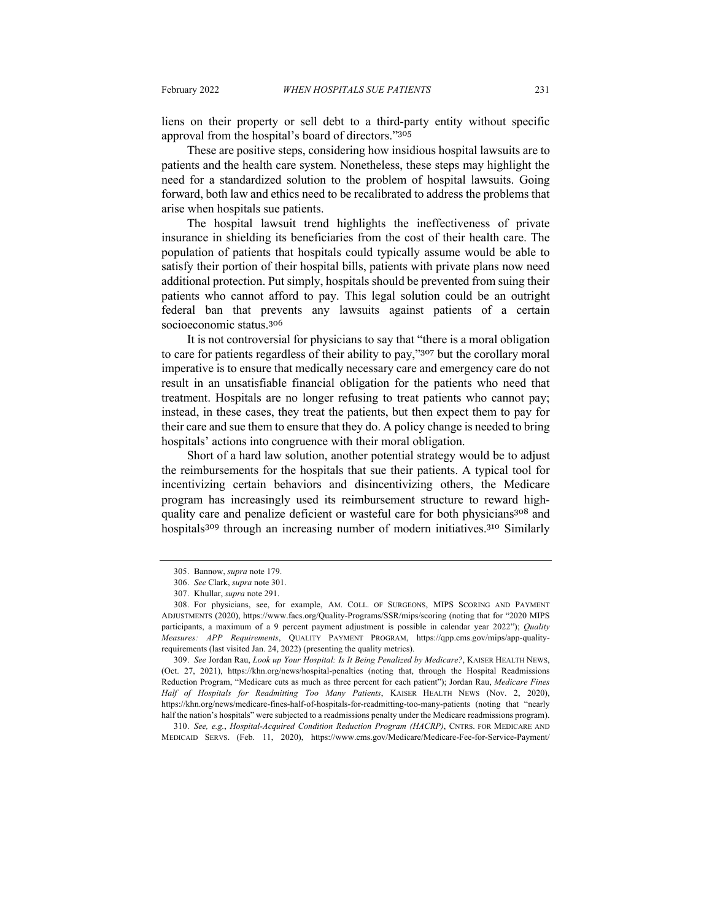liens on their property or sell debt to a third-party entity without specific approval from the hospital's board of directors."[305]

These are positive steps, considering how insidious hospital lawsuits are to patients and the health care system. Nonetheless, these steps may highlight the need for a standardized solution to the problem of hospital lawsuits. Going forward, both law and ethics need to be recalibrated to address the problems that arise when hospitals sue patients.

The hospital lawsuit trend highlights the ineffectiveness of private insurance in shielding its beneficiaries from the cost of their health care. The population of patients that hospitals could typically assume would be able to satisfy their portion of their hospital bills, patients with private plans now need additional protection. Put simply, hospitals should be prevented from suing their patients who cannot afford to pay. This legal solution could be an outright federal ban that prevents any lawsuits against patients of a certain socioeconomic status.[306]

It is not controversial for physicians to say that "there is a moral obligation to care for patients regardless of their ability to pay,"[307] but the corollary moral imperative is to ensure that medically necessary care and emergency care do not result in an unsatisfiable financial obligation for the patients who need that treatment. Hospitals are no longer refusing to treat patients who cannot pay; instead, in these cases, they treat the patients, but then expect them to pay for their care and sue them to ensure that they do. A policy change is needed to bring hospitals' actions into congruence with their moral obligation.

Short of a hard law solution, another potential strategy would be to adjust the reimbursements for the hospitals that sue their patients. A typical tool for incentivizing certain behaviors and disincentivizing others, the Medicare program has increasingly used its reimbursement structure to reward high-quality care and penalize deficient or wasteful care for both physicians[308] and hospitals[309] through an increasing number of modern initiatives.[310] Similarly

---

305. Bannow, *supra* note 179.

306. *See* Clark, *supra* note 301.

307. Khullar, *supra* note 291.

308. For physicians, see, for example, AM. COLL. OF SURGEONS, MIPS SCORING AND PAYMENT ADJUSTMENTS (2020), https://www.facs.org/Quality-Programs/SSR/mips/scoring (noting that for "2020 MIPS participants, a maximum of a 9 percent payment adjustment is possible in calendar year 2022"); *Quality Measures: APP Requirements*, QUALITY PAYMENT PROGRAM, https://qpp.cms.gov/mips/app-quality-requirements (last visited Jan. 24, 2022) (presenting the quality metrics).

309. *See* Jordan Rau, *Look up Your Hospital: Is It Being Penalized by Medicare?*, KAISER HEALTH NEWS, (Oct. 27, 2021), https://khn.org/news/hospital-penalties (noting that, through the Hospital Readmissions Reduction Program, "Medicare cuts as much as three percent for each patient"); Jordan Rau, *Medicare Fines Half of Hospitals for Readmitting Too Many Patients*, KAISER HEALTH NEWS (Nov. 2, 2020), https://khn.org/news/medicare-fines-half-of-hospitals-for-readmitting-too-many-patients (noting that "nearly half the nation's hospitals" were subjected to a readmissions penalty under the Medicare readmissions program).

310. *See, e.g.*, *Hospital-Acquired Condition Reduction Program (HACRP)*, CNTRS. FOR MEDICARE AND MEDICAID SERVS. (Feb. 11, 2020), https://www.cms.gov/Medicare/Medicare-Fee-for-Service-Payment/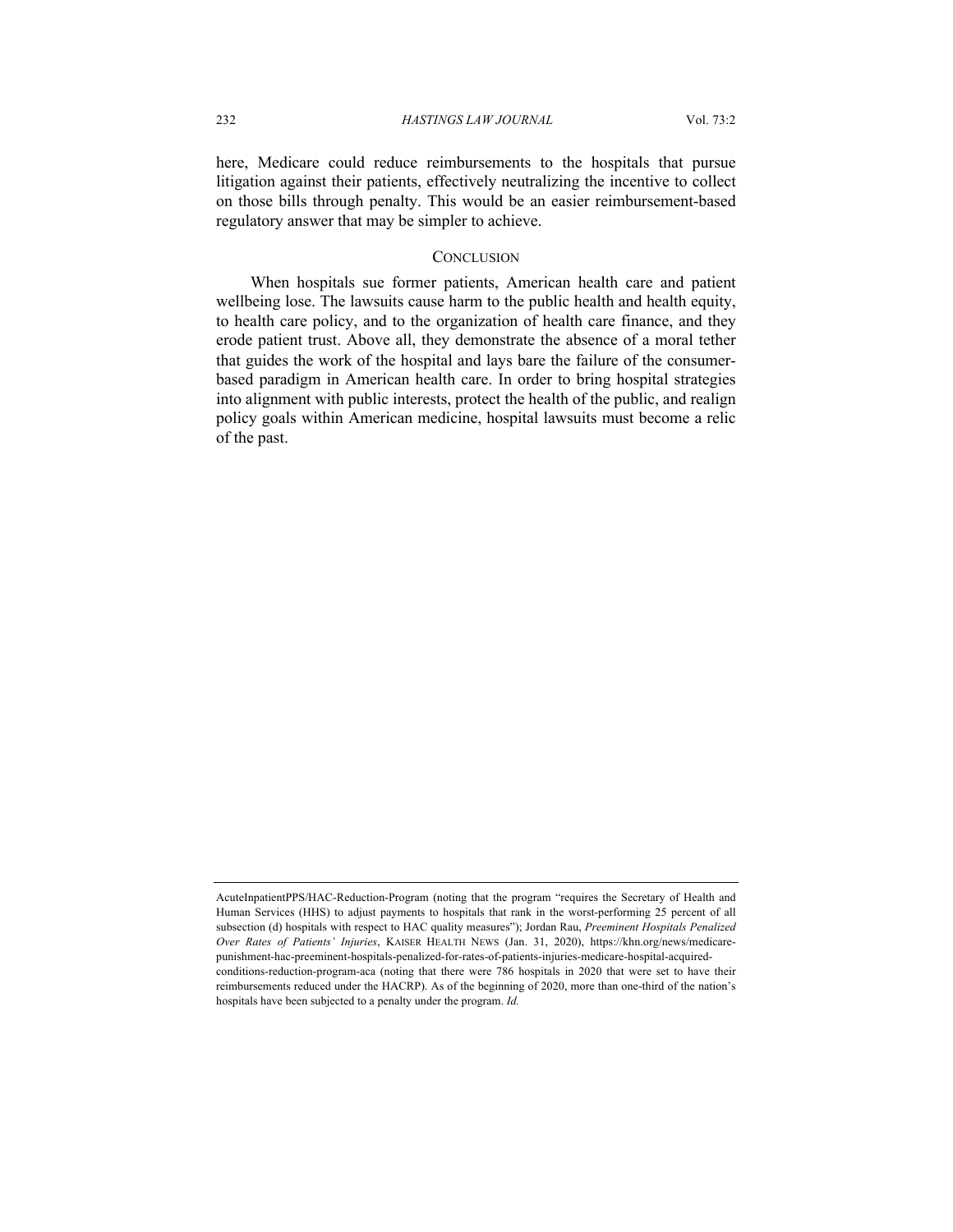here, Medicare could reduce reimbursements to the hospitals that pursue litigation against their patients, effectively neutralizing the incentive to collect on those bills through penalty. This would be an easier reimbursement-based regulatory answer that may be simpler to achieve.

## Conclusion

When hospitals sue former patients, American health care and patient wellbeing lose. The lawsuits cause harm to the public health and health equity, to health care policy, and to the organization of health care finance, and they erode patient trust. Above all, they demonstrate the absence of a moral tether that guides the work of the hospital and lays bare the failure of the consumer-based paradigm in American health care. In order to bring hospital strategies into alignment with public interests, protect the health of the public, and realign policy goals within American medicine, hospital lawsuits must become a relic of the past.

---

AcuteInpatientPPS/HAC-Reduction-Program (noting that the program "requires the Secretary of Health and Human Services (HHS) to adjust payments to hospitals that rank in the worst-performing 25 percent of all subsection (d) hospitals with respect to HAC quality measures"); Jordan Rau, *Preeminent Hospitals Penalized Over Rates of Patients' Injuries*, KAISER HEALTH NEWS (Jan. 31, 2020), https://khn.org/news/medicare-punishment-hac-preeminent-hospitals-penalized-for-rates-of-patients-injuries-medicare-hospital-acquired-conditions-reduction-program-aca (noting that there were 786 hospitals in 2020 that were set to have their reimbursements reduced under the HACRP). As of the beginning of 2020, more than one-third of the nation's hospitals have been subjected to a penalty under the program. *Id.*